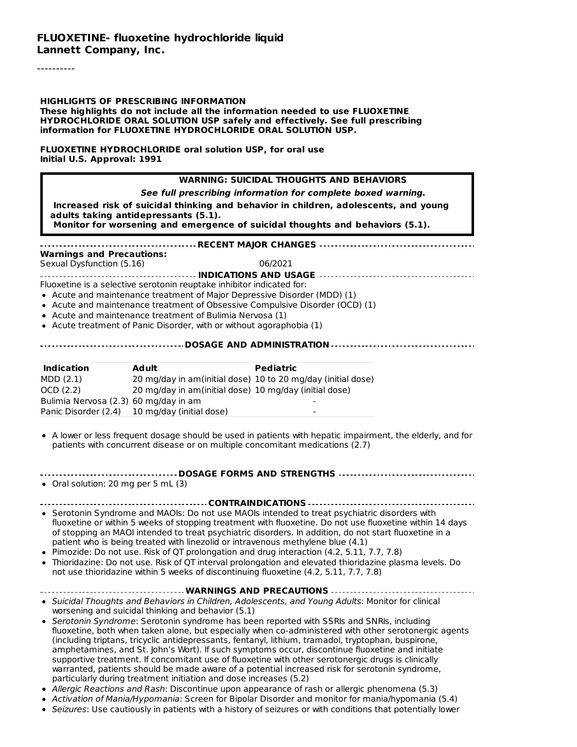**FLUOXETINE- fluoxetine hydrochloride liquid**
**Lannett Company, Inc.**

----------

**HIGHLIGHTS OF PRESCRIBING INFORMATION**
**These highlights do not include all the information needed to use FLUOXETINE HYDROCHLORIDE ORAL SOLUTION USP safely and effectively. See full prescribing information for FLUOXETINE HYDROCHLORIDE ORAL SOLUTION USP.**

**FLUOXETINE HYDROCHLORIDE oral solution USP, for oral use**
**Initial U.S. Approval: 1991**

**WARNING: SUICIDAL THOUGHTS AND BEHAVIORS**

***See full prescribing information for complete boxed warning.***

**Increased risk of suicidal thinking and behavior in children, adolescents, and young adults taking antidepressants (5.1).**
**Monitor for worsening and emergence of suicidal thoughts and behaviors (5.1).**

**RECENT MAJOR CHANGES**

**Warnings and Precautions:**
Sexual Dysfunction (5.16) 06/2021

**INDICATIONS AND USAGE**

Fluoxetine is a selective serotonin reuptake inhibitor indicated for:

- Acute and maintenance treatment of Major Depressive Disorder (MDD) (1)
- Acute and maintenance treatment of Obsessive Compulsive Disorder (OCD) (1)
- Acute and maintenance treatment of Bulimia Nervosa (1)
- Acute treatment of Panic Disorder, with or without agoraphobia (1)

**DOSAGE AND ADMINISTRATION**

| Indication | Adult | Pediatric |
|---|---|---|
| MDD (2.1) | 20 mg/day in am(initial dose) | 10 to 20 mg/day (initial dose) |
| OCD (2.2) | 20 mg/day in am(initial dose) | 10 mg/day (initial dose) |
| Bulimia Nervosa (2.3) | 60 mg/day in am | - |
| Panic Disorder (2.4) | 10 mg/day (initial dose) | - |

- A lower or less frequent dosage should be used in patients with hepatic impairment, the elderly, and for patients with concurrent disease or on multiple concomitant medications (2.7)

**DOSAGE FORMS AND STRENGTHS**

- Oral solution: 20 mg per 5 mL (3)

**CONTRAINDICATIONS**

- Serotonin Syndrome and MAOIs: Do not use MAOIs intended to treat psychiatric disorders with fluoxetine or within 5 weeks of stopping treatment with fluoxetine. Do not use fluoxetine within 14 days of stopping an MAOI intended to treat psychiatric disorders. In addition, do not start fluoxetine in a patient who is being treated with linezolid or intravenous methylene blue (4.1)
- Pimozide: Do not use. Risk of QT prolongation and drug interaction (4.2, 5.11, 7.7, 7.8)
- Thioridazine: Do not use. Risk of QT interval prolongation and elevated thioridazine plasma levels. Do not use thioridazine within 5 weeks of discontinuing fluoxetine (4.2, 5.11, 7.7, 7.8)

**WARNINGS AND PRECAUTIONS**

- *Suicidal Thoughts and Behaviors in Children, Adolescents, and Young Adults*: Monitor for clinical worsening and suicidal thinking and behavior (5.1)
- *Serotonin Syndrome*: Serotonin syndrome has been reported with SSRIs and SNRIs, including fluoxetine, both when taken alone, but especially when co-administered with other serotonergic agents (including triptans, tricyclic antidepressants, fentanyl, lithium, tramadol, tryptophan, buspirone, amphetamines, and St. John's Wort). If such symptoms occur, discontinue fluoxetine and initiate supportive treatment. If concomitant use of fluoxetine with other serotonergic drugs is clinically warranted, patients should be made aware of a potential increased risk for serotonin syndrome, particularly during treatment initiation and dose increases (5.2)
- *Allergic Reactions and Rash*: Discontinue upon appearance of rash or allergic phenomena (5.3)
- *Activation of Mania/Hypomania*: Screen for Bipolar Disorder and monitor for mania/hypomania (5.4)
- *Seizures*: Use cautiously in patients with a history of seizures or with conditions that potentially lower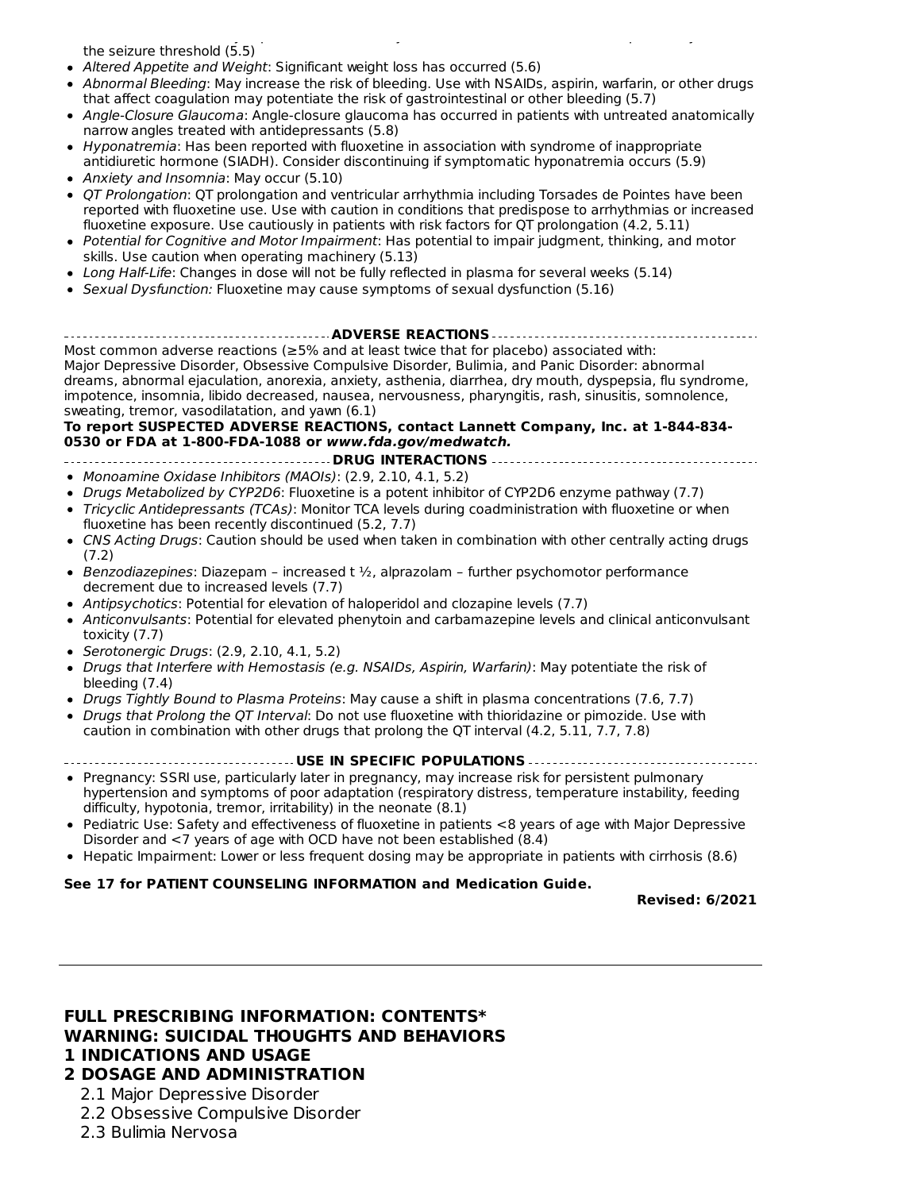the seizure threshold (5.5)

- *Altered Appetite and Weight*: Significant weight loss has occurred (5.6)
- *Abnormal Bleeding*: May increase the risk of bleeding. Use with NSAIDs, aspirin, warfarin, or other drugs that affect coagulation may potentiate the risk of gastrointestinal or other bleeding (5.7)
- *Angle-Closure Glaucoma*: Angle-closure glaucoma has occurred in patients with untreated anatomically narrow angles treated with antidepressants (5.8)
- *Hyponatremia*: Has been reported with fluoxetine in association with syndrome of inappropriate antidiuretic hormone (SIADH). Consider discontinuing if symptomatic hyponatremia occurs (5.9)
- *Anxiety and Insomnia*: May occur (5.10)
- *QT Prolongation*: QT prolongation and ventricular arrhythmia including Torsades de Pointes have been reported with fluoxetine use. Use with caution in conditions that predispose to arrhythmias or increased fluoxetine exposure. Use cautiously in patients with risk factors for QT prolongation (4.2, 5.11)
- *Potential for Cognitive and Motor Impairment*: Has potential to impair judgment, thinking, and motor skills. Use caution when operating machinery (5.13)
- *Long Half-Life*: Changes in dose will not be fully reflected in plasma for several weeks (5.14)
- *Sexual Dysfunction:* Fluoxetine may cause symptoms of sexual dysfunction (5.16)

**ADVERSE REACTIONS**

Most common adverse reactions (≥5% and at least twice that for placebo) associated with:
Major Depressive Disorder, Obsessive Compulsive Disorder, Bulimia, and Panic Disorder: abnormal dreams, abnormal ejaculation, anorexia, anxiety, asthenia, diarrhea, dry mouth, dyspepsia, flu syndrome, impotence, insomnia, libido decreased, nausea, nervousness, pharyngitis, rash, sinusitis, somnolence, sweating, tremor, vasodilatation, and yawn (6.1)

**To report SUSPECTED ADVERSE REACTIONS, contact Lannett Company, Inc. at 1-844-834-0530 or FDA at 1-800-FDA-1088 or *www.fda.gov/medwatch.***

**DRUG INTERACTIONS**

- *Monoamine Oxidase Inhibitors (MAOIs)*: (2.9, 2.10, 4.1, 5.2)
- *Drugs Metabolized by CYP2D6*: Fluoxetine is a potent inhibitor of CYP2D6 enzyme pathway (7.7)
- *Tricyclic Antidepressants (TCAs)*: Monitor TCA levels during coadministration with fluoxetine or when fluoxetine has been recently discontinued (5.2, 7.7)
- *CNS Acting Drugs*: Caution should be used when taken in combination with other centrally acting drugs (7.2)
- *Benzodiazepines*: Diazepam – increased t ½, alprazolam – further psychomotor performance decrement due to increased levels (7.7)
- *Antipsychotics*: Potential for elevation of haloperidol and clozapine levels (7.7)
- *Anticonvulsants*: Potential for elevated phenytoin and carbamazepine levels and clinical anticonvulsant toxicity (7.7)
- *Serotonergic Drugs*: (2.9, 2.10, 4.1, 5.2)
- *Drugs that Interfere with Hemostasis (e.g. NSAIDs, Aspirin, Warfarin)*: May potentiate the risk of bleeding (7.4)
- *Drugs Tightly Bound to Plasma Proteins*: May cause a shift in plasma concentrations (7.6, 7.7)
- *Drugs that Prolong the QT Interval*: Do not use fluoxetine with thioridazine or pimozide. Use with caution in combination with other drugs that prolong the QT interval (4.2, 5.11, 7.7, 7.8)

**USE IN SPECIFIC POPULATIONS**

- Pregnancy: SSRI use, particularly later in pregnancy, may increase risk for persistent pulmonary hypertension and symptoms of poor adaptation (respiratory distress, temperature instability, feeding difficulty, hypotonia, tremor, irritability) in the neonate (8.1)
- Pediatric Use: Safety and effectiveness of fluoxetine in patients <8 years of age with Major Depressive Disorder and <7 years of age with OCD have not been established (8.4)
- Hepatic Impairment: Lower or less frequent dosing may be appropriate in patients with cirrhosis (8.6)

**See 17 for PATIENT COUNSELING INFORMATION and Medication Guide.**

**Revised: 6/2021**

---

# FULL PRESCRIBING INFORMATION: CONTENTS*

## WARNING: SUICIDAL THOUGHTS AND BEHAVIORS

## 1 INDICATIONS AND USAGE

## 2 DOSAGE AND ADMINISTRATION

2.1 Major Depressive Disorder

2.2 Obsessive Compulsive Disorder

2.3 Bulimia Nervosa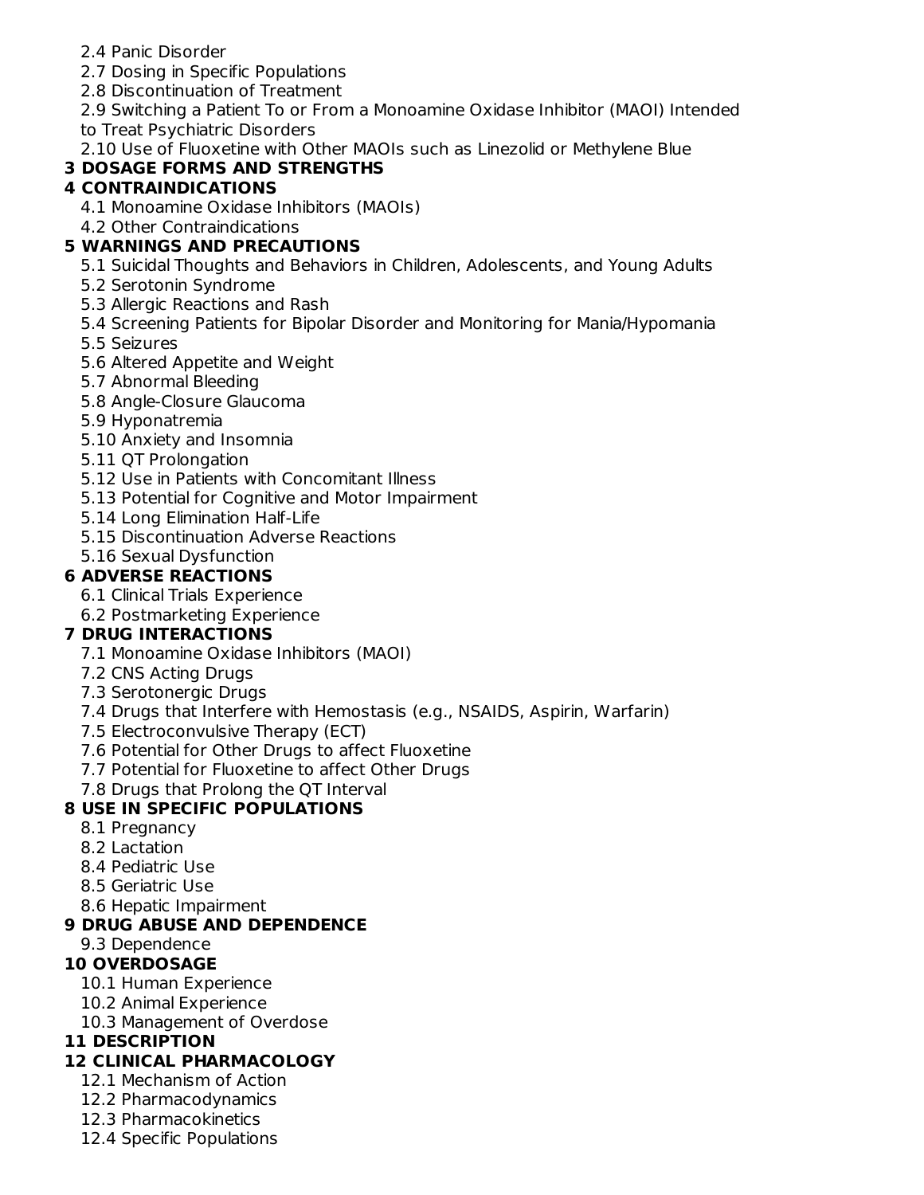2.4 Panic Disorder
2.7 Dosing in Specific Populations
2.8 Discontinuation of Treatment
2.9 Switching a Patient To or From a Monoamine Oxidase Inhibitor (MAOI) Intended to Treat Psychiatric Disorders
2.10 Use of Fluoxetine with Other MAOIs such as Linezolid or Methylene Blue

**3 DOSAGE FORMS AND STRENGTHS**

**4 CONTRAINDICATIONS**

4.1 Monoamine Oxidase Inhibitors (MAOIs)
4.2 Other Contraindications

**5 WARNINGS AND PRECAUTIONS**

5.1 Suicidal Thoughts and Behaviors in Children, Adolescents, and Young Adults
5.2 Serotonin Syndrome
5.3 Allergic Reactions and Rash
5.4 Screening Patients for Bipolar Disorder and Monitoring for Mania/Hypomania
5.5 Seizures
5.6 Altered Appetite and Weight
5.7 Abnormal Bleeding
5.8 Angle-Closure Glaucoma
5.9 Hyponatremia
5.10 Anxiety and Insomnia
5.11 QT Prolongation
5.12 Use in Patients with Concomitant Illness
5.13 Potential for Cognitive and Motor Impairment
5.14 Long Elimination Half-Life
5.15 Discontinuation Adverse Reactions
5.16 Sexual Dysfunction

**6 ADVERSE REACTIONS**

6.1 Clinical Trials Experience
6.2 Postmarketing Experience

**7 DRUG INTERACTIONS**

7.1 Monoamine Oxidase Inhibitors (MAOI)
7.2 CNS Acting Drugs
7.3 Serotonergic Drugs
7.4 Drugs that Interfere with Hemostasis (e.g., NSAIDS, Aspirin, Warfarin)
7.5 Electroconvulsive Therapy (ECT)
7.6 Potential for Other Drugs to affect Fluoxetine
7.7 Potential for Fluoxetine to affect Other Drugs
7.8 Drugs that Prolong the QT Interval

**8 USE IN SPECIFIC POPULATIONS**

8.1 Pregnancy
8.2 Lactation
8.4 Pediatric Use
8.5 Geriatric Use
8.6 Hepatic Impairment

**9 DRUG ABUSE AND DEPENDENCE**

9.3 Dependence

**10 OVERDOSAGE**

10.1 Human Experience
10.2 Animal Experience
10.3 Management of Overdose

**11 DESCRIPTION**

**12 CLINICAL PHARMACOLOGY**

12.1 Mechanism of Action
12.2 Pharmacodynamics
12.3 Pharmacokinetics
12.4 Specific Populations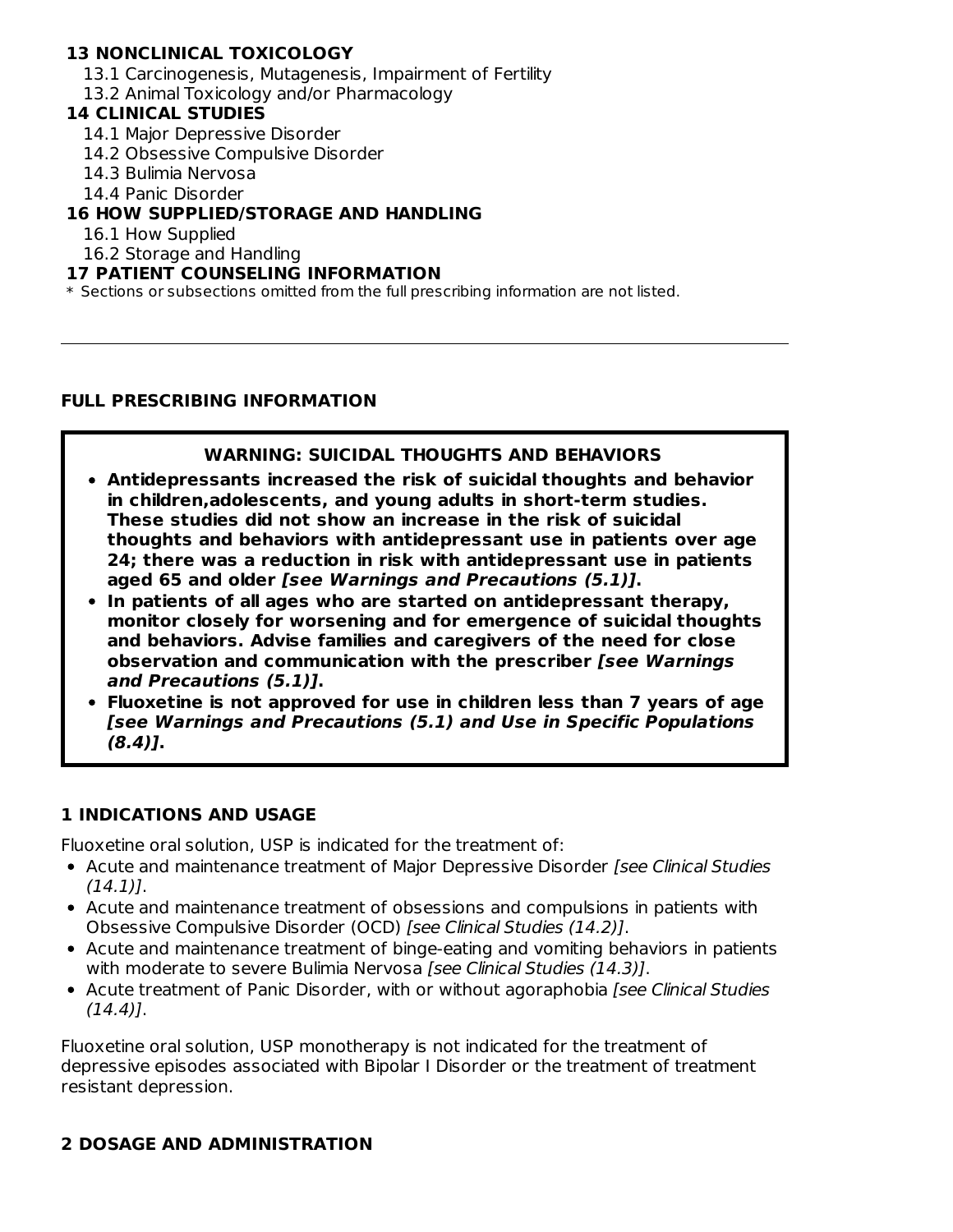**13 NONCLINICAL TOXICOLOGY**

13.1 Carcinogenesis, Mutagenesis, Impairment of Fertility

13.2 Animal Toxicology and/or Pharmacology

**14 CLINICAL STUDIES**

14.1 Major Depressive Disorder

14.2 Obsessive Compulsive Disorder

14.3 Bulimia Nervosa

14.4 Panic Disorder

**16 HOW SUPPLIED/STORAGE AND HANDLING**

16.1 How Supplied

16.2 Storage and Handling

**17 PATIENT COUNSELING INFORMATION**

* Sections or subsections omitted from the full prescribing information are not listed.

---

**FULL PRESCRIBING INFORMATION**

**WARNING: SUICIDAL THOUGHTS AND BEHAVIORS**

- **Antidepressants increased the risk of suicidal thoughts and behavior in children,adolescents, and young adults in short-term studies. These studies did not show an increase in the risk of suicidal thoughts and behaviors with antidepressant use in patients over age 24; there was a reduction in risk with antidepressant use in patients aged 65 and older *[see Warnings and Precautions (5.1)]*.**
- **In patients of all ages who are started on antidepressant therapy, monitor closely for worsening and for emergence of suicidal thoughts and behaviors. Advise families and caregivers of the need for close observation and communication with the prescriber *[see Warnings and Precautions (5.1)]*.**
- **Fluoxetine is not approved for use in children less than 7 years of age *[see Warnings and Precautions (5.1) and Use in Specific Populations (8.4)]*.**

## 1 INDICATIONS AND USAGE

Fluoxetine oral solution, USP is indicated for the treatment of:

- Acute and maintenance treatment of Major Depressive Disorder *[see Clinical Studies (14.1)]*.
- Acute and maintenance treatment of obsessions and compulsions in patients with Obsessive Compulsive Disorder (OCD) *[see Clinical Studies (14.2)]*.
- Acute and maintenance treatment of binge-eating and vomiting behaviors in patients with moderate to severe Bulimia Nervosa *[see Clinical Studies (14.3)]*.
- Acute treatment of Panic Disorder, with or without agoraphobia *[see Clinical Studies (14.4)]*.

Fluoxetine oral solution, USP monotherapy is not indicated for the treatment of depressive episodes associated with Bipolar I Disorder or the treatment of treatment resistant depression.

## 2 DOSAGE AND ADMINISTRATION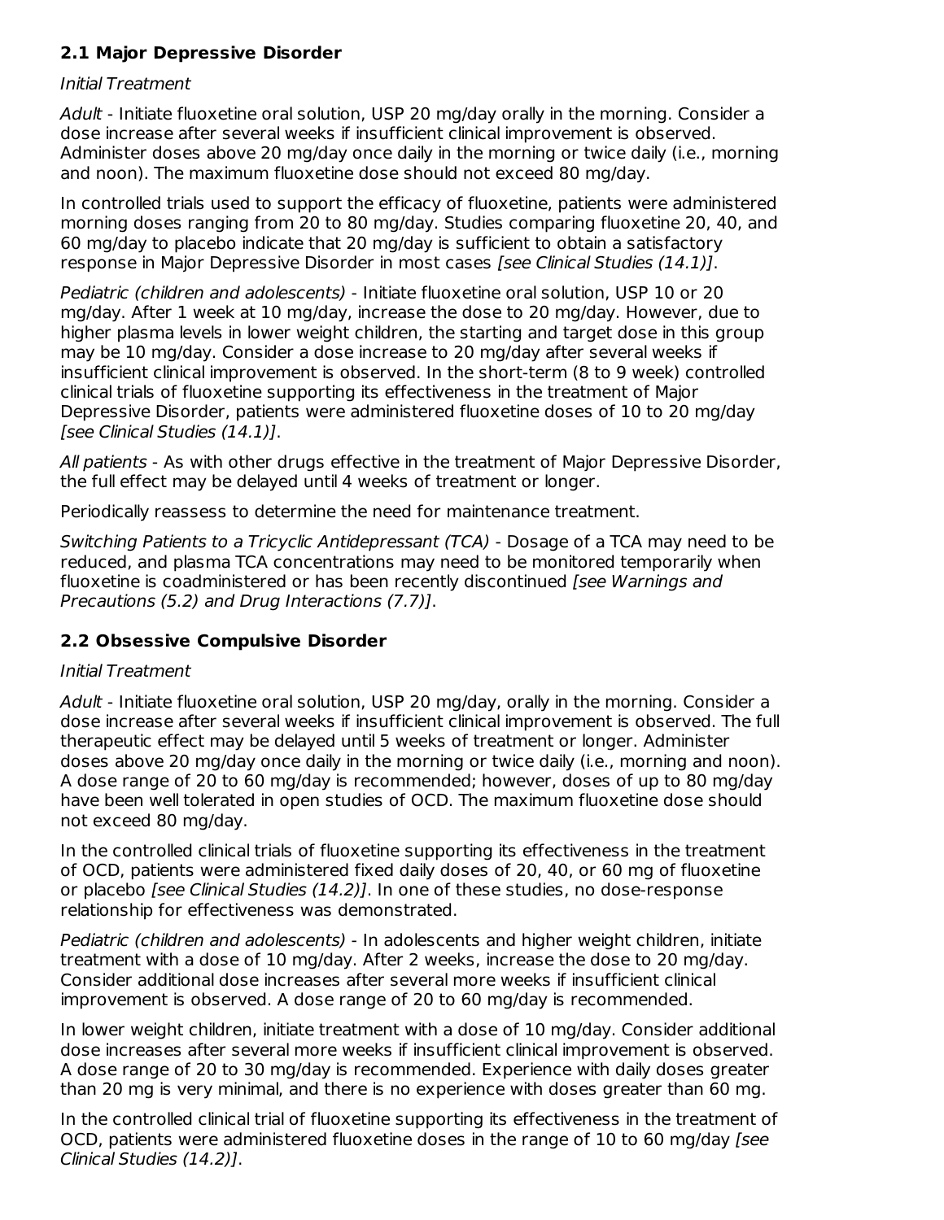### 2.1 Major Depressive Disorder

*Initial Treatment*

*Adult* - Initiate fluoxetine oral solution, USP 20 mg/day orally in the morning. Consider a dose increase after several weeks if insufficient clinical improvement is observed. Administer doses above 20 mg/day once daily in the morning or twice daily (i.e., morning and noon). The maximum fluoxetine dose should not exceed 80 mg/day.

In controlled trials used to support the efficacy of fluoxetine, patients were administered morning doses ranging from 20 to 80 mg/day. Studies comparing fluoxetine 20, 40, and 60 mg/day to placebo indicate that 20 mg/day is sufficient to obtain a satisfactory response in Major Depressive Disorder in most cases *[see Clinical Studies (14.1)]*.

*Pediatric (children and adolescents)* - Initiate fluoxetine oral solution, USP 10 or 20 mg/day. After 1 week at 10 mg/day, increase the dose to 20 mg/day. However, due to higher plasma levels in lower weight children, the starting and target dose in this group may be 10 mg/day. Consider a dose increase to 20 mg/day after several weeks if insufficient clinical improvement is observed. In the short-term (8 to 9 week) controlled clinical trials of fluoxetine supporting its effectiveness in the treatment of Major Depressive Disorder, patients were administered fluoxetine doses of 10 to 20 mg/day *[see Clinical Studies (14.1)]*.

*All patients* - As with other drugs effective in the treatment of Major Depressive Disorder, the full effect may be delayed until 4 weeks of treatment or longer.

Periodically reassess to determine the need for maintenance treatment.

*Switching Patients to a Tricyclic Antidepressant (TCA)* - Dosage of a TCA may need to be reduced, and plasma TCA concentrations may need to be monitored temporarily when fluoxetine is coadministered or has been recently discontinued *[see Warnings and Precautions (5.2) and Drug Interactions (7.7)]*.

### 2.2 Obsessive Compulsive Disorder

*Initial Treatment*

*Adult* - Initiate fluoxetine oral solution, USP 20 mg/day, orally in the morning. Consider a dose increase after several weeks if insufficient clinical improvement is observed. The full therapeutic effect may be delayed until 5 weeks of treatment or longer. Administer doses above 20 mg/day once daily in the morning or twice daily (i.e., morning and noon). A dose range of 20 to 60 mg/day is recommended; however, doses of up to 80 mg/day have been well tolerated in open studies of OCD. The maximum fluoxetine dose should not exceed 80 mg/day.

In the controlled clinical trials of fluoxetine supporting its effectiveness in the treatment of OCD, patients were administered fixed daily doses of 20, 40, or 60 mg of fluoxetine or placebo *[see Clinical Studies (14.2)]*. In one of these studies, no dose-response relationship for effectiveness was demonstrated.

*Pediatric (children and adolescents)* - In adolescents and higher weight children, initiate treatment with a dose of 10 mg/day. After 2 weeks, increase the dose to 20 mg/day. Consider additional dose increases after several more weeks if insufficient clinical improvement is observed. A dose range of 20 to 60 mg/day is recommended.

In lower weight children, initiate treatment with a dose of 10 mg/day. Consider additional dose increases after several more weeks if insufficient clinical improvement is observed. A dose range of 20 to 30 mg/day is recommended. Experience with daily doses greater than 20 mg is very minimal, and there is no experience with doses greater than 60 mg.

In the controlled clinical trial of fluoxetine supporting its effectiveness in the treatment of OCD, patients were administered fluoxetine doses in the range of 10 to 60 mg/day *[see Clinical Studies (14.2)]*.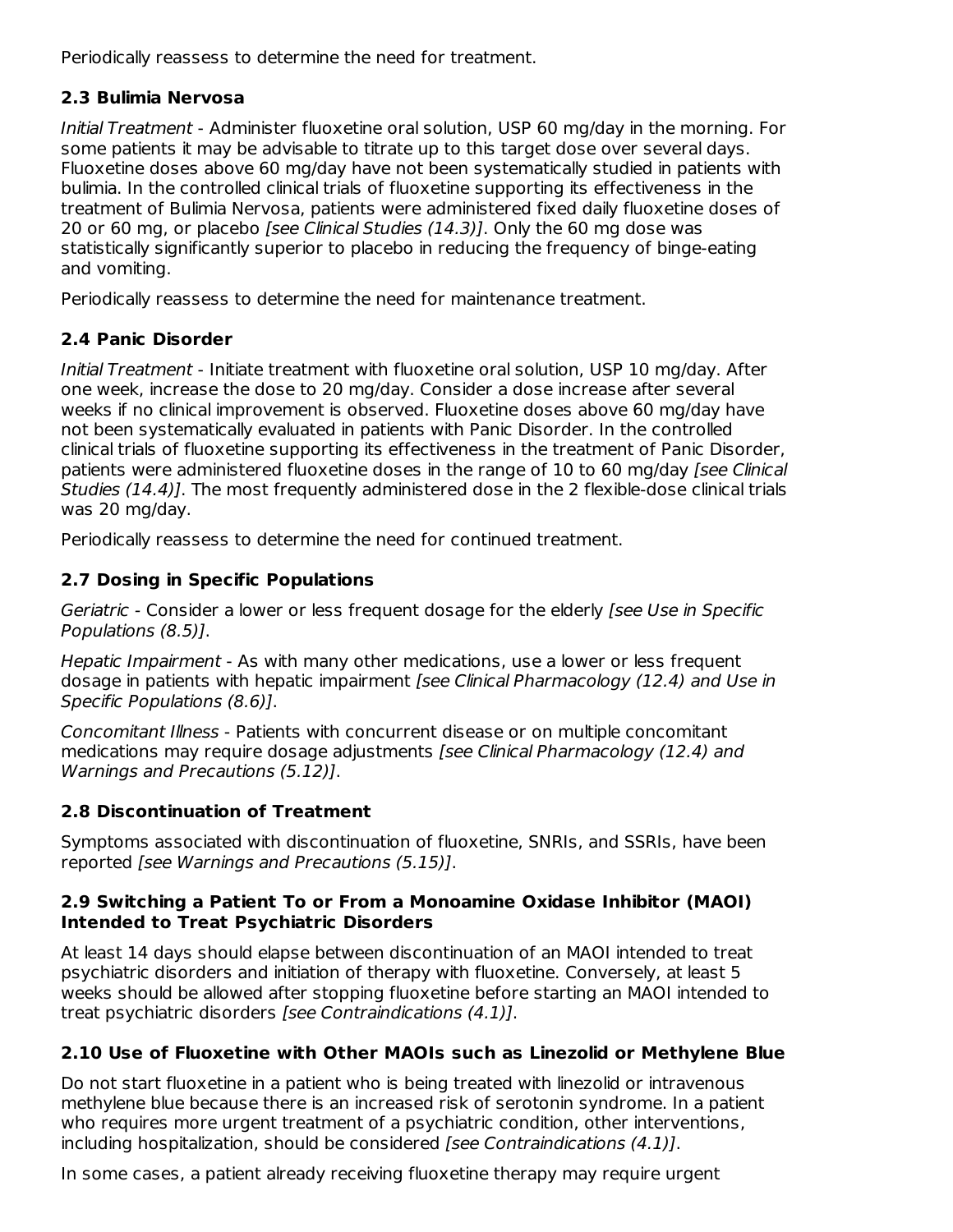Periodically reassess to determine the need for treatment.

### 2.3 Bulimia Nervosa

*Initial Treatment* - Administer fluoxetine oral solution, USP 60 mg/day in the morning. For some patients it may be advisable to titrate up to this target dose over several days. Fluoxetine doses above 60 mg/day have not been systematically studied in patients with bulimia. In the controlled clinical trials of fluoxetine supporting its effectiveness in the treatment of Bulimia Nervosa, patients were administered fixed daily fluoxetine doses of 20 or 60 mg, or placebo *[see Clinical Studies (14.3)]*. Only the 60 mg dose was statistically significantly superior to placebo in reducing the frequency of binge-eating and vomiting.

Periodically reassess to determine the need for maintenance treatment.

### 2.4 Panic Disorder

*Initial Treatment* - Initiate treatment with fluoxetine oral solution, USP 10 mg/day. After one week, increase the dose to 20 mg/day. Consider a dose increase after several weeks if no clinical improvement is observed. Fluoxetine doses above 60 mg/day have not been systematically evaluated in patients with Panic Disorder. In the controlled clinical trials of fluoxetine supporting its effectiveness in the treatment of Panic Disorder, patients were administered fluoxetine doses in the range of 10 to 60 mg/day *[see Clinical Studies (14.4)]*. The most frequently administered dose in the 2 flexible-dose clinical trials was 20 mg/day.

Periodically reassess to determine the need for continued treatment.

### 2.7 Dosing in Specific Populations

*Geriatric* - Consider a lower or less frequent dosage for the elderly *[see Use in Specific Populations (8.5)]*.

*Hepatic Impairment* - As with many other medications, use a lower or less frequent dosage in patients with hepatic impairment *[see Clinical Pharmacology (12.4) and Use in Specific Populations (8.6)]*.

*Concomitant Illness* - Patients with concurrent disease or on multiple concomitant medications may require dosage adjustments *[see Clinical Pharmacology (12.4) and Warnings and Precautions (5.12)]*.

### 2.8 Discontinuation of Treatment

Symptoms associated with discontinuation of fluoxetine, SNRIs, and SSRIs, have been reported *[see Warnings and Precautions (5.15)]*.

### 2.9 Switching a Patient To or From a Monoamine Oxidase Inhibitor (MAOI) Intended to Treat Psychiatric Disorders

At least 14 days should elapse between discontinuation of an MAOI intended to treat psychiatric disorders and initiation of therapy with fluoxetine. Conversely, at least 5 weeks should be allowed after stopping fluoxetine before starting an MAOI intended to treat psychiatric disorders *[see Contraindications (4.1)]*.

### 2.10 Use of Fluoxetine with Other MAOIs such as Linezolid or Methylene Blue

Do not start fluoxetine in a patient who is being treated with linezolid or intravenous methylene blue because there is an increased risk of serotonin syndrome. In a patient who requires more urgent treatment of a psychiatric condition, other interventions, including hospitalization, should be considered *[see Contraindications (4.1)]*.

In some cases, a patient already receiving fluoxetine therapy may require urgent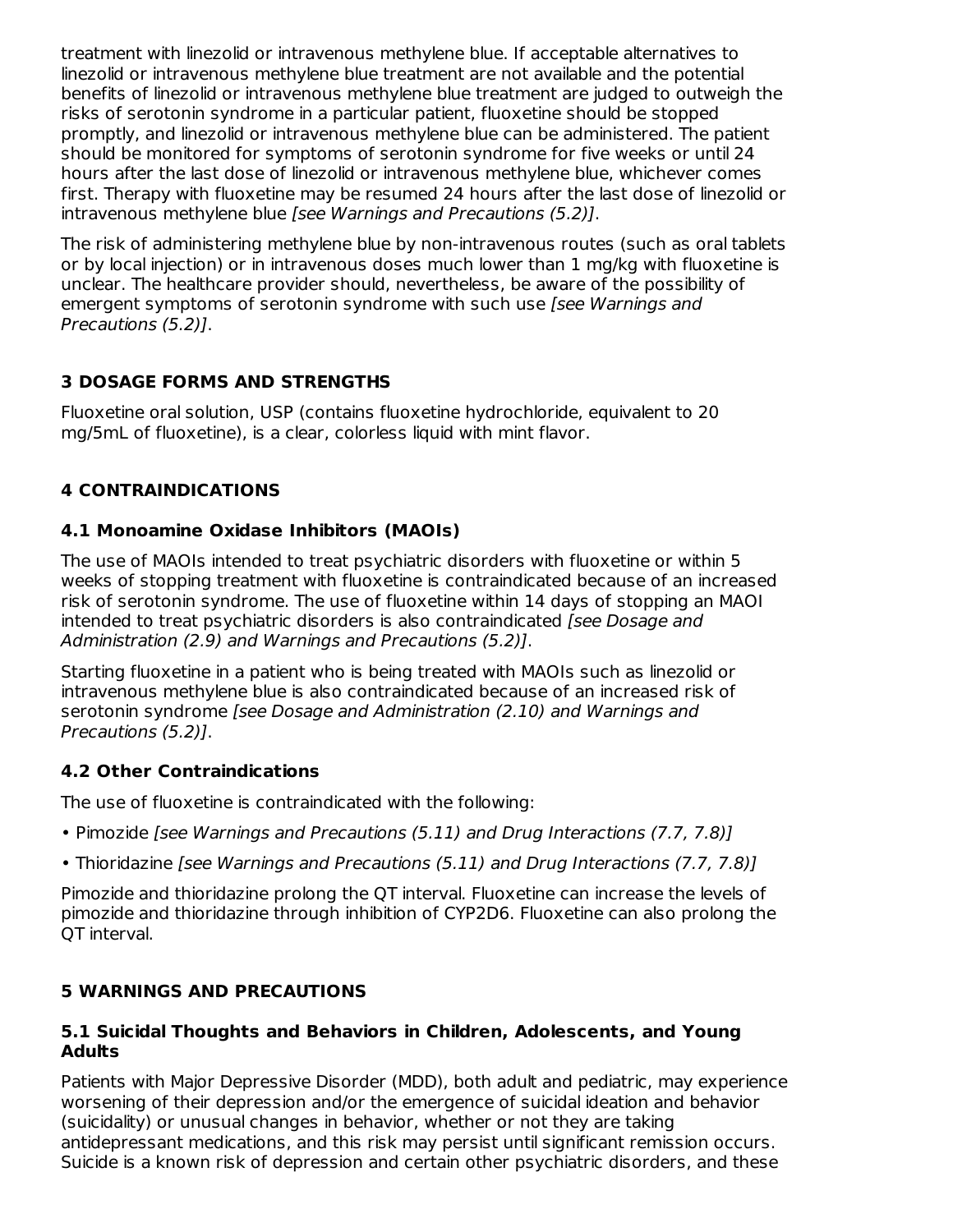treatment with linezolid or intravenous methylene blue. If acceptable alternatives to linezolid or intravenous methylene blue treatment are not available and the potential benefits of linezolid or intravenous methylene blue treatment are judged to outweigh the risks of serotonin syndrome in a particular patient, fluoxetine should be stopped promptly, and linezolid or intravenous methylene blue can be administered. The patient should be monitored for symptoms of serotonin syndrome for five weeks or until 24 hours after the last dose of linezolid or intravenous methylene blue, whichever comes first. Therapy with fluoxetine may be resumed 24 hours after the last dose of linezolid or intravenous methylene blue *[see Warnings and Precautions (5.2)]*.

The risk of administering methylene blue by non-intravenous routes (such as oral tablets or by local injection) or in intravenous doses much lower than 1 mg/kg with fluoxetine is unclear. The healthcare provider should, nevertheless, be aware of the possibility of emergent symptoms of serotonin syndrome with such use *[see Warnings and Precautions (5.2)]*.

## 3 DOSAGE FORMS AND STRENGTHS

Fluoxetine oral solution, USP (contains fluoxetine hydrochloride, equivalent to 20 mg/5mL of fluoxetine), is a clear, colorless liquid with mint flavor.

## 4 CONTRAINDICATIONS

### 4.1 Monoamine Oxidase Inhibitors (MAOIs)

The use of MAOIs intended to treat psychiatric disorders with fluoxetine or within 5 weeks of stopping treatment with fluoxetine is contraindicated because of an increased risk of serotonin syndrome. The use of fluoxetine within 14 days of stopping an MAOI intended to treat psychiatric disorders is also contraindicated *[see Dosage and Administration (2.9) and Warnings and Precautions (5.2)]*.

Starting fluoxetine in a patient who is being treated with MAOIs such as linezolid or intravenous methylene blue is also contraindicated because of an increased risk of serotonin syndrome *[see Dosage and Administration (2.10) and Warnings and Precautions (5.2)]*.

### 4.2 Other Contraindications

The use of fluoxetine is contraindicated with the following:

- Pimozide *[see Warnings and Precautions (5.11) and Drug Interactions (7.7, 7.8)]*
- Thioridazine *[see Warnings and Precautions (5.11) and Drug Interactions (7.7, 7.8)]*

Pimozide and thioridazine prolong the QT interval. Fluoxetine can increase the levels of pimozide and thioridazine through inhibition of CYP2D6. Fluoxetine can also prolong the QT interval.

## 5 WARNINGS AND PRECAUTIONS

### 5.1 Suicidal Thoughts and Behaviors in Children, Adolescents, and Young Adults

Patients with Major Depressive Disorder (MDD), both adult and pediatric, may experience worsening of their depression and/or the emergence of suicidal ideation and behavior (suicidality) or unusual changes in behavior, whether or not they are taking antidepressant medications, and this risk may persist until significant remission occurs. Suicide is a known risk of depression and certain other psychiatric disorders, and these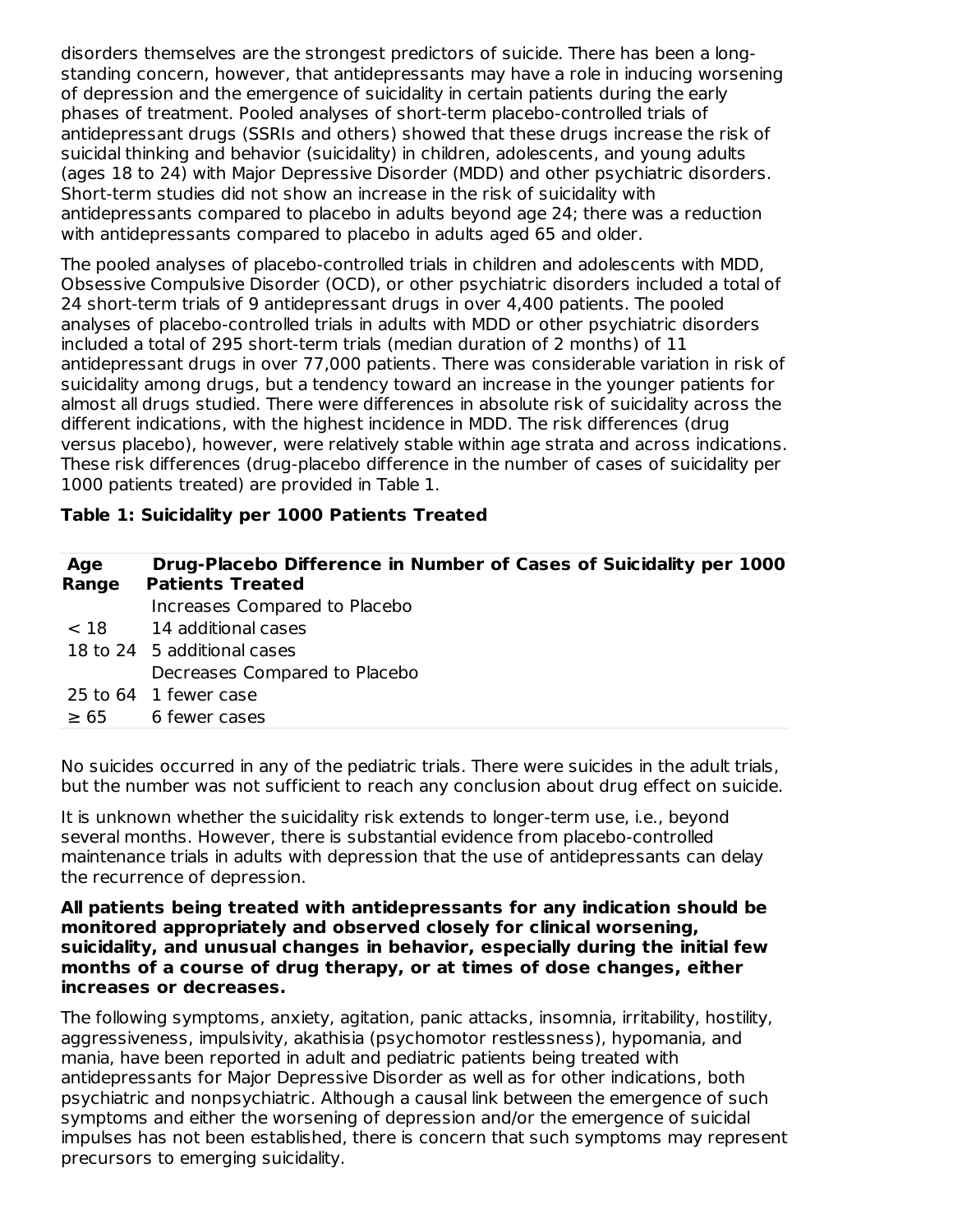disorders themselves are the strongest predictors of suicide. There has been a long-standing concern, however, that antidepressants may have a role in inducing worsening of depression and the emergence of suicidality in certain patients during the early phases of treatment. Pooled analyses of short-term placebo-controlled trials of antidepressant drugs (SSRIs and others) showed that these drugs increase the risk of suicidal thinking and behavior (suicidality) in children, adolescents, and young adults (ages 18 to 24) with Major Depressive Disorder (MDD) and other psychiatric disorders. Short-term studies did not show an increase in the risk of suicidality with antidepressants compared to placebo in adults beyond age 24; there was a reduction with antidepressants compared to placebo in adults aged 65 and older.

The pooled analyses of placebo-controlled trials in children and adolescents with MDD, Obsessive Compulsive Disorder (OCD), or other psychiatric disorders included a total of 24 short-term trials of 9 antidepressant drugs in over 4,400 patients. The pooled analyses of placebo-controlled trials in adults with MDD or other psychiatric disorders included a total of 295 short-term trials (median duration of 2 months) of 11 antidepressant drugs in over 77,000 patients. There was considerable variation in risk of suicidality among drugs, but a tendency toward an increase in the younger patients for almost all drugs studied. There were differences in absolute risk of suicidality across the different indications, with the highest incidence in MDD. The risk differences (drug versus placebo), however, were relatively stable within age strata and across indications. These risk differences (drug-placebo difference in the number of cases of suicidality per 1000 patients treated) are provided in Table 1.

**Table 1: Suicidality per 1000 Patients Treated**

| Age Range | Drug-Placebo Difference in Number of Cases of Suicidality per 1000 Patients Treated |
|---|---|
| | Increases Compared to Placebo |
| < 18 | 14 additional cases |
| 18 to 24 | 5 additional cases |
| | Decreases Compared to Placebo |
| 25 to 64 | 1 fewer case |
| ≥ 65 | 6 fewer cases |

No suicides occurred in any of the pediatric trials. There were suicides in the adult trials, but the number was not sufficient to reach any conclusion about drug effect on suicide.

It is unknown whether the suicidality risk extends to longer-term use, i.e., beyond several months. However, there is substantial evidence from placebo-controlled maintenance trials in adults with depression that the use of antidepressants can delay the recurrence of depression.

**All patients being treated with antidepressants for any indication should be monitored appropriately and observed closely for clinical worsening, suicidality, and unusual changes in behavior, especially during the initial few months of a course of drug therapy, or at times of dose changes, either increases or decreases.**

The following symptoms, anxiety, agitation, panic attacks, insomnia, irritability, hostility, aggressiveness, impulsivity, akathisia (psychomotor restlessness), hypomania, and mania, have been reported in adult and pediatric patients being treated with antidepressants for Major Depressive Disorder as well as for other indications, both psychiatric and nonpsychiatric. Although a causal link between the emergence of such symptoms and either the worsening of depression and/or the emergence of suicidal impulses has not been established, there is concern that such symptoms may represent precursors to emerging suicidality.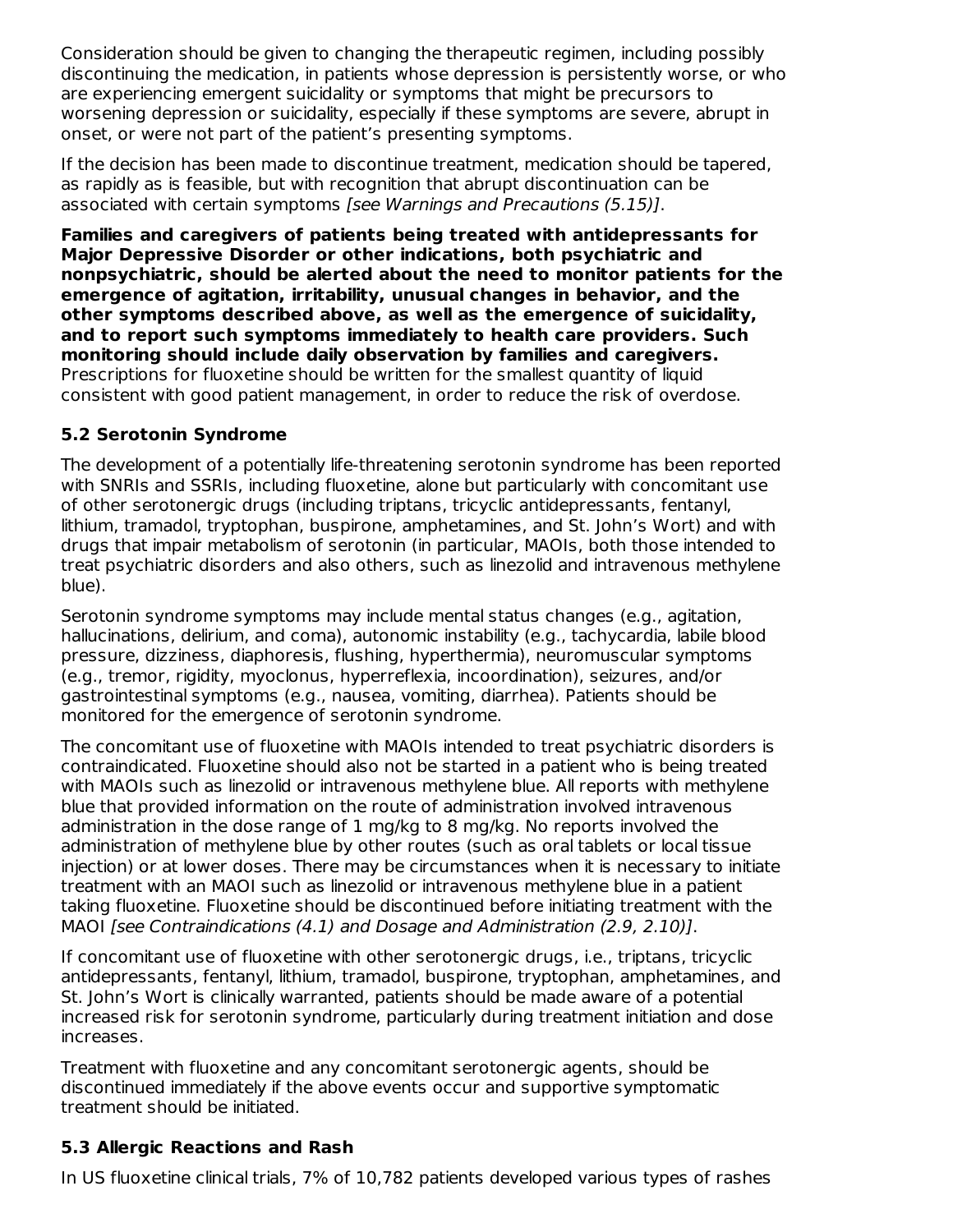Consideration should be given to changing the therapeutic regimen, including possibly discontinuing the medication, in patients whose depression is persistently worse, or who are experiencing emergent suicidality or symptoms that might be precursors to worsening depression or suicidality, especially if these symptoms are severe, abrupt in onset, or were not part of the patient's presenting symptoms.

If the decision has been made to discontinue treatment, medication should be tapered, as rapidly as is feasible, but with recognition that abrupt discontinuation can be associated with certain symptoms *[see Warnings and Precautions (5.15)]*.

**Families and caregivers of patients being treated with antidepressants for Major Depressive Disorder or other indications, both psychiatric and nonpsychiatric, should be alerted about the need to monitor patients for the emergence of agitation, irritability, unusual changes in behavior, and the other symptoms described above, as well as the emergence of suicidality, and to report such symptoms immediately to health care providers. Such monitoring should include daily observation by families and caregivers.** Prescriptions for fluoxetine should be written for the smallest quantity of liquid consistent with good patient management, in order to reduce the risk of overdose.

### 5.2 Serotonin Syndrome

The development of a potentially life-threatening serotonin syndrome has been reported with SNRIs and SSRIs, including fluoxetine, alone but particularly with concomitant use of other serotonergic drugs (including triptans, tricyclic antidepressants, fentanyl, lithium, tramadol, tryptophan, buspirone, amphetamines, and St. John's Wort) and with drugs that impair metabolism of serotonin (in particular, MAOIs, both those intended to treat psychiatric disorders and also others, such as linezolid and intravenous methylene blue).

Serotonin syndrome symptoms may include mental status changes (e.g., agitation, hallucinations, delirium, and coma), autonomic instability (e.g., tachycardia, labile blood pressure, dizziness, diaphoresis, flushing, hyperthermia), neuromuscular symptoms (e.g., tremor, rigidity, myoclonus, hyperreflexia, incoordination), seizures, and/or gastrointestinal symptoms (e.g., nausea, vomiting, diarrhea). Patients should be monitored for the emergence of serotonin syndrome.

The concomitant use of fluoxetine with MAOIs intended to treat psychiatric disorders is contraindicated. Fluoxetine should also not be started in a patient who is being treated with MAOIs such as linezolid or intravenous methylene blue. All reports with methylene blue that provided information on the route of administration involved intravenous administration in the dose range of 1 mg/kg to 8 mg/kg. No reports involved the administration of methylene blue by other routes (such as oral tablets or local tissue injection) or at lower doses. There may be circumstances when it is necessary to initiate treatment with an MAOI such as linezolid or intravenous methylene blue in a patient taking fluoxetine. Fluoxetine should be discontinued before initiating treatment with the MAOI *[see Contraindications (4.1) and Dosage and Administration (2.9, 2.10)]*.

If concomitant use of fluoxetine with other serotonergic drugs, i.e., triptans, tricyclic antidepressants, fentanyl, lithium, tramadol, buspirone, tryptophan, amphetamines, and St. John's Wort is clinically warranted, patients should be made aware of a potential increased risk for serotonin syndrome, particularly during treatment initiation and dose increases.

Treatment with fluoxetine and any concomitant serotonergic agents, should be discontinued immediately if the above events occur and supportive symptomatic treatment should be initiated.

### 5.3 Allergic Reactions and Rash

In US fluoxetine clinical trials, 7% of 10,782 patients developed various types of rashes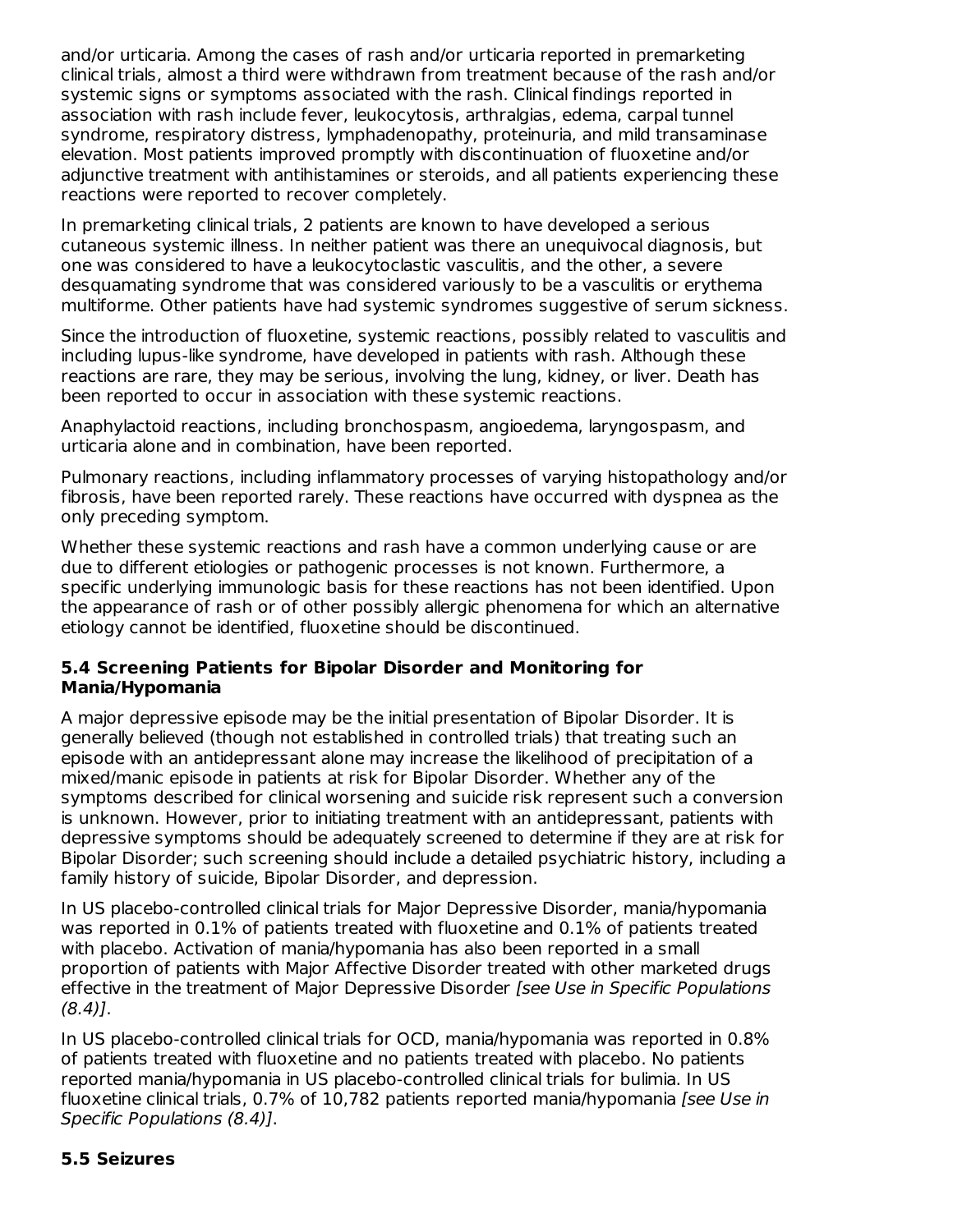and/or urticaria. Among the cases of rash and/or urticaria reported in premarketing clinical trials, almost a third were withdrawn from treatment because of the rash and/or systemic signs or symptoms associated with the rash. Clinical findings reported in association with rash include fever, leukocytosis, arthralgias, edema, carpal tunnel syndrome, respiratory distress, lymphadenopathy, proteinuria, and mild transaminase elevation. Most patients improved promptly with discontinuation of fluoxetine and/or adjunctive treatment with antihistamines or steroids, and all patients experiencing these reactions were reported to recover completely.

In premarketing clinical trials, 2 patients are known to have developed a serious cutaneous systemic illness. In neither patient was there an unequivocal diagnosis, but one was considered to have a leukocytoclastic vasculitis, and the other, a severe desquamating syndrome that was considered variously to be a vasculitis or erythema multiforme. Other patients have had systemic syndromes suggestive of serum sickness.

Since the introduction of fluoxetine, systemic reactions, possibly related to vasculitis and including lupus-like syndrome, have developed in patients with rash. Although these reactions are rare, they may be serious, involving the lung, kidney, or liver. Death has been reported to occur in association with these systemic reactions.

Anaphylactoid reactions, including bronchospasm, angioedema, laryngospasm, and urticaria alone and in combination, have been reported.

Pulmonary reactions, including inflammatory processes of varying histopathology and/or fibrosis, have been reported rarely. These reactions have occurred with dyspnea as the only preceding symptom.

Whether these systemic reactions and rash have a common underlying cause or are due to different etiologies or pathogenic processes is not known. Furthermore, a specific underlying immunologic basis for these reactions has not been identified. Upon the appearance of rash or of other possibly allergic phenomena for which an alternative etiology cannot be identified, fluoxetine should be discontinued.

### 5.4 Screening Patients for Bipolar Disorder and Monitoring for Mania/Hypomania

A major depressive episode may be the initial presentation of Bipolar Disorder. It is generally believed (though not established in controlled trials) that treating such an episode with an antidepressant alone may increase the likelihood of precipitation of a mixed/manic episode in patients at risk for Bipolar Disorder. Whether any of the symptoms described for clinical worsening and suicide risk represent such a conversion is unknown. However, prior to initiating treatment with an antidepressant, patients with depressive symptoms should be adequately screened to determine if they are at risk for Bipolar Disorder; such screening should include a detailed psychiatric history, including a family history of suicide, Bipolar Disorder, and depression.

In US placebo-controlled clinical trials for Major Depressive Disorder, mania/hypomania was reported in 0.1% of patients treated with fluoxetine and 0.1% of patients treated with placebo. Activation of mania/hypomania has also been reported in a small proportion of patients with Major Affective Disorder treated with other marketed drugs effective in the treatment of Major Depressive Disorder *[see Use in Specific Populations (8.4)]*.

In US placebo-controlled clinical trials for OCD, mania/hypomania was reported in 0.8% of patients treated with fluoxetine and no patients treated with placebo. No patients reported mania/hypomania in US placebo-controlled clinical trials for bulimia. In US fluoxetine clinical trials, 0.7% of 10,782 patients reported mania/hypomania *[see Use in Specific Populations (8.4)]*.

### 5.5 Seizures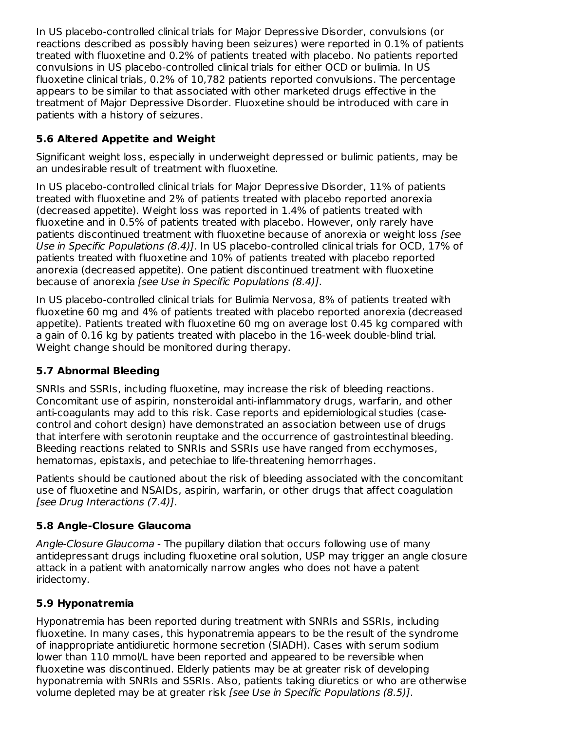In US placebo-controlled clinical trials for Major Depressive Disorder, convulsions (or reactions described as possibly having been seizures) were reported in 0.1% of patients treated with fluoxetine and 0.2% of patients treated with placebo. No patients reported convulsions in US placebo-controlled clinical trials for either OCD or bulimia. In US fluoxetine clinical trials, 0.2% of 10,782 patients reported convulsions. The percentage appears to be similar to that associated with other marketed drugs effective in the treatment of Major Depressive Disorder. Fluoxetine should be introduced with care in patients with a history of seizures.

### 5.6 Altered Appetite and Weight

Significant weight loss, especially in underweight depressed or bulimic patients, may be an undesirable result of treatment with fluoxetine.

In US placebo-controlled clinical trials for Major Depressive Disorder, 11% of patients treated with fluoxetine and 2% of patients treated with placebo reported anorexia (decreased appetite). Weight loss was reported in 1.4% of patients treated with fluoxetine and in 0.5% of patients treated with placebo. However, only rarely have patients discontinued treatment with fluoxetine because of anorexia or weight loss *[see Use in Specific Populations (8.4)]*. In US placebo-controlled clinical trials for OCD, 17% of patients treated with fluoxetine and 10% of patients treated with placebo reported anorexia (decreased appetite). One patient discontinued treatment with fluoxetine because of anorexia *[see Use in Specific Populations (8.4)]*.

In US placebo-controlled clinical trials for Bulimia Nervosa, 8% of patients treated with fluoxetine 60 mg and 4% of patients treated with placebo reported anorexia (decreased appetite). Patients treated with fluoxetine 60 mg on average lost 0.45 kg compared with a gain of 0.16 kg by patients treated with placebo in the 16-week double-blind trial. Weight change should be monitored during therapy.

### 5.7 Abnormal Bleeding

SNRIs and SSRIs, including fluoxetine, may increase the risk of bleeding reactions. Concomitant use of aspirin, nonsteroidal anti-inflammatory drugs, warfarin, and other anti-coagulants may add to this risk. Case reports and epidemiological studies (case-control and cohort design) have demonstrated an association between use of drugs that interfere with serotonin reuptake and the occurrence of gastrointestinal bleeding. Bleeding reactions related to SNRIs and SSRIs use have ranged from ecchymoses, hematomas, epistaxis, and petechiae to life-threatening hemorrhages.

Patients should be cautioned about the risk of bleeding associated with the concomitant use of fluoxetine and NSAIDs, aspirin, warfarin, or other drugs that affect coagulation *[see Drug Interactions (7.4)]*.

### 5.8 Angle-Closure Glaucoma

*Angle-Closure Glaucoma* - The pupillary dilation that occurs following use of many antidepressant drugs including fluoxetine oral solution, USP may trigger an angle closure attack in a patient with anatomically narrow angles who does not have a patent iridectomy.

### 5.9 Hyponatremia

Hyponatremia has been reported during treatment with SNRIs and SSRIs, including fluoxetine. In many cases, this hyponatremia appears to be the result of the syndrome of inappropriate antidiuretic hormone secretion (SIADH). Cases with serum sodium lower than 110 mmol/L have been reported and appeared to be reversible when fluoxetine was discontinued. Elderly patients may be at greater risk of developing hyponatremia with SNRIs and SSRIs. Also, patients taking diuretics or who are otherwise volume depleted may be at greater risk *[see Use in Specific Populations (8.5)]*.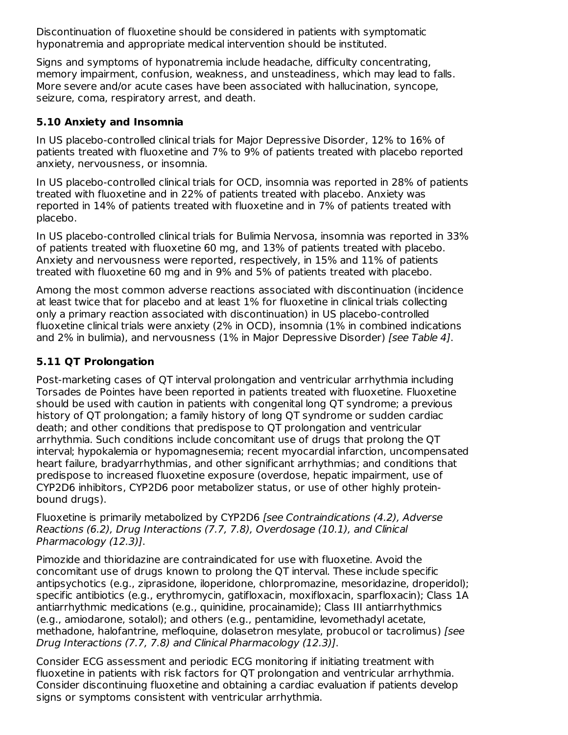Discontinuation of fluoxetine should be considered in patients with symptomatic hyponatremia and appropriate medical intervention should be instituted.

Signs and symptoms of hyponatremia include headache, difficulty concentrating, memory impairment, confusion, weakness, and unsteadiness, which may lead to falls. More severe and/or acute cases have been associated with hallucination, syncope, seizure, coma, respiratory arrest, and death.

### 5.10 Anxiety and Insomnia

In US placebo-controlled clinical trials for Major Depressive Disorder, 12% to 16% of patients treated with fluoxetine and 7% to 9% of patients treated with placebo reported anxiety, nervousness, or insomnia.

In US placebo-controlled clinical trials for OCD, insomnia was reported in 28% of patients treated with fluoxetine and in 22% of patients treated with placebo. Anxiety was reported in 14% of patients treated with fluoxetine and in 7% of patients treated with placebo.

In US placebo-controlled clinical trials for Bulimia Nervosa, insomnia was reported in 33% of patients treated with fluoxetine 60 mg, and 13% of patients treated with placebo. Anxiety and nervousness were reported, respectively, in 15% and 11% of patients treated with fluoxetine 60 mg and in 9% and 5% of patients treated with placebo.

Among the most common adverse reactions associated with discontinuation (incidence at least twice that for placebo and at least 1% for fluoxetine in clinical trials collecting only a primary reaction associated with discontinuation) in US placebo-controlled fluoxetine clinical trials were anxiety (2% in OCD), insomnia (1% in combined indications and 2% in bulimia), and nervousness (1% in Major Depressive Disorder) *[see Table 4]*.

### 5.11 QT Prolongation

Post-marketing cases of QT interval prolongation and ventricular arrhythmia including Torsades de Pointes have been reported in patients treated with fluoxetine. Fluoxetine should be used with caution in patients with congenital long QT syndrome; a previous history of QT prolongation; a family history of long QT syndrome or sudden cardiac death; and other conditions that predispose to QT prolongation and ventricular arrhythmia. Such conditions include concomitant use of drugs that prolong the QT interval; hypokalemia or hypomagnesemia; recent myocardial infarction, uncompensated heart failure, bradyarrhythmias, and other significant arrhythmias; and conditions that predispose to increased fluoxetine exposure (overdose, hepatic impairment, use of CYP2D6 inhibitors, CYP2D6 poor metabolizer status, or use of other highly protein-bound drugs).

Fluoxetine is primarily metabolized by CYP2D6 *[see Contraindications (4.2), Adverse Reactions (6.2), Drug Interactions (7.7, 7.8), Overdosage (10.1), and Clinical Pharmacology (12.3)]*.

Pimozide and thioridazine are contraindicated for use with fluoxetine. Avoid the concomitant use of drugs known to prolong the QT interval. These include specific antipsychotics (e.g., ziprasidone, iloperidone, chlorpromazine, mesoridazine, droperidol); specific antibiotics (e.g., erythromycin, gatifloxacin, moxifloxacin, sparfloxacin); Class 1A antiarrhythmic medications (e.g., quinidine, procainamide); Class III antiarrhythmics (e.g., amiodarone, sotalol); and others (e.g., pentamidine, levomethadyl acetate, methadone, halofantrine, mefloquine, dolasetron mesylate, probucol or tacrolimus) *[see Drug Interactions (7.7, 7.8) and Clinical Pharmacology (12.3)]*.

Consider ECG assessment and periodic ECG monitoring if initiating treatment with fluoxetine in patients with risk factors for QT prolongation and ventricular arrhythmia. Consider discontinuing fluoxetine and obtaining a cardiac evaluation if patients develop signs or symptoms consistent with ventricular arrhythmia.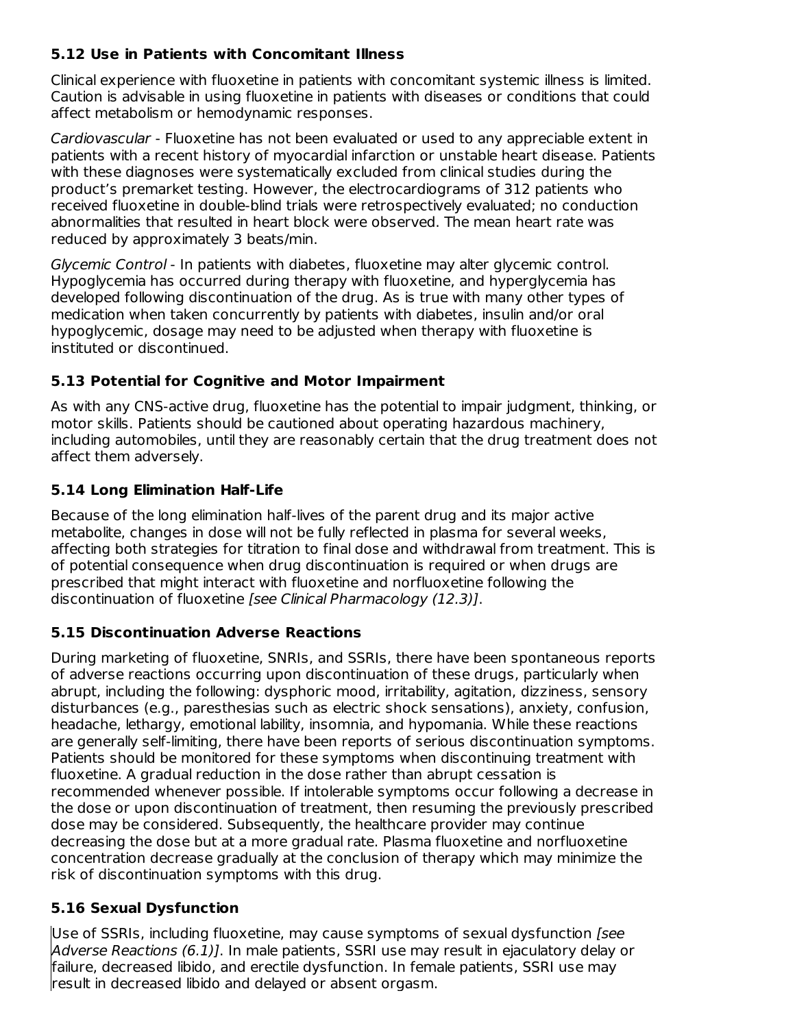### 5.12 Use in Patients with Concomitant Illness

Clinical experience with fluoxetine in patients with concomitant systemic illness is limited. Caution is advisable in using fluoxetine in patients with diseases or conditions that could affect metabolism or hemodynamic responses.

*Cardiovascular* - Fluoxetine has not been evaluated or used to any appreciable extent in patients with a recent history of myocardial infarction or unstable heart disease. Patients with these diagnoses were systematically excluded from clinical studies during the product's premarket testing. However, the electrocardiograms of 312 patients who received fluoxetine in double-blind trials were retrospectively evaluated; no conduction abnormalities that resulted in heart block were observed. The mean heart rate was reduced by approximately 3 beats/min.

*Glycemic Control* - In patients with diabetes, fluoxetine may alter glycemic control. Hypoglycemia has occurred during therapy with fluoxetine, and hyperglycemia has developed following discontinuation of the drug. As is true with many other types of medication when taken concurrently by patients with diabetes, insulin and/or oral hypoglycemic, dosage may need to be adjusted when therapy with fluoxetine is instituted or discontinued.

### 5.13 Potential for Cognitive and Motor Impairment

As with any CNS-active drug, fluoxetine has the potential to impair judgment, thinking, or motor skills. Patients should be cautioned about operating hazardous machinery, including automobiles, until they are reasonably certain that the drug treatment does not affect them adversely.

### 5.14 Long Elimination Half-Life

Because of the long elimination half-lives of the parent drug and its major active metabolite, changes in dose will not be fully reflected in plasma for several weeks, affecting both strategies for titration to final dose and withdrawal from treatment. This is of potential consequence when drug discontinuation is required or when drugs are prescribed that might interact with fluoxetine and norfluoxetine following the discontinuation of fluoxetine *[see Clinical Pharmacology (12.3)]*.

### 5.15 Discontinuation Adverse Reactions

During marketing of fluoxetine, SNRIs, and SSRIs, there have been spontaneous reports of adverse reactions occurring upon discontinuation of these drugs, particularly when abrupt, including the following: dysphoric mood, irritability, agitation, dizziness, sensory disturbances (e.g., paresthesias such as electric shock sensations), anxiety, confusion, headache, lethargy, emotional lability, insomnia, and hypomania. While these reactions are generally self-limiting, there have been reports of serious discontinuation symptoms. Patients should be monitored for these symptoms when discontinuing treatment with fluoxetine. A gradual reduction in the dose rather than abrupt cessation is recommended whenever possible. If intolerable symptoms occur following a decrease in the dose or upon discontinuation of treatment, then resuming the previously prescribed dose may be considered. Subsequently, the healthcare provider may continue decreasing the dose but at a more gradual rate. Plasma fluoxetine and norfluoxetine concentration decrease gradually at the conclusion of therapy which may minimize the risk of discontinuation symptoms with this drug.

### 5.16 Sexual Dysfunction

Use of SSRIs, including fluoxetine, may cause symptoms of sexual dysfunction *[see Adverse Reactions (6.1)]*. In male patients, SSRI use may result in ejaculatory delay or failure, decreased libido, and erectile dysfunction. In female patients, SSRI use may result in decreased libido and delayed or absent orgasm.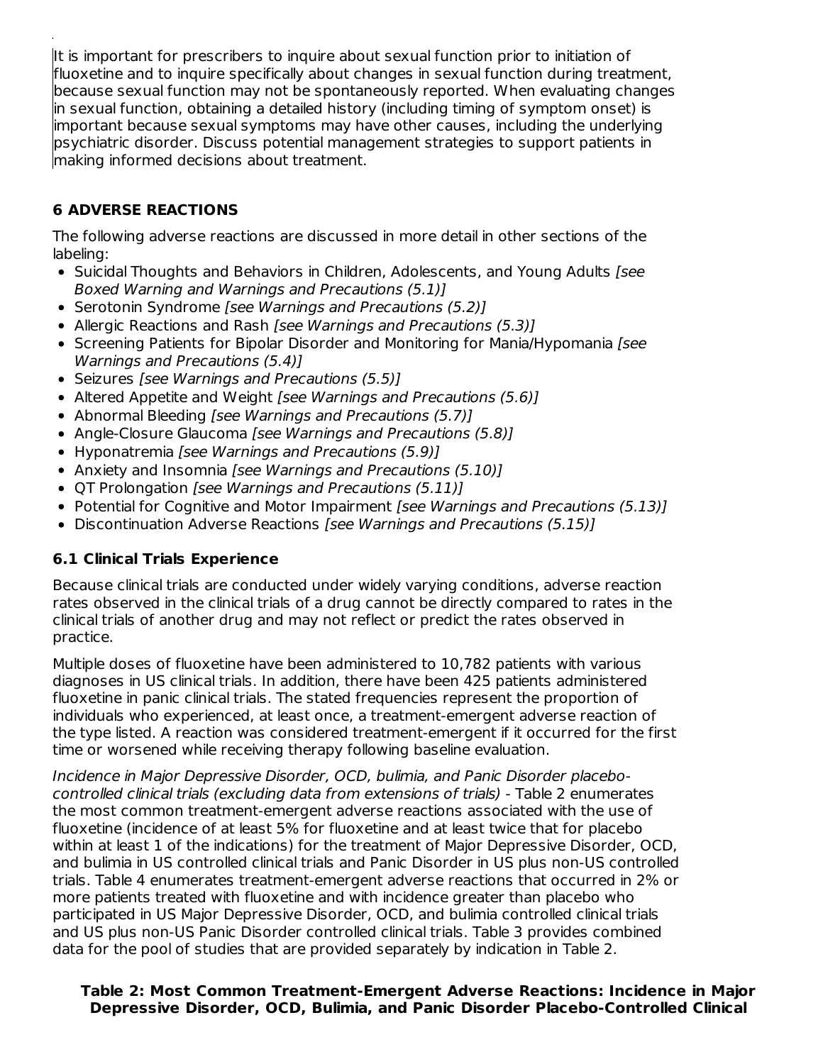It is important for prescribers to inquire about sexual function prior to initiation of fluoxetine and to inquire specifically about changes in sexual function during treatment, because sexual function may not be spontaneously reported. When evaluating changes in sexual function, obtaining a detailed history (including timing of symptom onset) is important because sexual symptoms may have other causes, including the underlying psychiatric disorder. Discuss potential management strategies to support patients in making informed decisions about treatment.

## 6 ADVERSE REACTIONS

The following adverse reactions are discussed in more detail in other sections of the labeling:

- Suicidal Thoughts and Behaviors in Children, Adolescents, and Young Adults *[see Boxed Warning and Warnings and Precautions (5.1)]*
- Serotonin Syndrome *[see Warnings and Precautions (5.2)]*
- Allergic Reactions and Rash *[see Warnings and Precautions (5.3)]*
- Screening Patients for Bipolar Disorder and Monitoring for Mania/Hypomania *[see Warnings and Precautions (5.4)]*
- Seizures *[see Warnings and Precautions (5.5)]*
- Altered Appetite and Weight *[see Warnings and Precautions (5.6)]*
- Abnormal Bleeding *[see Warnings and Precautions (5.7)]*
- Angle-Closure Glaucoma *[see Warnings and Precautions (5.8)]*
- Hyponatremia *[see Warnings and Precautions (5.9)]*
- Anxiety and Insomnia *[see Warnings and Precautions (5.10)]*
- QT Prolongation *[see Warnings and Precautions (5.11)]*
- Potential for Cognitive and Motor Impairment *[see Warnings and Precautions (5.13)]*
- Discontinuation Adverse Reactions *[see Warnings and Precautions (5.15)]*

### 6.1 Clinical Trials Experience

Because clinical trials are conducted under widely varying conditions, adverse reaction rates observed in the clinical trials of a drug cannot be directly compared to rates in the clinical trials of another drug and may not reflect or predict the rates observed in practice.

Multiple doses of fluoxetine have been administered to 10,782 patients with various diagnoses in US clinical trials. In addition, there have been 425 patients administered fluoxetine in panic clinical trials. The stated frequencies represent the proportion of individuals who experienced, at least once, a treatment-emergent adverse reaction of the type listed. A reaction was considered treatment-emergent if it occurred for the first time or worsened while receiving therapy following baseline evaluation.

*Incidence in Major Depressive Disorder, OCD, bulimia, and Panic Disorder placebo-controlled clinical trials (excluding data from extensions of trials)* - Table 2 enumerates the most common treatment-emergent adverse reactions associated with the use of fluoxetine (incidence of at least 5% for fluoxetine and at least twice that for placebo within at least 1 of the indications) for the treatment of Major Depressive Disorder, OCD, and bulimia in US controlled clinical trials and Panic Disorder in US plus non-US controlled trials. Table 4 enumerates treatment-emergent adverse reactions that occurred in 2% or more patients treated with fluoxetine and with incidence greater than placebo who participated in US Major Depressive Disorder, OCD, and bulimia controlled clinical trials and US plus non-US Panic Disorder controlled clinical trials. Table 3 provides combined data for the pool of studies that are provided separately by indication in Table 2.

**Table 2: Most Common Treatment-Emergent Adverse Reactions: Incidence in Major Depressive Disorder, OCD, Bulimia, and Panic Disorder Placebo-Controlled Clinical**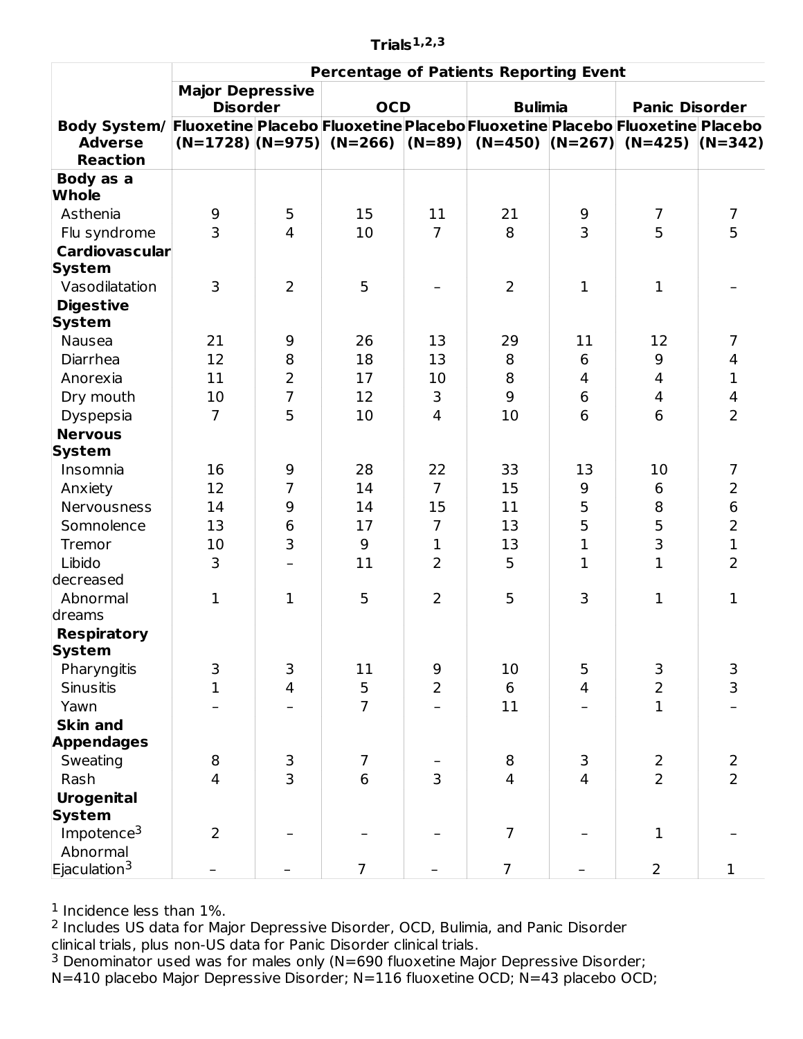**Trials[1,2,3]**

| | Percentage of Patients Reporting Event | | | | | | | |
|---|---|---|---|---|---|---|---|---|
| | Major Depressive Disorder | | OCD | | Bulimia | | Panic Disorder | |
| Body System/ Adverse Reaction | Fluoxetine (N=1728) | Placebo (N=975) | Fluoxetine (N=266) | Placebo (N=89) | Fluoxetine (N=450) | Placebo (N=267) | Fluoxetine (N=425) | Placebo (N=342) |
| **Body as a Whole** | | | | | | | | |
| Asthenia | 9 | 5 | 15 | 11 | 21 | 9 | 7 | 7 |
| Flu syndrome | 3 | 4 | 10 | 7 | 8 | 3 | 5 | 5 |
| **Cardiovascular System** | | | | | | | | |
| Vasodilatation | 3 | 2 | 5 | – | 2 | 1 | 1 | – |
| **Digestive System** | | | | | | | | |
| Nausea | 21 | 9 | 26 | 13 | 29 | 11 | 12 | 7 |
| Diarrhea | 12 | 8 | 18 | 13 | 8 | 6 | 9 | 4 |
| Anorexia | 11 | 2 | 17 | 10 | 8 | 4 | 4 | 1 |
| Dry mouth | 10 | 7 | 12 | 3 | 9 | 6 | 4 | 4 |
| Dyspepsia | 7 | 5 | 10 | 4 | 10 | 6 | 6 | 2 |
| **Nervous System** | | | | | | | | |
| Insomnia | 16 | 9 | 28 | 22 | 33 | 13 | 10 | 7 |
| Anxiety | 12 | 7 | 14 | 7 | 15 | 9 | 6 | 2 |
| Nervousness | 14 | 9 | 14 | 15 | 11 | 5 | 8 | 6 |
| Somnolence | 13 | 6 | 17 | 7 | 13 | 5 | 5 | 2 |
| Tremor | 10 | 3 | 9 | 1 | 13 | 1 | 3 | 1 |
| Libido decreased | 3 | – | 11 | 2 | 5 | 1 | 1 | 2 |
| Abnormal dreams | 1 | 1 | 5 | 2 | 5 | 3 | 1 | 1 |
| **Respiratory System** | | | | | | | | |
| Pharyngitis | 3 | 3 | 11 | 9 | 10 | 5 | 3 | 3 |
| Sinusitis | 1 | 4 | 5 | 2 | 6 | 4 | 2 | 3 |
| Yawn | – | – | 7 | – | 11 | – | 1 | – |
| **Skin and Appendages** | | | | | | | | |
| Sweating | 8 | 3 | 7 | – | 8 | 3 | 2 | 2 |
| Rash | 4 | 3 | 6 | 3 | 4 | 4 | 2 | 2 |
| **Urogenital System** | | | | | | | | |
| Impotence[3] | 2 | – | – | – | 7 | – | 1 | – |
| Abnormal Ejaculation[3] | – | – | 7 | – | 7 | – | 2 | 1 |

[1] Incidence less than 1%.
[2] Includes US data for Major Depressive Disorder, OCD, Bulimia, and Panic Disorder clinical trials, plus non-US data for Panic Disorder clinical trials.
[3] Denominator used was for males only (N=690 fluoxetine Major Depressive Disorder; N=410 placebo Major Depressive Disorder; N=116 fluoxetine OCD; N=43 placebo OCD;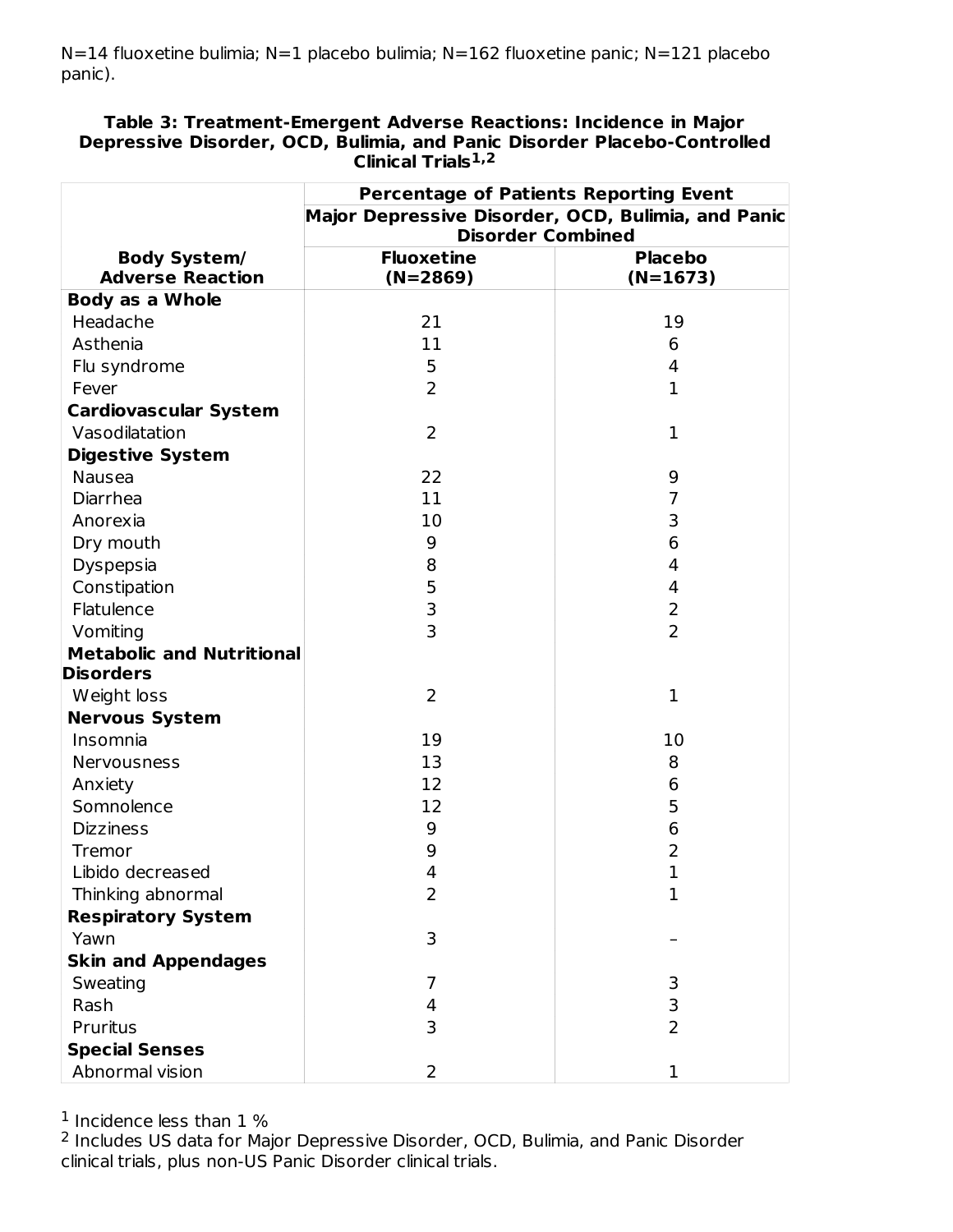N=14 fluoxetine bulimia; N=1 placebo bulimia; N=162 fluoxetine panic; N=121 placebo panic).

**Table 3: Treatment-Emergent Adverse Reactions: Incidence in Major Depressive Disorder, OCD, Bulimia, and Panic Disorder Placebo-Controlled Clinical Trials[1,2]**

| | Percentage of Patients Reporting Event | |
|---|---|---|
| | Major Depressive Disorder, OCD, Bulimia, and Panic Disorder Combined | |
| **Body System/ Adverse Reaction** | **Fluoxetine (N=2869)** | **Placebo (N=1673)** |
| **Body as a Whole** | | |
| Headache | 21 | 19 |
| Asthenia | 11 | 6 |
| Flu syndrome | 5 | 4 |
| Fever | 2 | 1 |
| **Cardiovascular System** | | |
| Vasodilatation | 2 | 1 |
| **Digestive System** | | |
| Nausea | 22 | 9 |
| Diarrhea | 11 | 7 |
| Anorexia | 10 | 3 |
| Dry mouth | 9 | 6 |
| Dyspepsia | 8 | 4 |
| Constipation | 5 | 4 |
| Flatulence | 3 | 2 |
| Vomiting | 3 | 2 |
| **Metabolic and Nutritional Disorders** | | |
| Weight loss | 2 | 1 |
| **Nervous System** | | |
| Insomnia | 19 | 10 |
| Nervousness | 13 | 8 |
| Anxiety | 12 | 6 |
| Somnolence | 12 | 5 |
| Dizziness | 9 | 6 |
| Tremor | 9 | 2 |
| Libido decreased | 4 | 1 |
| Thinking abnormal | 2 | 1 |
| **Respiratory System** | | |
| Yawn | 3 | – |
| **Skin and Appendages** | | |
| Sweating | 7 | 3 |
| Rash | 4 | 3 |
| Pruritus | 3 | 2 |
| **Special Senses** | | |
| Abnormal vision | 2 | 1 |

[1] Incidence less than 1 %

[2] Includes US data for Major Depressive Disorder, OCD, Bulimia, and Panic Disorder clinical trials, plus non-US Panic Disorder clinical trials.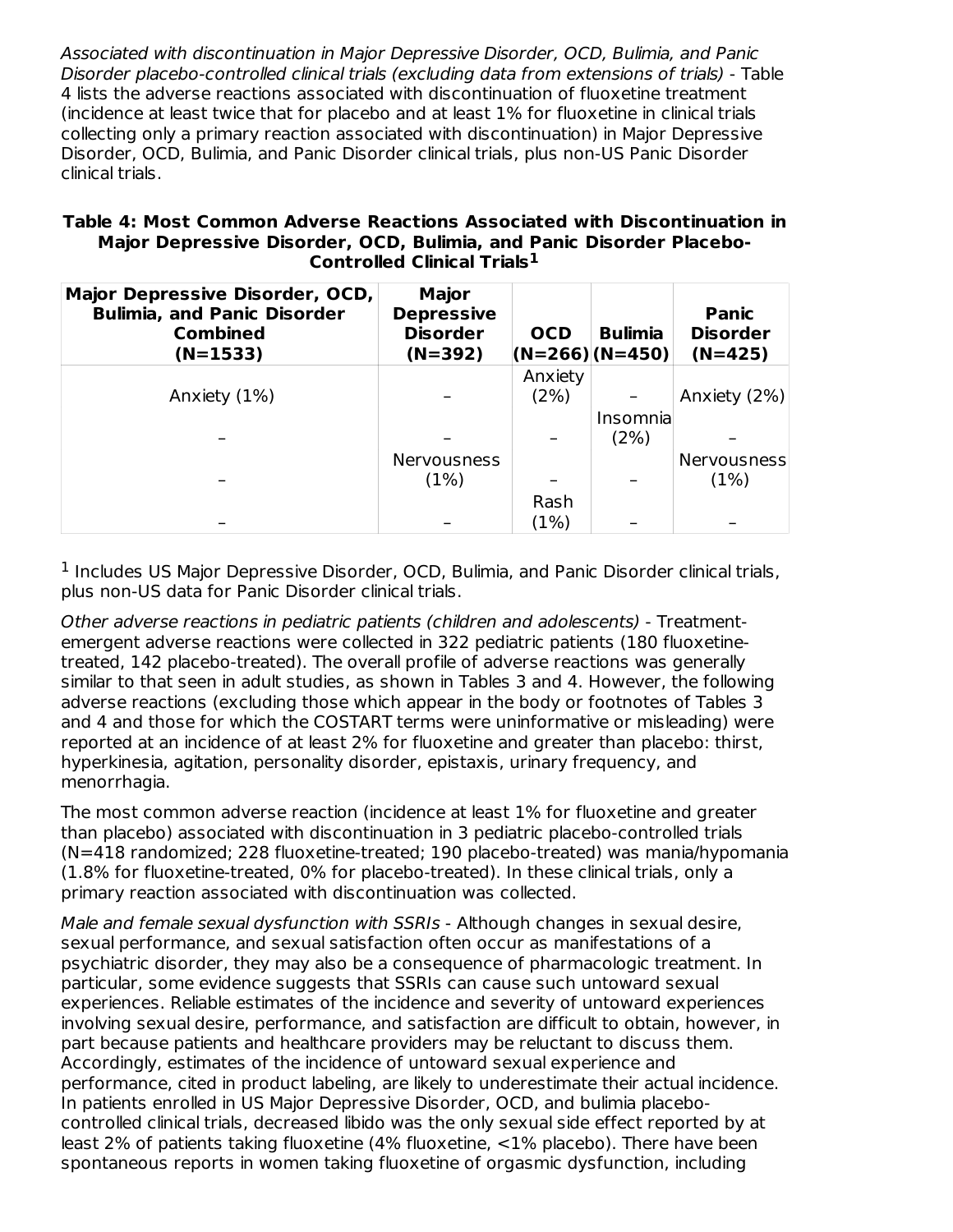*Associated with discontinuation in Major Depressive Disorder, OCD, Bulimia, and Panic Disorder placebo-controlled clinical trials (excluding data from extensions of trials)* - Table 4 lists the adverse reactions associated with discontinuation of fluoxetine treatment (incidence at least twice that for placebo and at least 1% for fluoxetine in clinical trials collecting only a primary reaction associated with discontinuation) in Major Depressive Disorder, OCD, Bulimia, and Panic Disorder clinical trials, plus non-US Panic Disorder clinical trials.

**Table 4: Most Common Adverse Reactions Associated with Discontinuation in Major Depressive Disorder, OCD, Bulimia, and Panic Disorder Placebo-Controlled Clinical Trials[1]**

| Major Depressive Disorder, OCD, Bulimia, and Panic Disorder Combined (N=1533) | Major Depressive Disorder (N=392) | OCD (N=266) | Bulimia (N=450) | Panic Disorder (N=425) |
|---|---|---|---|---|
| Anxiety (1%) | – | Anxiety (2%) | – | Anxiety (2%) |
| – | – | – | Insomnia (2%) | – |
| – | Nervousness (1%) | – | – | Nervousness (1%) |
| – | – | Rash (1%) | – | – |

[1] Includes US Major Depressive Disorder, OCD, Bulimia, and Panic Disorder clinical trials, plus non-US data for Panic Disorder clinical trials.

*Other adverse reactions in pediatric patients (children and adolescents)* - Treatment-emergent adverse reactions were collected in 322 pediatric patients (180 fluoxetine-treated, 142 placebo-treated). The overall profile of adverse reactions was generally similar to that seen in adult studies, as shown in Tables 3 and 4. However, the following adverse reactions (excluding those which appear in the body or footnotes of Tables 3 and 4 and those for which the COSTART terms were uninformative or misleading) were reported at an incidence of at least 2% for fluoxetine and greater than placebo: thirst, hyperkinesia, agitation, personality disorder, epistaxis, urinary frequency, and menorrhagia.

The most common adverse reaction (incidence at least 1% for fluoxetine and greater than placebo) associated with discontinuation in 3 pediatric placebo-controlled trials (N=418 randomized; 228 fluoxetine-treated; 190 placebo-treated) was mania/hypomania (1.8% for fluoxetine-treated, 0% for placebo-treated). In these clinical trials, only a primary reaction associated with discontinuation was collected.

*Male and female sexual dysfunction with SSRIs* - Although changes in sexual desire, sexual performance, and sexual satisfaction often occur as manifestations of a psychiatric disorder, they may also be a consequence of pharmacologic treatment. In particular, some evidence suggests that SSRIs can cause such untoward sexual experiences. Reliable estimates of the incidence and severity of untoward experiences involving sexual desire, performance, and satisfaction are difficult to obtain, however, in part because patients and healthcare providers may be reluctant to discuss them. Accordingly, estimates of the incidence of untoward sexual experience and performance, cited in product labeling, are likely to underestimate their actual incidence. In patients enrolled in US Major Depressive Disorder, OCD, and bulimia placebo-controlled clinical trials, decreased libido was the only sexual side effect reported by at least 2% of patients taking fluoxetine (4% fluoxetine, <1% placebo). There have been spontaneous reports in women taking fluoxetine of orgasmic dysfunction, including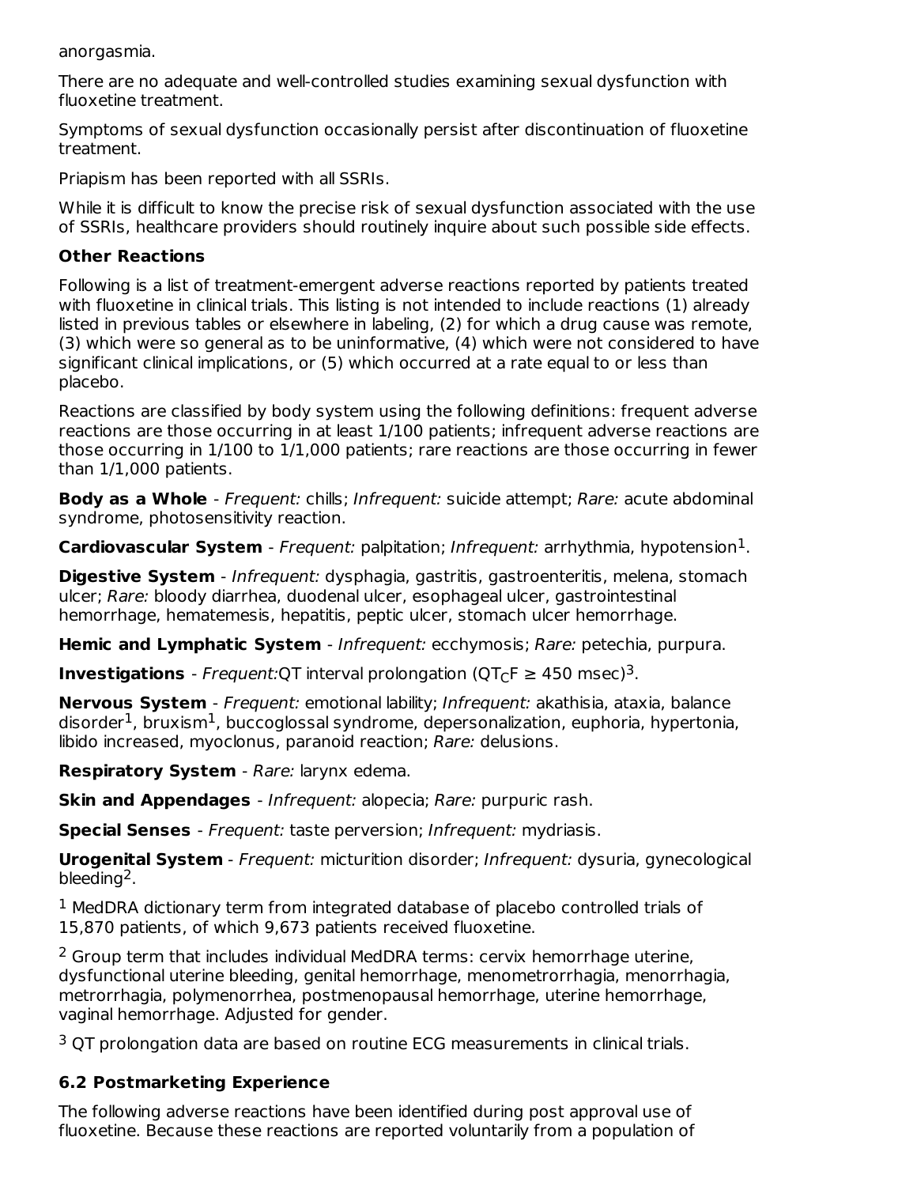anorgasmia.

There are no adequate and well-controlled studies examining sexual dysfunction with fluoxetine treatment.

Symptoms of sexual dysfunction occasionally persist after discontinuation of fluoxetine treatment.

Priapism has been reported with all SSRIs.

While it is difficult to know the precise risk of sexual dysfunction associated with the use of SSRIs, healthcare providers should routinely inquire about such possible side effects.

**Other Reactions**

Following is a list of treatment-emergent adverse reactions reported by patients treated with fluoxetine in clinical trials. This listing is not intended to include reactions (1) already listed in previous tables or elsewhere in labeling, (2) for which a drug cause was remote, (3) which were so general as to be uninformative, (4) which were not considered to have significant clinical implications, or (5) which occurred at a rate equal to or less than placebo.

Reactions are classified by body system using the following definitions: frequent adverse reactions are those occurring in at least 1/100 patients; infrequent adverse reactions are those occurring in 1/100 to 1/1,000 patients; rare reactions are those occurring in fewer than 1/1,000 patients.

**Body as a Whole** - *Frequent:* chills; *Infrequent:* suicide attempt; *Rare:* acute abdominal syndrome, photosensitivity reaction.

**Cardiovascular System** - *Frequent:* palpitation; *Infrequent:* arrhythmia, hypotension[1].

**Digestive System** - *Infrequent:* dysphagia, gastritis, gastroenteritis, melena, stomach ulcer; *Rare:* bloody diarrhea, duodenal ulcer, esophageal ulcer, gastrointestinal hemorrhage, hematemesis, hepatitis, peptic ulcer, stomach ulcer hemorrhage.

**Hemic and Lymphatic System** - *Infrequent:* ecchymosis; *Rare:* petechia, purpura.

**Investigations** - *Frequent:* QT interval prolongation ($QT_CF \geq 450$ msec)[3].

**Nervous System** - *Frequent:* emotional lability; *Infrequent:* akathisia, ataxia, balance disorder[1], bruxism[1], buccoglossal syndrome, depersonalization, euphoria, hypertonia, libido increased, myoclonus, paranoid reaction; *Rare:* delusions.

**Respiratory System** - *Rare:* larynx edema.

**Skin and Appendages** - *Infrequent:* alopecia; *Rare:* purpuric rash.

**Special Senses** - *Frequent:* taste perversion; *Infrequent:* mydriasis.

**Urogenital System** - *Frequent:* micturition disorder; *Infrequent:* dysuria, gynecological bleeding[2].

[1] MedDRA dictionary term from integrated database of placebo controlled trials of 15,870 patients, of which 9,673 patients received fluoxetine.

[2] Group term that includes individual MedDRA terms: cervix hemorrhage uterine, dysfunctional uterine bleeding, genital hemorrhage, menometrorrhagia, menorrhagia, metrorrhagia, polymenorrhea, postmenopausal hemorrhage, uterine hemorrhage, vaginal hemorrhage. Adjusted for gender.

[3] QT prolongation data are based on routine ECG measurements in clinical trials.

## 6.2 Postmarketing Experience

The following adverse reactions have been identified during post approval use of fluoxetine. Because these reactions are reported voluntarily from a population of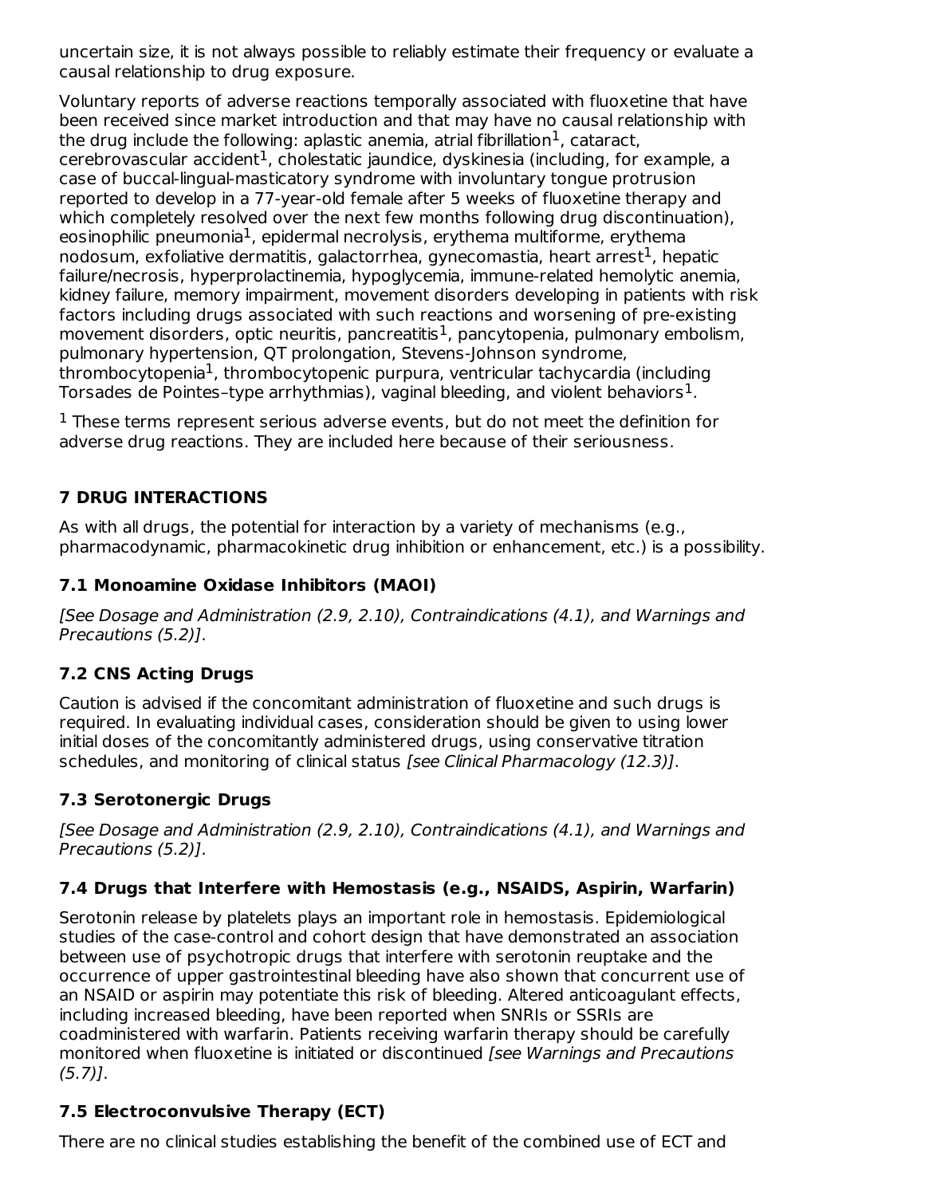uncertain size, it is not always possible to reliably estimate their frequency or evaluate a causal relationship to drug exposure.

Voluntary reports of adverse reactions temporally associated with fluoxetine that have been received since market introduction and that may have no causal relationship with the drug include the following: aplastic anemia, atrial fibrillation[1], cataract, cerebrovascular accident[1], cholestatic jaundice, dyskinesia (including, for example, a case of buccal-lingual-masticatory syndrome with involuntary tongue protrusion reported to develop in a 77-year-old female after 5 weeks of fluoxetine therapy and which completely resolved over the next few months following drug discontinuation), eosinophilic pneumonia[1], epidermal necrolysis, erythema multiforme, erythema nodosum, exfoliative dermatitis, galactorrhea, gynecomastia, heart arrest[1], hepatic failure/necrosis, hyperprolactinemia, hypoglycemia, immune-related hemolytic anemia, kidney failure, memory impairment, movement disorders developing in patients with risk factors including drugs associated with such reactions and worsening of pre-existing movement disorders, optic neuritis, pancreatitis[1], pancytopenia, pulmonary embolism, pulmonary hypertension, QT prolongation, Stevens-Johnson syndrome, thrombocytopenia[1], thrombocytopenic purpura, ventricular tachycardia (including Torsades de Pointes–type arrhythmias), vaginal bleeding, and violent behaviors[1].

[1] These terms represent serious adverse events, but do not meet the definition for adverse drug reactions. They are included here because of their seriousness.

## 7 DRUG INTERACTIONS

As with all drugs, the potential for interaction by a variety of mechanisms (e.g., pharmacodynamic, pharmacokinetic drug inhibition or enhancement, etc.) is a possibility.

### 7.1 Monoamine Oxidase Inhibitors (MAOI)

*[See Dosage and Administration (2.9, 2.10), Contraindications (4.1), and Warnings and Precautions (5.2)]*.

### 7.2 CNS Acting Drugs

Caution is advised if the concomitant administration of fluoxetine and such drugs is required. In evaluating individual cases, consideration should be given to using lower initial doses of the concomitantly administered drugs, using conservative titration schedules, and monitoring of clinical status *[see Clinical Pharmacology (12.3)]*.

### 7.3 Serotonergic Drugs

*[See Dosage and Administration (2.9, 2.10), Contraindications (4.1), and Warnings and Precautions (5.2)]*.

### 7.4 Drugs that Interfere with Hemostasis (e.g., NSAIDS, Aspirin, Warfarin)

Serotonin release by platelets plays an important role in hemostasis. Epidemiological studies of the case-control and cohort design that have demonstrated an association between use of psychotropic drugs that interfere with serotonin reuptake and the occurrence of upper gastrointestinal bleeding have also shown that concurrent use of an NSAID or aspirin may potentiate this risk of bleeding. Altered anticoagulant effects, including increased bleeding, have been reported when SNRIs or SSRIs are coadministered with warfarin. Patients receiving warfarin therapy should be carefully monitored when fluoxetine is initiated or discontinued *[see Warnings and Precautions (5.7)]*.

### 7.5 Electroconvulsive Therapy (ECT)

There are no clinical studies establishing the benefit of the combined use of ECT and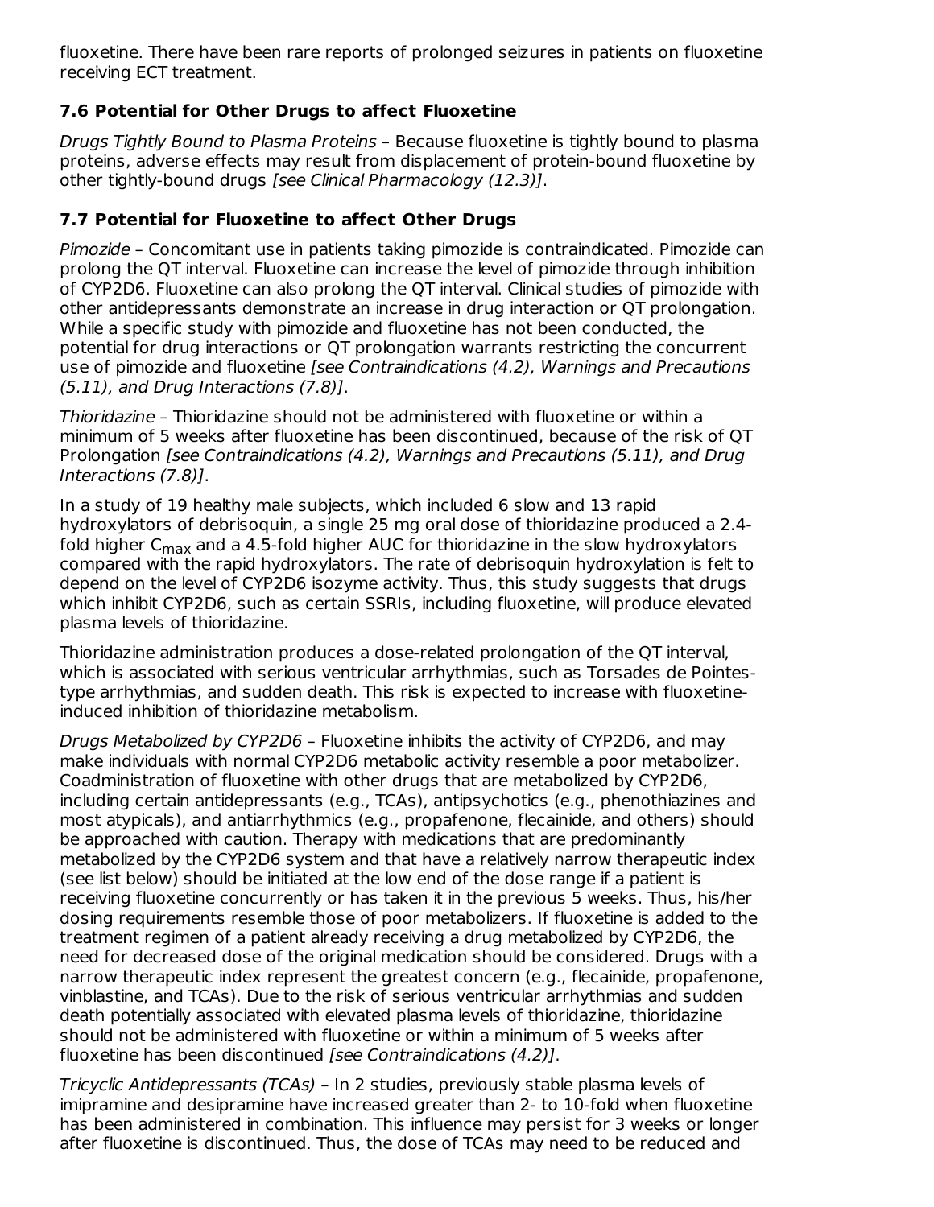fluoxetine. There have been rare reports of prolonged seizures in patients on fluoxetine receiving ECT treatment.

### 7.6 Potential for Other Drugs to affect Fluoxetine

*Drugs Tightly Bound to Plasma Proteins* – Because fluoxetine is tightly bound to plasma proteins, adverse effects may result from displacement of protein-bound fluoxetine by other tightly-bound drugs *[see Clinical Pharmacology (12.3)]*.

### 7.7 Potential for Fluoxetine to affect Other Drugs

*Pimozide* – Concomitant use in patients taking pimozide is contraindicated. Pimozide can prolong the QT interval. Fluoxetine can increase the level of pimozide through inhibition of CYP2D6. Fluoxetine can also prolong the QT interval. Clinical studies of pimozide with other antidepressants demonstrate an increase in drug interaction or QT prolongation. While a specific study with pimozide and fluoxetine has not been conducted, the potential for drug interactions or QT prolongation warrants restricting the concurrent use of pimozide and fluoxetine *[see Contraindications (4.2), Warnings and Precautions (5.11), and Drug Interactions (7.8)]*.

*Thioridazine* – Thioridazine should not be administered with fluoxetine or within a minimum of 5 weeks after fluoxetine has been discontinued, because of the risk of QT Prolongation *[see Contraindications (4.2), Warnings and Precautions (5.11), and Drug Interactions (7.8)]*.

In a study of 19 healthy male subjects, which included 6 slow and 13 rapid hydroxylators of debrisoquin, a single 25 mg oral dose of thioridazine produced a 2.4-fold higher $C_{max}$ and a 4.5-fold higher AUC for thioridazine in the slow hydroxylators compared with the rapid hydroxylators. The rate of debrisoquin hydroxylation is felt to depend on the level of CYP2D6 isozyme activity. Thus, this study suggests that drugs which inhibit CYP2D6, such as certain SSRIs, including fluoxetine, will produce elevated plasma levels of thioridazine.

Thioridazine administration produces a dose-related prolongation of the QT interval, which is associated with serious ventricular arrhythmias, such as Torsades de Pointes-type arrhythmias, and sudden death. This risk is expected to increase with fluoxetine-induced inhibition of thioridazine metabolism.

*Drugs Metabolized by CYP2D6* – Fluoxetine inhibits the activity of CYP2D6, and may make individuals with normal CYP2D6 metabolic activity resemble a poor metabolizer. Coadministration of fluoxetine with other drugs that are metabolized by CYP2D6, including certain antidepressants (e.g., TCAs), antipsychotics (e.g., phenothiazines and most atypicals), and antiarrhythmics (e.g., propafenone, flecainide, and others) should be approached with caution. Therapy with medications that are predominantly metabolized by the CYP2D6 system and that have a relatively narrow therapeutic index (see list below) should be initiated at the low end of the dose range if a patient is receiving fluoxetine concurrently or has taken it in the previous 5 weeks. Thus, his/her dosing requirements resemble those of poor metabolizers. If fluoxetine is added to the treatment regimen of a patient already receiving a drug metabolized by CYP2D6, the need for decreased dose of the original medication should be considered. Drugs with a narrow therapeutic index represent the greatest concern (e.g., flecainide, propafenone, vinblastine, and TCAs). Due to the risk of serious ventricular arrhythmias and sudden death potentially associated with elevated plasma levels of thioridazine, thioridazine should not be administered with fluoxetine or within a minimum of 5 weeks after fluoxetine has been discontinued *[see Contraindications (4.2)]*.

*Tricyclic Antidepressants (TCAs)* – In 2 studies, previously stable plasma levels of imipramine and desipramine have increased greater than 2- to 10-fold when fluoxetine has been administered in combination. This influence may persist for 3 weeks or longer after fluoxetine is discontinued. Thus, the dose of TCAs may need to be reduced and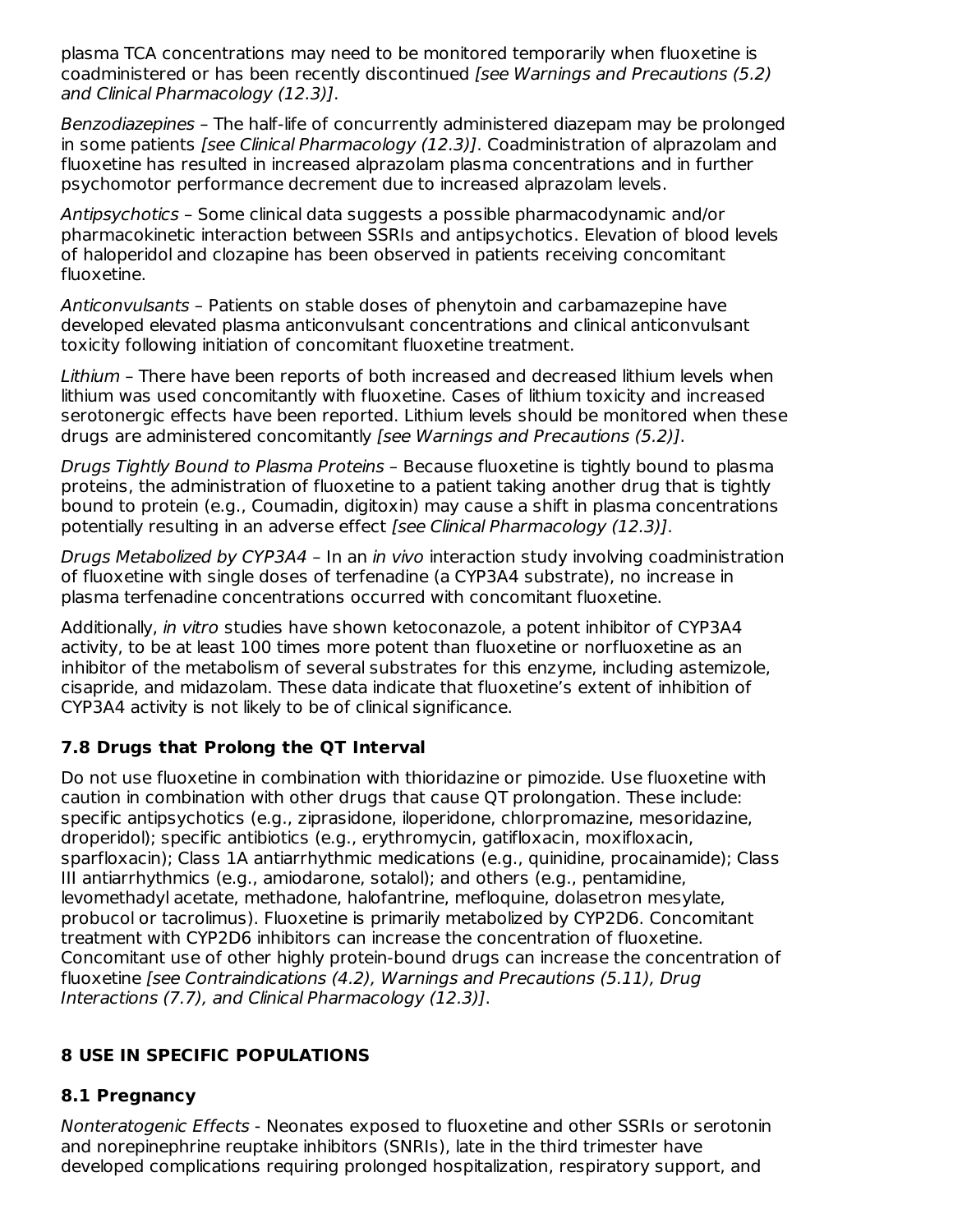plasma TCA concentrations may need to be monitored temporarily when fluoxetine is coadministered or has been recently discontinued *[see Warnings and Precautions (5.2) and Clinical Pharmacology (12.3)]*.

*Benzodiazepines* – The half-life of concurrently administered diazepam may be prolonged in some patients *[see Clinical Pharmacology (12.3)]*. Coadministration of alprazolam and fluoxetine has resulted in increased alprazolam plasma concentrations and in further psychomotor performance decrement due to increased alprazolam levels.

*Antipsychotics* – Some clinical data suggests a possible pharmacodynamic and/or pharmacokinetic interaction between SSRIs and antipsychotics. Elevation of blood levels of haloperidol and clozapine has been observed in patients receiving concomitant fluoxetine.

*Anticonvulsants* – Patients on stable doses of phenytoin and carbamazepine have developed elevated plasma anticonvulsant concentrations and clinical anticonvulsant toxicity following initiation of concomitant fluoxetine treatment.

*Lithium* – There have been reports of both increased and decreased lithium levels when lithium was used concomitantly with fluoxetine. Cases of lithium toxicity and increased serotonergic effects have been reported. Lithium levels should be monitored when these drugs are administered concomitantly *[see Warnings and Precautions (5.2)]*.

*Drugs Tightly Bound to Plasma Proteins* – Because fluoxetine is tightly bound to plasma proteins, the administration of fluoxetine to a patient taking another drug that is tightly bound to protein (e.g., Coumadin, digitoxin) may cause a shift in plasma concentrations potentially resulting in an adverse effect *[see Clinical Pharmacology (12.3)]*.

*Drugs Metabolized by CYP3A4* – In an *in vivo* interaction study involving coadministration of fluoxetine with single doses of terfenadine (a CYP3A4 substrate), no increase in plasma terfenadine concentrations occurred with concomitant fluoxetine.

Additionally, *in vitro* studies have shown ketoconazole, a potent inhibitor of CYP3A4 activity, to be at least 100 times more potent than fluoxetine or norfluoxetine as an inhibitor of the metabolism of several substrates for this enzyme, including astemizole, cisapride, and midazolam. These data indicate that fluoxetine's extent of inhibition of CYP3A4 activity is not likely to be of clinical significance.

### 7.8 Drugs that Prolong the QT Interval

Do not use fluoxetine in combination with thioridazine or pimozide. Use fluoxetine with caution in combination with other drugs that cause QT prolongation. These include: specific antipsychotics (e.g., ziprasidone, iloperidone, chlorpromazine, mesoridazine, droperidol); specific antibiotics (e.g., erythromycin, gatifloxacin, moxifloxacin, sparfloxacin); Class 1A antiarrhythmic medications (e.g., quinidine, procainamide); Class III antiarrhythmics (e.g., amiodarone, sotalol); and others (e.g., pentamidine, levomethadyl acetate, methadone, halofantrine, mefloquine, dolasetron mesylate, probucol or tacrolimus). Fluoxetine is primarily metabolized by CYP2D6. Concomitant treatment with CYP2D6 inhibitors can increase the concentration of fluoxetine. Concomitant use of other highly protein-bound drugs can increase the concentration of fluoxetine *[see Contraindications (4.2), Warnings and Precautions (5.11), Drug Interactions (7.7), and Clinical Pharmacology (12.3)]*.

## 8 USE IN SPECIFIC POPULATIONS

### 8.1 Pregnancy

*Nonteratogenic Effects* - Neonates exposed to fluoxetine and other SSRIs or serotonin and norepinephrine reuptake inhibitors (SNRIs), late in the third trimester have developed complications requiring prolonged hospitalization, respiratory support, and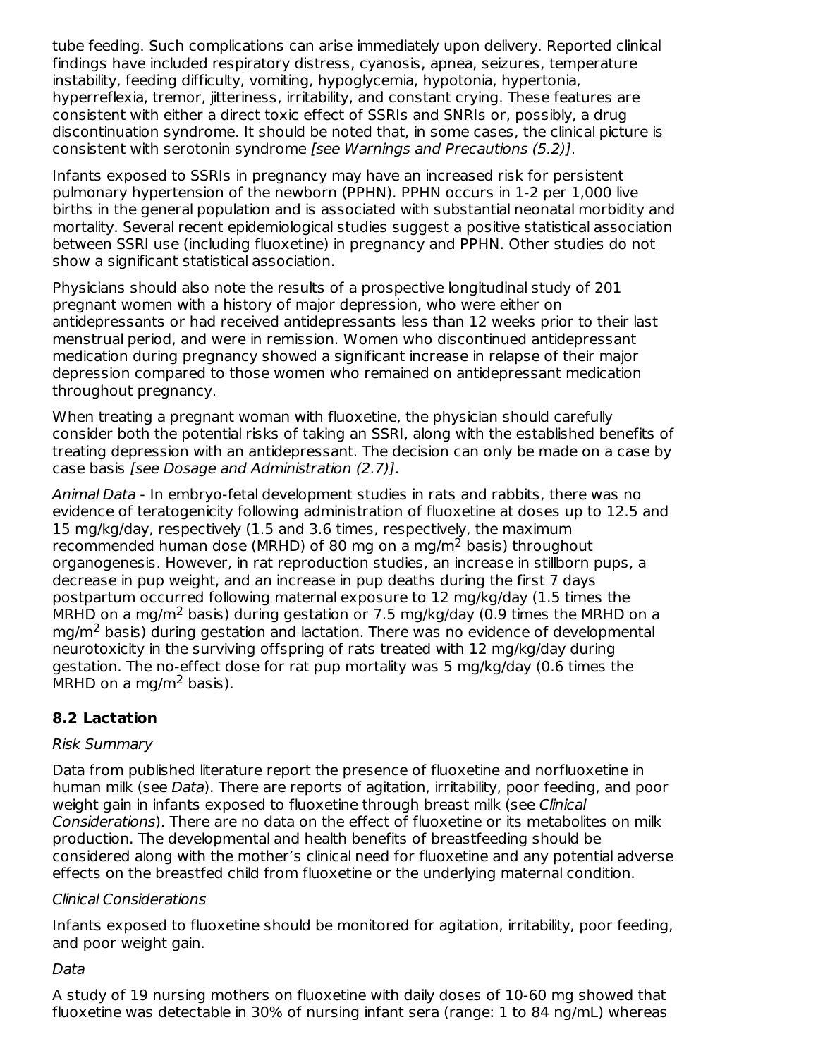tube feeding. Such complications can arise immediately upon delivery. Reported clinical findings have included respiratory distress, cyanosis, apnea, seizures, temperature instability, feeding difficulty, vomiting, hypoglycemia, hypotonia, hypertonia, hyperreflexia, tremor, jitteriness, irritability, and constant crying. These features are consistent with either a direct toxic effect of SSRIs and SNRIs or, possibly, a drug discontinuation syndrome. It should be noted that, in some cases, the clinical picture is consistent with serotonin syndrome *[see Warnings and Precautions (5.2)]*.

Infants exposed to SSRIs in pregnancy may have an increased risk for persistent pulmonary hypertension of the newborn (PPHN). PPHN occurs in 1-2 per 1,000 live births in the general population and is associated with substantial neonatal morbidity and mortality. Several recent epidemiological studies suggest a positive statistical association between SSRI use (including fluoxetine) in pregnancy and PPHN. Other studies do not show a significant statistical association.

Physicians should also note the results of a prospective longitudinal study of 201 pregnant women with a history of major depression, who were either on antidepressants or had received antidepressants less than 12 weeks prior to their last menstrual period, and were in remission. Women who discontinued antidepressant medication during pregnancy showed a significant increase in relapse of their major depression compared to those women who remained on antidepressant medication throughout pregnancy.

When treating a pregnant woman with fluoxetine, the physician should carefully consider both the potential risks of taking an SSRI, along with the established benefits of treating depression with an antidepressant. The decision can only be made on a case by case basis *[see Dosage and Administration (2.7)]*.

*Animal Data* - In embryo-fetal development studies in rats and rabbits, there was no evidence of teratogenicity following administration of fluoxetine at doses up to 12.5 and 15 mg/kg/day, respectively (1.5 and 3.6 times, respectively, the maximum recommended human dose (MRHD) of 80 mg on a mg/m$^2$ basis) throughout organogenesis. However, in rat reproduction studies, an increase in stillborn pups, a decrease in pup weight, and an increase in pup deaths during the first 7 days postpartum occurred following maternal exposure to 12 mg/kg/day (1.5 times the MRHD on a mg/m$^2$ basis) during gestation or 7.5 mg/kg/day (0.9 times the MRHD on a mg/m$^2$ basis) during gestation and lactation. There was no evidence of developmental neurotoxicity in the surviving offspring of rats treated with 12 mg/kg/day during gestation. The no-effect dose for rat pup mortality was 5 mg/kg/day (0.6 times the MRHD on a mg/m$^2$ basis).

### 8.2 Lactation

*Risk Summary*

Data from published literature report the presence of fluoxetine and norfluoxetine in human milk (see *Data*). There are reports of agitation, irritability, poor feeding, and poor weight gain in infants exposed to fluoxetine through breast milk (see *Clinical Considerations*). There are no data on the effect of fluoxetine or its metabolites on milk production. The developmental and health benefits of breastfeeding should be considered along with the mother's clinical need for fluoxetine and any potential adverse effects on the breastfed child from fluoxetine or the underlying maternal condition.

*Clinical Considerations*

Infants exposed to fluoxetine should be monitored for agitation, irritability, poor feeding, and poor weight gain.

*Data*

A study of 19 nursing mothers on fluoxetine with daily doses of 10-60 mg showed that fluoxetine was detectable in 30% of nursing infant sera (range: 1 to 84 ng/mL) whereas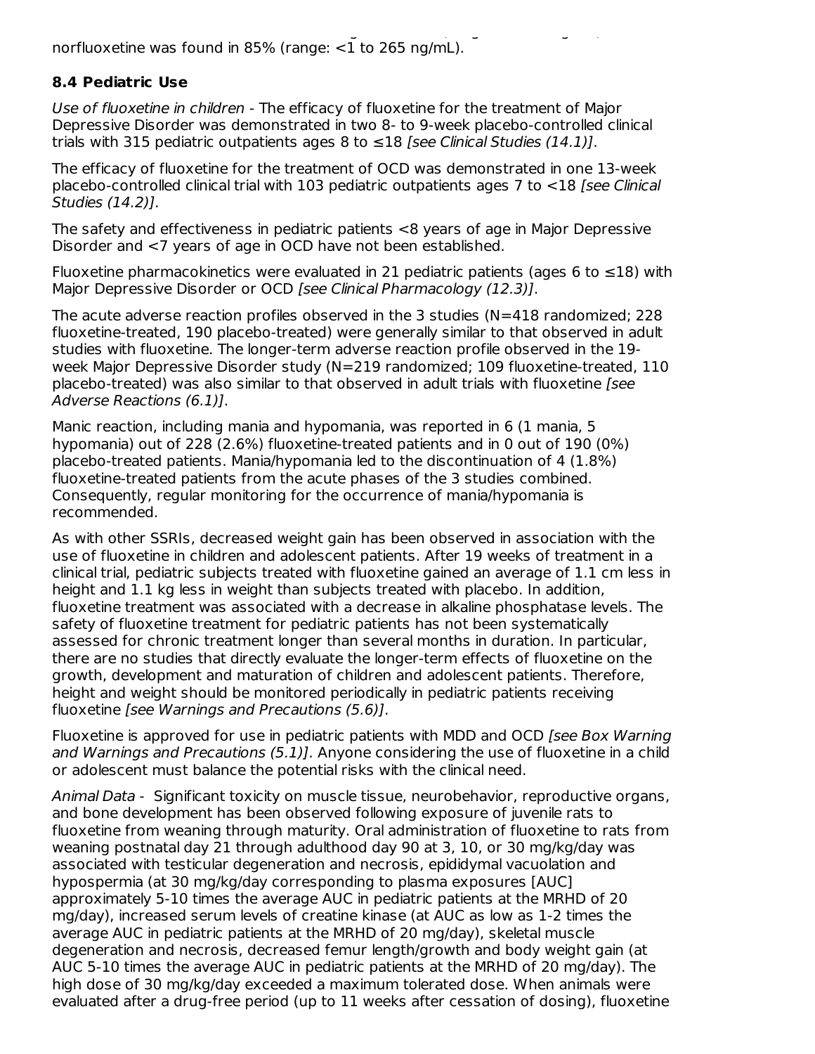norfluoxetine was found in 85% (range: <1 to 265 ng/mL).

### 8.4 Pediatric Use

*Use of fluoxetine in children* - The efficacy of fluoxetine for the treatment of Major Depressive Disorder was demonstrated in two 8- to 9-week placebo-controlled clinical trials with 315 pediatric outpatients ages 8 to ≤18 *[see Clinical Studies (14.1)]*.

The efficacy of fluoxetine for the treatment of OCD was demonstrated in one 13-week placebo-controlled clinical trial with 103 pediatric outpatients ages 7 to <18 *[see Clinical Studies (14.2)]*.

The safety and effectiveness in pediatric patients <8 years of age in Major Depressive Disorder and <7 years of age in OCD have not been established.

Fluoxetine pharmacokinetics were evaluated in 21 pediatric patients (ages 6 to ≤18) with Major Depressive Disorder or OCD *[see Clinical Pharmacology (12.3)]*.

The acute adverse reaction profiles observed in the 3 studies (N=418 randomized; 228 fluoxetine-treated, 190 placebo-treated) were generally similar to that observed in adult studies with fluoxetine. The longer-term adverse reaction profile observed in the 19-week Major Depressive Disorder study (N=219 randomized; 109 fluoxetine-treated, 110 placebo-treated) was also similar to that observed in adult trials with fluoxetine *[see Adverse Reactions (6.1)]*.

Manic reaction, including mania and hypomania, was reported in 6 (1 mania, 5 hypomania) out of 228 (2.6%) fluoxetine-treated patients and in 0 out of 190 (0%) placebo-treated patients. Mania/hypomania led to the discontinuation of 4 (1.8%) fluoxetine-treated patients from the acute phases of the 3 studies combined. Consequently, regular monitoring for the occurrence of mania/hypomania is recommended.

As with other SSRIs, decreased weight gain has been observed in association with the use of fluoxetine in children and adolescent patients. After 19 weeks of treatment in a clinical trial, pediatric subjects treated with fluoxetine gained an average of 1.1 cm less in height and 1.1 kg less in weight than subjects treated with placebo. In addition, fluoxetine treatment was associated with a decrease in alkaline phosphatase levels. The safety of fluoxetine treatment for pediatric patients has not been systematically assessed for chronic treatment longer than several months in duration. In particular, there are no studies that directly evaluate the longer-term effects of fluoxetine on the growth, development and maturation of children and adolescent patients. Therefore, height and weight should be monitored periodically in pediatric patients receiving fluoxetine *[see Warnings and Precautions (5.6)]*.

Fluoxetine is approved for use in pediatric patients with MDD and OCD *[see Box Warning and Warnings and Precautions (5.1)]*. Anyone considering the use of fluoxetine in a child or adolescent must balance the potential risks with the clinical need.

*Animal Data* - Significant toxicity on muscle tissue, neurobehavior, reproductive organs, and bone development has been observed following exposure of juvenile rats to fluoxetine from weaning through maturity. Oral administration of fluoxetine to rats from weaning postnatal day 21 through adulthood day 90 at 3, 10, or 30 mg/kg/day was associated with testicular degeneration and necrosis, epididymal vacuolation and hypospermia (at 30 mg/kg/day corresponding to plasma exposures [AUC] approximately 5-10 times the average AUC in pediatric patients at the MRHD of 20 mg/day), increased serum levels of creatine kinase (at AUC as low as 1-2 times the average AUC in pediatric patients at the MRHD of 20 mg/day), skeletal muscle degeneration and necrosis, decreased femur length/growth and body weight gain (at AUC 5-10 times the average AUC in pediatric patients at the MRHD of 20 mg/day). The high dose of 30 mg/kg/day exceeded a maximum tolerated dose. When animals were evaluated after a drug-free period (up to 11 weeks after cessation of dosing), fluoxetine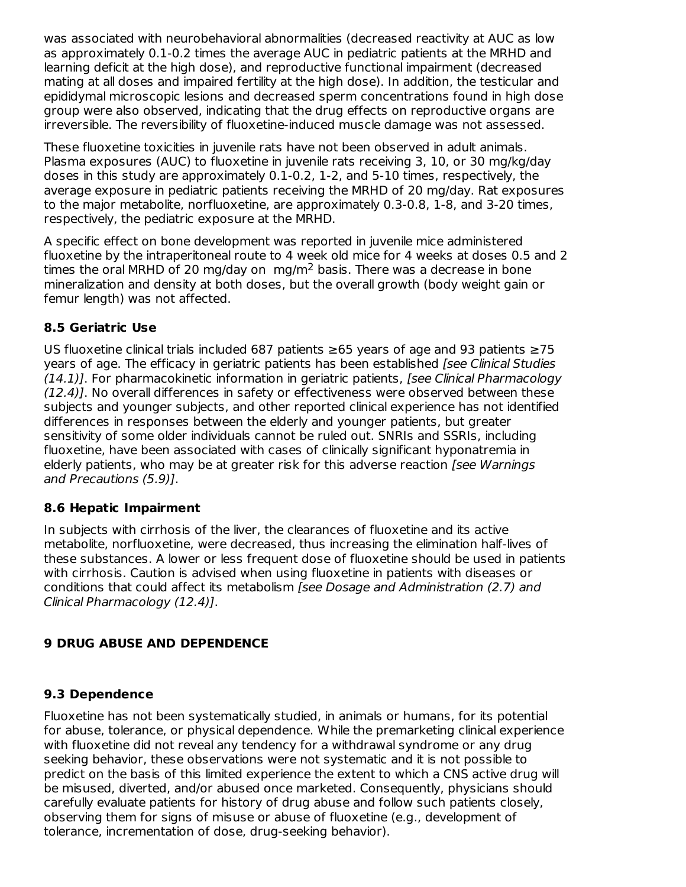was associated with neurobehavioral abnormalities (decreased reactivity at AUC as low as approximately 0.1-0.2 times the average AUC in pediatric patients at the MRHD and learning deficit at the high dose), and reproductive functional impairment (decreased mating at all doses and impaired fertility at the high dose). In addition, the testicular and epididymal microscopic lesions and decreased sperm concentrations found in high dose group were also observed, indicating that the drug effects on reproductive organs are irreversible. The reversibility of fluoxetine-induced muscle damage was not assessed.

These fluoxetine toxicities in juvenile rats have not been observed in adult animals. Plasma exposures (AUC) to fluoxetine in juvenile rats receiving 3, 10, or 30 mg/kg/day doses in this study are approximately 0.1-0.2, 1-2, and 5-10 times, respectively, the average exposure in pediatric patients receiving the MRHD of 20 mg/day. Rat exposures to the major metabolite, norfluoxetine, are approximately 0.3-0.8, 1-8, and 3-20 times, respectively, the pediatric exposure at the MRHD.

A specific effect on bone development was reported in juvenile mice administered fluoxetine by the intraperitoneal route to 4 week old mice for 4 weeks at doses 0.5 and 2 times the oral MRHD of 20 mg/day on $mg/m^2$ basis. There was a decrease in bone mineralization and density at both doses, but the overall growth (body weight gain or femur length) was not affected.

### 8.5 Geriatric Use

US fluoxetine clinical trials included 687 patients ≥65 years of age and 93 patients ≥75 years of age. The efficacy in geriatric patients has been established *[see Clinical Studies (14.1)]*. For pharmacokinetic information in geriatric patients, *[see Clinical Pharmacology (12.4)]*. No overall differences in safety or effectiveness were observed between these subjects and younger subjects, and other reported clinical experience has not identified differences in responses between the elderly and younger patients, but greater sensitivity of some older individuals cannot be ruled out. SNRIs and SSRIs, including fluoxetine, have been associated with cases of clinically significant hyponatremia in elderly patients, who may be at greater risk for this adverse reaction *[see Warnings and Precautions (5.9)]*.

### 8.6 Hepatic Impairment

In subjects with cirrhosis of the liver, the clearances of fluoxetine and its active metabolite, norfluoxetine, were decreased, thus increasing the elimination half-lives of these substances. A lower or less frequent dose of fluoxetine should be used in patients with cirrhosis. Caution is advised when using fluoxetine in patients with diseases or conditions that could affect its metabolism *[see Dosage and Administration (2.7) and Clinical Pharmacology (12.4)]*.

## 9 DRUG ABUSE AND DEPENDENCE

### 9.3 Dependence

Fluoxetine has not been systematically studied, in animals or humans, for its potential for abuse, tolerance, or physical dependence. While the premarketing clinical experience with fluoxetine did not reveal any tendency for a withdrawal syndrome or any drug seeking behavior, these observations were not systematic and it is not possible to predict on the basis of this limited experience the extent to which a CNS active drug will be misused, diverted, and/or abused once marketed. Consequently, physicians should carefully evaluate patients for history of drug abuse and follow such patients closely, observing them for signs of misuse or abuse of fluoxetine (e.g., development of tolerance, incrementation of dose, drug-seeking behavior).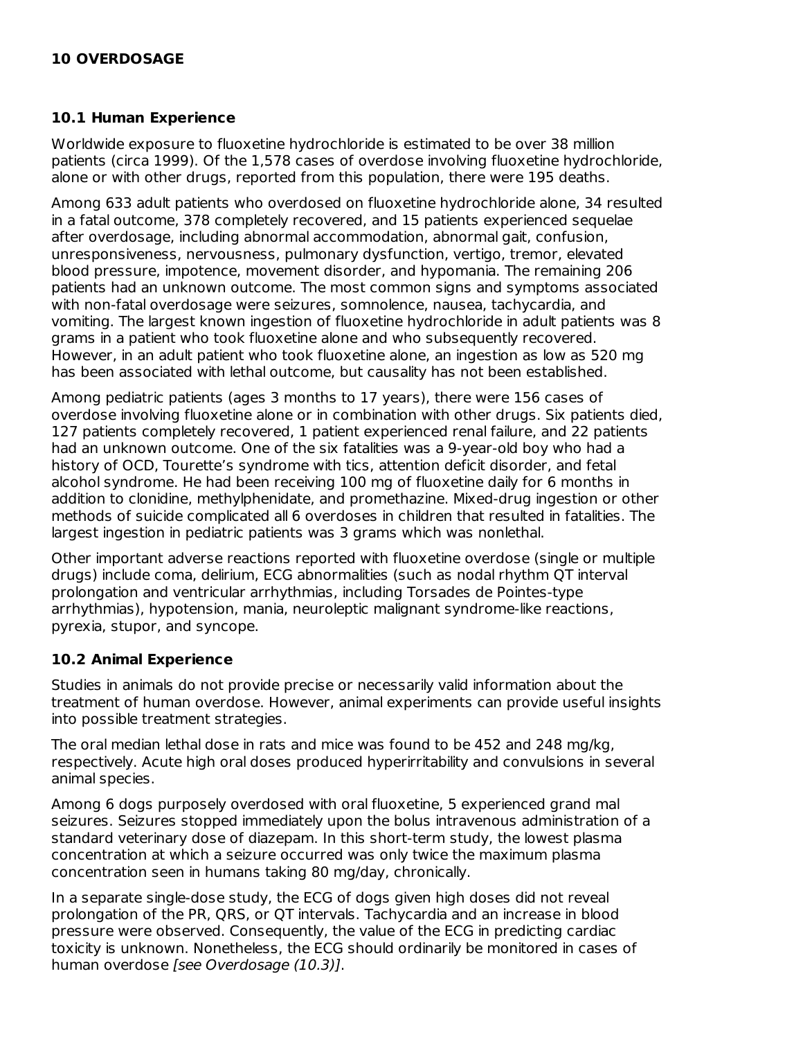## 10 OVERDOSAGE

### 10.1 Human Experience

Worldwide exposure to fluoxetine hydrochloride is estimated to be over 38 million patients (circa 1999). Of the 1,578 cases of overdose involving fluoxetine hydrochloride, alone or with other drugs, reported from this population, there were 195 deaths.

Among 633 adult patients who overdosed on fluoxetine hydrochloride alone, 34 resulted in a fatal outcome, 378 completely recovered, and 15 patients experienced sequelae after overdosage, including abnormal accommodation, abnormal gait, confusion, unresponsiveness, nervousness, pulmonary dysfunction, vertigo, tremor, elevated blood pressure, impotence, movement disorder, and hypomania. The remaining 206 patients had an unknown outcome. The most common signs and symptoms associated with non-fatal overdosage were seizures, somnolence, nausea, tachycardia, and vomiting. The largest known ingestion of fluoxetine hydrochloride in adult patients was 8 grams in a patient who took fluoxetine alone and who subsequently recovered. However, in an adult patient who took fluoxetine alone, an ingestion as low as 520 mg has been associated with lethal outcome, but causality has not been established.

Among pediatric patients (ages 3 months to 17 years), there were 156 cases of overdose involving fluoxetine alone or in combination with other drugs. Six patients died, 127 patients completely recovered, 1 patient experienced renal failure, and 22 patients had an unknown outcome. One of the six fatalities was a 9-year-old boy who had a history of OCD, Tourette's syndrome with tics, attention deficit disorder, and fetal alcohol syndrome. He had been receiving 100 mg of fluoxetine daily for 6 months in addition to clonidine, methylphenidate, and promethazine. Mixed-drug ingestion or other methods of suicide complicated all 6 overdoses in children that resulted in fatalities. The largest ingestion in pediatric patients was 3 grams which was nonlethal.

Other important adverse reactions reported with fluoxetine overdose (single or multiple drugs) include coma, delirium, ECG abnormalities (such as nodal rhythm QT interval prolongation and ventricular arrhythmias, including Torsades de Pointes-type arrhythmias), hypotension, mania, neuroleptic malignant syndrome-like reactions, pyrexia, stupor, and syncope.

### 10.2 Animal Experience

Studies in animals do not provide precise or necessarily valid information about the treatment of human overdose. However, animal experiments can provide useful insights into possible treatment strategies.

The oral median lethal dose in rats and mice was found to be 452 and 248 mg/kg, respectively. Acute high oral doses produced hyperirritability and convulsions in several animal species.

Among 6 dogs purposely overdosed with oral fluoxetine, 5 experienced grand mal seizures. Seizures stopped immediately upon the bolus intravenous administration of a standard veterinary dose of diazepam. In this short-term study, the lowest plasma concentration at which a seizure occurred was only twice the maximum plasma concentration seen in humans taking 80 mg/day, chronically.

In a separate single-dose study, the ECG of dogs given high doses did not reveal prolongation of the PR, QRS, or QT intervals. Tachycardia and an increase in blood pressure were observed. Consequently, the value of the ECG in predicting cardiac toxicity is unknown. Nonetheless, the ECG should ordinarily be monitored in cases of human overdose *[see Overdosage (10.3)]*.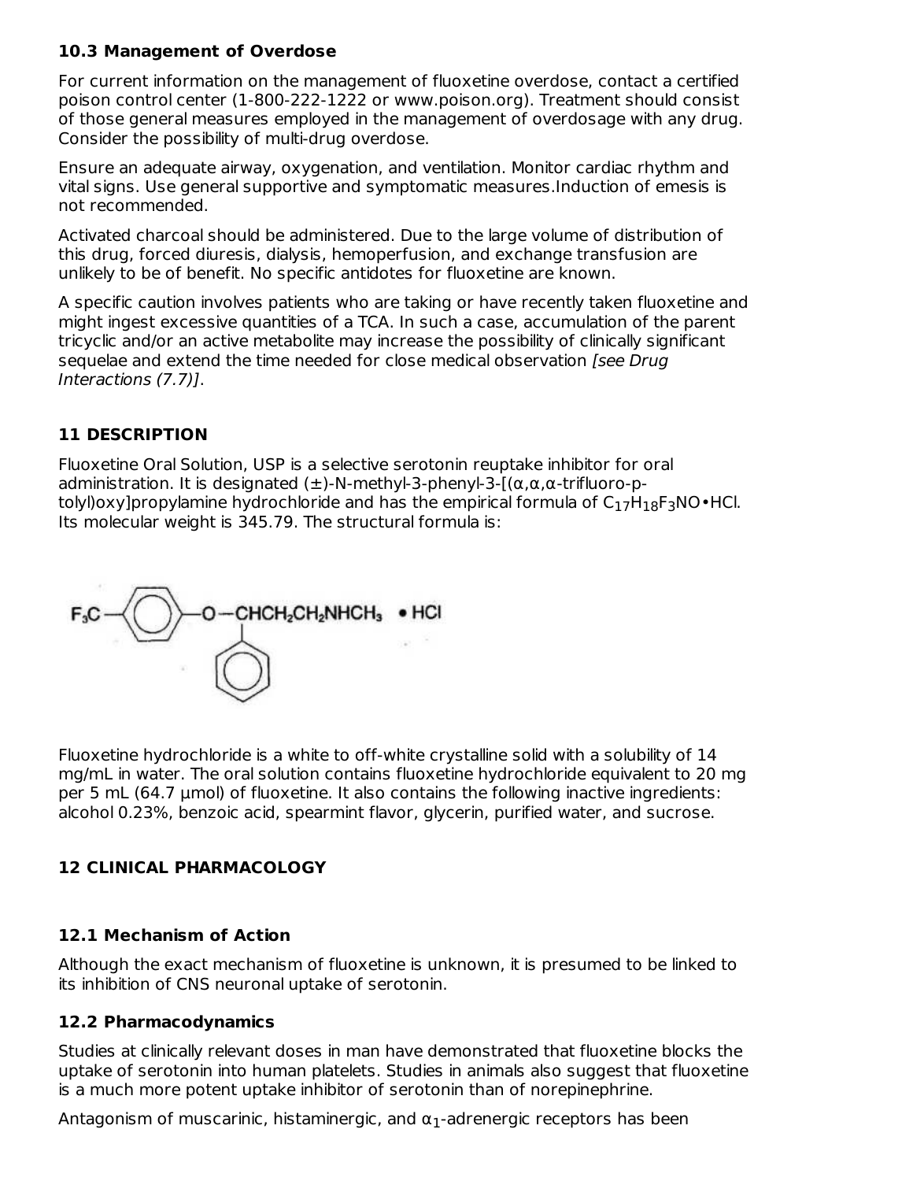### 10.3 Management of Overdose

For current information on the management of fluoxetine overdose, contact a certified poison control center (1-800-222-1222 or www.poison.org). Treatment should consist of those general measures employed in the management of overdosage with any drug. Consider the possibility of multi-drug overdose.

Ensure an adequate airway, oxygenation, and ventilation. Monitor cardiac rhythm and vital signs. Use general supportive and symptomatic measures.Induction of emesis is not recommended.

Activated charcoal should be administered. Due to the large volume of distribution of this drug, forced diuresis, dialysis, hemoperfusion, and exchange transfusion are unlikely to be of benefit. No specific antidotes for fluoxetine are known.

A specific caution involves patients who are taking or have recently taken fluoxetine and might ingest excessive quantities of a TCA. In such a case, accumulation of the parent tricyclic and/or an active metabolite may increase the possibility of clinically significant sequelae and extend the time needed for close medical observation *[see Drug Interactions (7.7)]*.

## 11 DESCRIPTION

Fluoxetine Oral Solution, USP is a selective serotonin reuptake inhibitor for oral administration. It is designated (±)-N-methyl-3-phenyl-3-[(α,α,α-trifluoro-p-tolyl)oxy]propylamine hydrochloride and has the empirical formula of $C_{17}H_{18}F_3NO$•HCl. Its molecular weight is 345.79. The structural formula is:

$F_3C$–(C6H4)–O–$CHCH_2CH_2NHCH_3$ •HCl (with phenyl substituent on CH)

Fluoxetine hydrochloride is a white to off-white crystalline solid with a solubility of 14 mg/mL in water. The oral solution contains fluoxetine hydrochloride equivalent to 20 mg per 5 mL (64.7 µmol) of fluoxetine. It also contains the following inactive ingredients: alcohol 0.23%, benzoic acid, spearmint flavor, glycerin, purified water, and sucrose.

## 12 CLINICAL PHARMACOLOGY

### 12.1 Mechanism of Action

Although the exact mechanism of fluoxetine is unknown, it is presumed to be linked to its inhibition of CNS neuronal uptake of serotonin.

### 12.2 Pharmacodynamics

Studies at clinically relevant doses in man have demonstrated that fluoxetine blocks the uptake of serotonin into human platelets. Studies in animals also suggest that fluoxetine is a much more potent uptake inhibitor of serotonin than of norepinephrine.

Antagonism of muscarinic, histaminergic, and $\alpha_1$-adrenergic receptors has been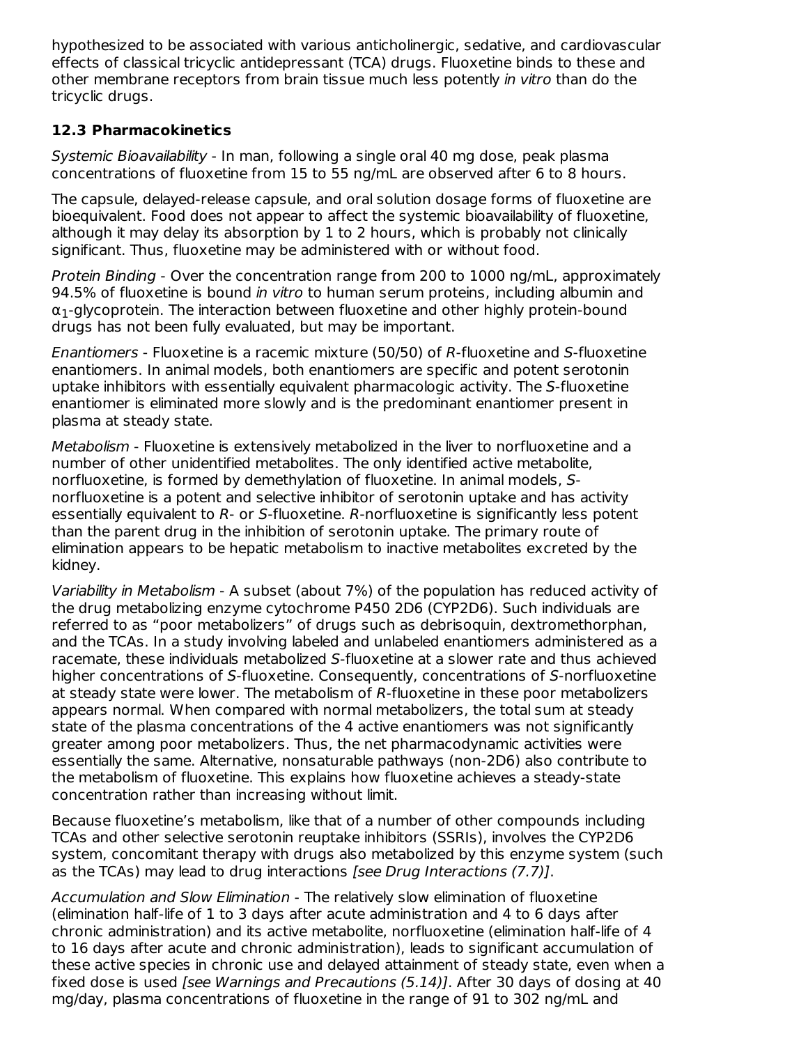hypothesized to be associated with various anticholinergic, sedative, and cardiovascular effects of classical tricyclic antidepressant (TCA) drugs. Fluoxetine binds to these and other membrane receptors from brain tissue much less potently *in vitro* than do the tricyclic drugs.

### 12.3 Pharmacokinetics

*Systemic Bioavailability* - In man, following a single oral 40 mg dose, peak plasma concentrations of fluoxetine from 15 to 55 ng/mL are observed after 6 to 8 hours.

The capsule, delayed-release capsule, and oral solution dosage forms of fluoxetine are bioequivalent. Food does not appear to affect the systemic bioavailability of fluoxetine, although it may delay its absorption by 1 to 2 hours, which is probably not clinically significant. Thus, fluoxetine may be administered with or without food.

*Protein Binding* - Over the concentration range from 200 to 1000 ng/mL, approximately 94.5% of fluoxetine is bound *in vitro* to human serum proteins, including albumin and $\alpha_1$-glycoprotein. The interaction between fluoxetine and other highly protein-bound drugs has not been fully evaluated, but may be important.

*Enantiomers* - Fluoxetine is a racemic mixture (50/50) of *R*-fluoxetine and *S*-fluoxetine enantiomers. In animal models, both enantiomers are specific and potent serotonin uptake inhibitors with essentially equivalent pharmacologic activity. The *S*-fluoxetine enantiomer is eliminated more slowly and is the predominant enantiomer present in plasma at steady state.

*Metabolism* - Fluoxetine is extensively metabolized in the liver to norfluoxetine and a number of other unidentified metabolites. The only identified active metabolite, norfluoxetine, is formed by demethylation of fluoxetine. In animal models, *S*-norfluoxetine is a potent and selective inhibitor of serotonin uptake and has activity essentially equivalent to *R*- or *S*-fluoxetine. *R*-norfluoxetine is significantly less potent than the parent drug in the inhibition of serotonin uptake. The primary route of elimination appears to be hepatic metabolism to inactive metabolites excreted by the kidney.

*Variability in Metabolism* - A subset (about 7%) of the population has reduced activity of the drug metabolizing enzyme cytochrome P450 2D6 (CYP2D6). Such individuals are referred to as “poor metabolizers” of drugs such as debrisoquin, dextromethorphan, and the TCAs. In a study involving labeled and unlabeled enantiomers administered as a racemate, these individuals metabolized *S*-fluoxetine at a slower rate and thus achieved higher concentrations of *S*-fluoxetine. Consequently, concentrations of *S*-norfluoxetine at steady state were lower. The metabolism of *R*-fluoxetine in these poor metabolizers appears normal. When compared with normal metabolizers, the total sum at steady state of the plasma concentrations of the 4 active enantiomers was not significantly greater among poor metabolizers. Thus, the net pharmacodynamic activities were essentially the same. Alternative, nonsaturable pathways (non-2D6) also contribute to the metabolism of fluoxetine. This explains how fluoxetine achieves a steady-state concentration rather than increasing without limit.

Because fluoxetine’s metabolism, like that of a number of other compounds including TCAs and other selective serotonin reuptake inhibitors (SSRIs), involves the CYP2D6 system, concomitant therapy with drugs also metabolized by this enzyme system (such as the TCAs) may lead to drug interactions *[see Drug Interactions (7.7)]*.

*Accumulation and Slow Elimination* - The relatively slow elimination of fluoxetine (elimination half-life of 1 to 3 days after acute administration and 4 to 6 days after chronic administration) and its active metabolite, norfluoxetine (elimination half-life of 4 to 16 days after acute and chronic administration), leads to significant accumulation of these active species in chronic use and delayed attainment of steady state, even when a fixed dose is used *[see Warnings and Precautions (5.14)]*. After 30 days of dosing at 40 mg/day, plasma concentrations of fluoxetine in the range of 91 to 302 ng/mL and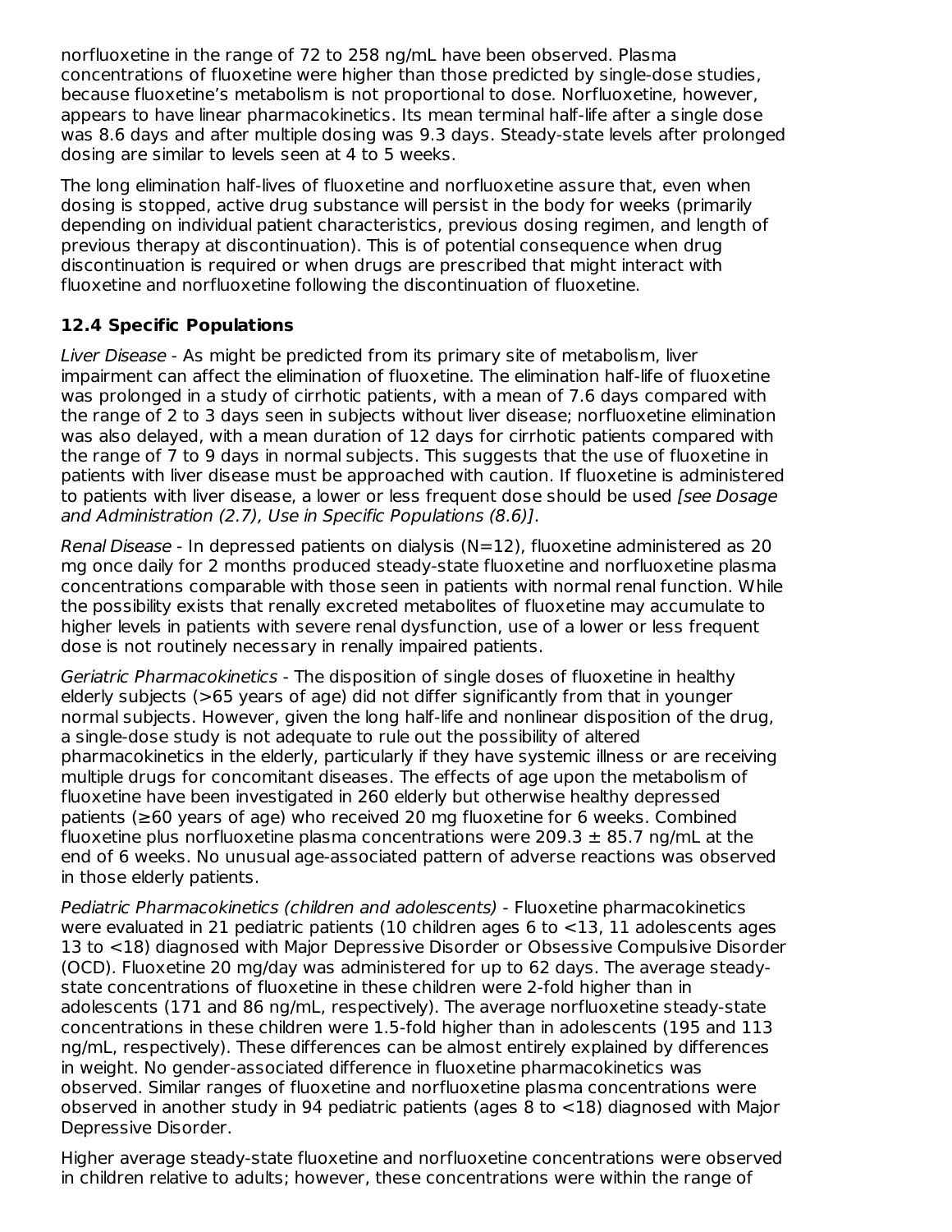norfluoxetine in the range of 72 to 258 ng/mL have been observed. Plasma concentrations of fluoxetine were higher than those predicted by single-dose studies, because fluoxetine's metabolism is not proportional to dose. Norfluoxetine, however, appears to have linear pharmacokinetics. Its mean terminal half-life after a single dose was 8.6 days and after multiple dosing was 9.3 days. Steady-state levels after prolonged dosing are similar to levels seen at 4 to 5 weeks.

The long elimination half-lives of fluoxetine and norfluoxetine assure that, even when dosing is stopped, active drug substance will persist in the body for weeks (primarily depending on individual patient characteristics, previous dosing regimen, and length of previous therapy at discontinuation). This is of potential consequence when drug discontinuation is required or when drugs are prescribed that might interact with fluoxetine and norfluoxetine following the discontinuation of fluoxetine.

### 12.4 Specific Populations

*Liver Disease* - As might be predicted from its primary site of metabolism, liver impairment can affect the elimination of fluoxetine. The elimination half-life of fluoxetine was prolonged in a study of cirrhotic patients, with a mean of 7.6 days compared with the range of 2 to 3 days seen in subjects without liver disease; norfluoxetine elimination was also delayed, with a mean duration of 12 days for cirrhotic patients compared with the range of 7 to 9 days in normal subjects. This suggests that the use of fluoxetine in patients with liver disease must be approached with caution. If fluoxetine is administered to patients with liver disease, a lower or less frequent dose should be used *[see Dosage and Administration (2.7), Use in Specific Populations (8.6)]*.

*Renal Disease* - In depressed patients on dialysis (N=12), fluoxetine administered as 20 mg once daily for 2 months produced steady-state fluoxetine and norfluoxetine plasma concentrations comparable with those seen in patients with normal renal function. While the possibility exists that renally excreted metabolites of fluoxetine may accumulate to higher levels in patients with severe renal dysfunction, use of a lower or less frequent dose is not routinely necessary in renally impaired patients.

*Geriatric Pharmacokinetics* - The disposition of single doses of fluoxetine in healthy elderly subjects (>65 years of age) did not differ significantly from that in younger normal subjects. However, given the long half-life and nonlinear disposition of the drug, a single-dose study is not adequate to rule out the possibility of altered pharmacokinetics in the elderly, particularly if they have systemic illness or are receiving multiple drugs for concomitant diseases. The effects of age upon the metabolism of fluoxetine have been investigated in 260 elderly but otherwise healthy depressed patients (≥60 years of age) who received 20 mg fluoxetine for 6 weeks. Combined fluoxetine plus norfluoxetine plasma concentrations were $209.3 \pm 85.7$ ng/mL at the end of 6 weeks. No unusual age-associated pattern of adverse reactions was observed in those elderly patients.

*Pediatric Pharmacokinetics (children and adolescents)* - Fluoxetine pharmacokinetics were evaluated in 21 pediatric patients (10 children ages 6 to <13, 11 adolescents ages 13 to <18) diagnosed with Major Depressive Disorder or Obsessive Compulsive Disorder (OCD). Fluoxetine 20 mg/day was administered for up to 62 days. The average steady-state concentrations of fluoxetine in these children were 2-fold higher than in adolescents (171 and 86 ng/mL, respectively). The average norfluoxetine steady-state concentrations in these children were 1.5-fold higher than in adolescents (195 and 113 ng/mL, respectively). These differences can be almost entirely explained by differences in weight. No gender-associated difference in fluoxetine pharmacokinetics was observed. Similar ranges of fluoxetine and norfluoxetine plasma concentrations were observed in another study in 94 pediatric patients (ages 8 to <18) diagnosed with Major Depressive Disorder.

Higher average steady-state fluoxetine and norfluoxetine concentrations were observed in children relative to adults; however, these concentrations were within the range of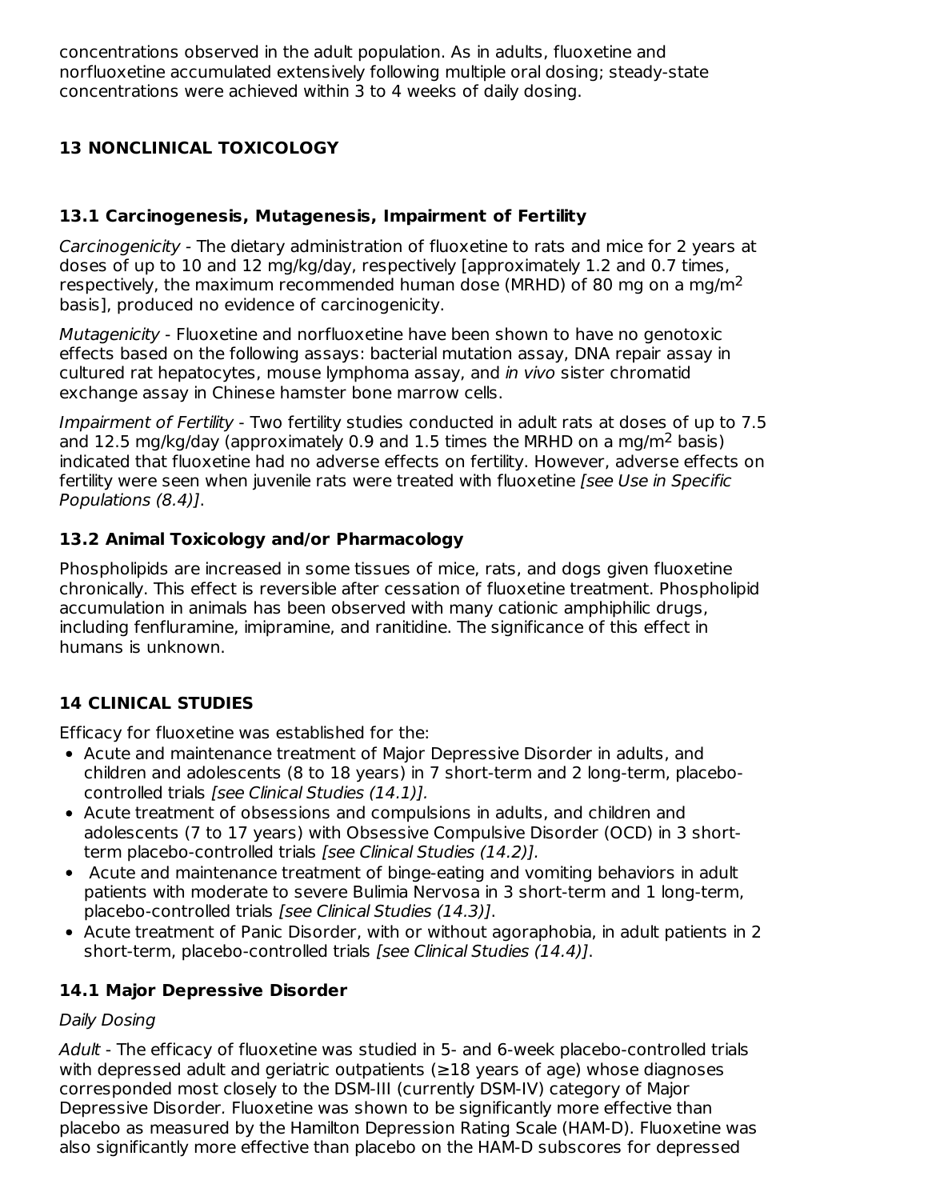concentrations observed in the adult population. As in adults, fluoxetine and norfluoxetine accumulated extensively following multiple oral dosing; steady-state concentrations were achieved within 3 to 4 weeks of daily dosing.

# 13 NONCLINICAL TOXICOLOGY

## 13.1 Carcinogenesis, Mutagenesis, Impairment of Fertility

*Carcinogenicity* - The dietary administration of fluoxetine to rats and mice for 2 years at doses of up to 10 and 12 mg/kg/day, respectively [approximately 1.2 and 0.7 times, respectively, the maximum recommended human dose (MRHD) of 80 mg on a mg/$m^2$ basis], produced no evidence of carcinogenicity.

*Mutagenicity* - Fluoxetine and norfluoxetine have been shown to have no genotoxic effects based on the following assays: bacterial mutation assay, DNA repair assay in cultured rat hepatocytes, mouse lymphoma assay, and *in vivo* sister chromatid exchange assay in Chinese hamster bone marrow cells.

*Impairment of Fertility* - Two fertility studies conducted in adult rats at doses of up to 7.5 and 12.5 mg/kg/day (approximately 0.9 and 1.5 times the MRHD on a mg/$m^2$ basis) indicated that fluoxetine had no adverse effects on fertility. However, adverse effects on fertility were seen when juvenile rats were treated with fluoxetine *[see Use in Specific Populations (8.4)]*.

## 13.2 Animal Toxicology and/or Pharmacology

Phospholipids are increased in some tissues of mice, rats, and dogs given fluoxetine chronically. This effect is reversible after cessation of fluoxetine treatment. Phospholipid accumulation in animals has been observed with many cationic amphiphilic drugs, including fenfluramine, imipramine, and ranitidine. The significance of this effect in humans is unknown.

# 14 CLINICAL STUDIES

Efficacy for fluoxetine was established for the:

- Acute and maintenance treatment of Major Depressive Disorder in adults, and children and adolescents (8 to 18 years) in 7 short-term and 2 long-term, placebo-controlled trials *[see Clinical Studies (14.1)].*
- Acute treatment of obsessions and compulsions in adults, and children and adolescents (7 to 17 years) with Obsessive Compulsive Disorder (OCD) in 3 short-term placebo-controlled trials *[see Clinical Studies (14.2)].*
- Acute and maintenance treatment of binge-eating and vomiting behaviors in adult patients with moderate to severe Bulimia Nervosa in 3 short-term and 1 long-term, placebo-controlled trials *[see Clinical Studies (14.3)]*.
- Acute treatment of Panic Disorder, with or without agoraphobia, in adult patients in 2 short-term, placebo-controlled trials *[see Clinical Studies (14.4)]*.

## 14.1 Major Depressive Disorder

*Daily Dosing*

*Adult* - The efficacy of fluoxetine was studied in 5- and 6-week placebo-controlled trials with depressed adult and geriatric outpatients (≥18 years of age) whose diagnoses corresponded most closely to the DSM-III (currently DSM-IV) category of Major Depressive Disorder. Fluoxetine was shown to be significantly more effective than placebo as measured by the Hamilton Depression Rating Scale (HAM-D). Fluoxetine was also significantly more effective than placebo on the HAM-D subscores for depressed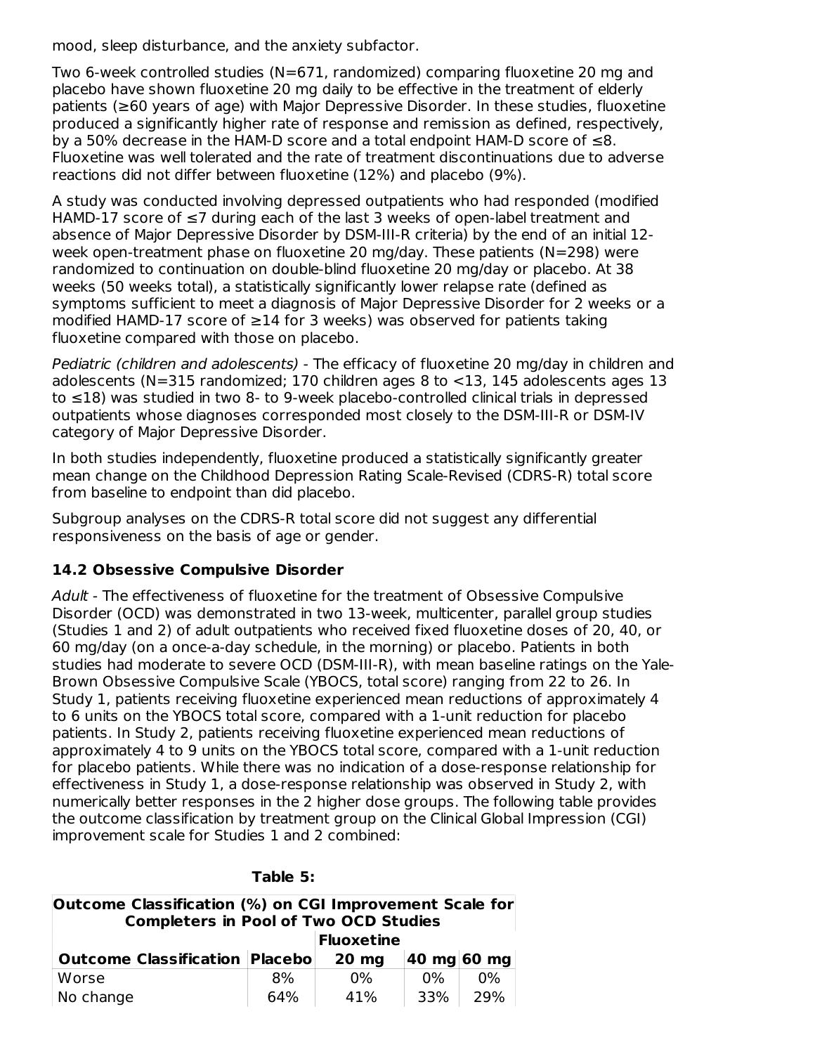mood, sleep disturbance, and the anxiety subfactor.

Two 6-week controlled studies (N=671, randomized) comparing fluoxetine 20 mg and placebo have shown fluoxetine 20 mg daily to be effective in the treatment of elderly patients (≥60 years of age) with Major Depressive Disorder. In these studies, fluoxetine produced a significantly higher rate of response and remission as defined, respectively, by a 50% decrease in the HAM-D score and a total endpoint HAM-D score of ≤8. Fluoxetine was well tolerated and the rate of treatment discontinuations due to adverse reactions did not differ between fluoxetine (12%) and placebo (9%).

A study was conducted involving depressed outpatients who had responded (modified HAMD-17 score of ≤7 during each of the last 3 weeks of open-label treatment and absence of Major Depressive Disorder by DSM-III-R criteria) by the end of an initial 12-week open-treatment phase on fluoxetine 20 mg/day. These patients (N=298) were randomized to continuation on double-blind fluoxetine 20 mg/day or placebo. At 38 weeks (50 weeks total), a statistically significantly lower relapse rate (defined as symptoms sufficient to meet a diagnosis of Major Depressive Disorder for 2 weeks or a modified HAMD-17 score of ≥14 for 3 weeks) was observed for patients taking fluoxetine compared with those on placebo.

*Pediatric (children and adolescents)* - The efficacy of fluoxetine 20 mg/day in children and adolescents (N=315 randomized; 170 children ages 8 to <13, 145 adolescents ages 13 to ≤18) was studied in two 8- to 9-week placebo-controlled clinical trials in depressed outpatients whose diagnoses corresponded most closely to the DSM-III-R or DSM-IV category of Major Depressive Disorder.

In both studies independently, fluoxetine produced a statistically significantly greater mean change on the Childhood Depression Rating Scale-Revised (CDRS-R) total score from baseline to endpoint than did placebo.

Subgroup analyses on the CDRS-R total score did not suggest any differential responsiveness on the basis of age or gender.

### 14.2 Obsessive Compulsive Disorder

*Adult* - The effectiveness of fluoxetine for the treatment of Obsessive Compulsive Disorder (OCD) was demonstrated in two 13-week, multicenter, parallel group studies (Studies 1 and 2) of adult outpatients who received fixed fluoxetine doses of 20, 40, or 60 mg/day (on a once-a-day schedule, in the morning) or placebo. Patients in both studies had moderate to severe OCD (DSM-III-R), with mean baseline ratings on the Yale-Brown Obsessive Compulsive Scale (YBOCS, total score) ranging from 22 to 26. In Study 1, patients receiving fluoxetine experienced mean reductions of approximately 4 to 6 units on the YBOCS total score, compared with a 1-unit reduction for placebo patients. In Study 2, patients receiving fluoxetine experienced mean reductions of approximately 4 to 9 units on the YBOCS total score, compared with a 1-unit reduction for placebo patients. While there was no indication of a dose-response relationship for effectiveness in Study 1, a dose-response relationship was observed in Study 2, with numerically better responses in the 2 higher dose groups. The following table provides the outcome classification by treatment group on the Clinical Global Impression (CGI) improvement scale for Studies 1 and 2 combined:

**Table 5:**

**Outcome Classification (%) on CGI Improvement Scale for Completers in Pool of Two OCD Studies**

| | | Fluoxetine | | |
|---|---|---|---|---|
| **Outcome Classification** | **Placebo** | **20 mg** | **40 mg** | **60 mg** |
| Worse | 8% | 0% | 0% | 0% |
| No change | 64% | 41% | 33% | 29% |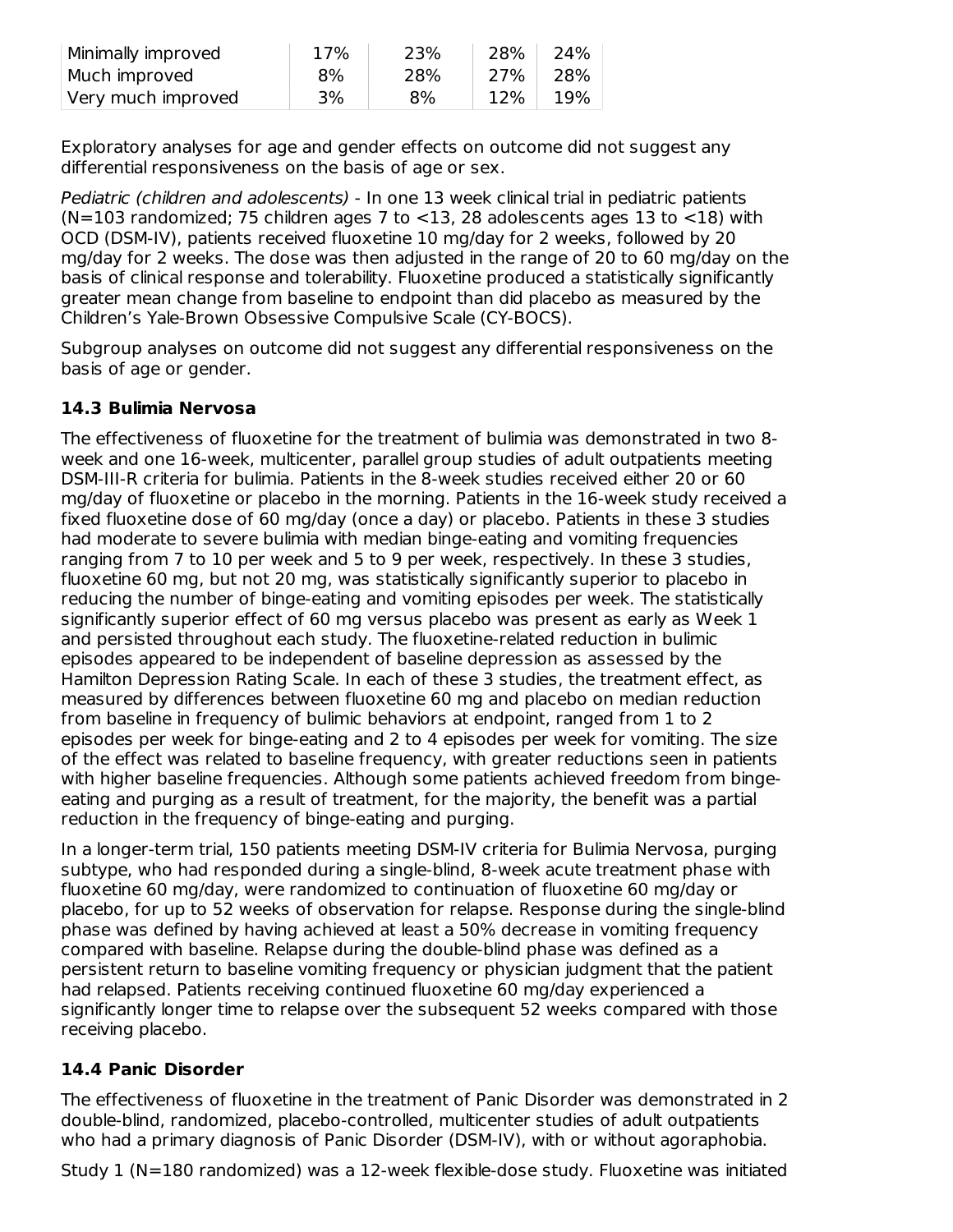| | | | | |
|---|---|---|---|---|
| Minimally improved | 17% | 23% | 28% | 24% |
| Much improved | 8% | 28% | 27% | 28% |
| Very much improved | 3% | 8% | 12% | 19% |

Exploratory analyses for age and gender effects on outcome did not suggest any differential responsiveness on the basis of age or sex.

*Pediatric (children and adolescents)* - In one 13 week clinical trial in pediatric patients (N=103 randomized; 75 children ages 7 to <13, 28 adolescents ages 13 to <18) with OCD (DSM-IV), patients received fluoxetine 10 mg/day for 2 weeks, followed by 20 mg/day for 2 weeks. The dose was then adjusted in the range of 20 to 60 mg/day on the basis of clinical response and tolerability. Fluoxetine produced a statistically significantly greater mean change from baseline to endpoint than did placebo as measured by the Children's Yale-Brown Obsessive Compulsive Scale (CY-BOCS).

Subgroup analyses on outcome did not suggest any differential responsiveness on the basis of age or gender.

### 14.3 Bulimia Nervosa

The effectiveness of fluoxetine for the treatment of bulimia was demonstrated in two 8-week and one 16-week, multicenter, parallel group studies of adult outpatients meeting DSM-III-R criteria for bulimia. Patients in the 8-week studies received either 20 or 60 mg/day of fluoxetine or placebo in the morning. Patients in the 16-week study received a fixed fluoxetine dose of 60 mg/day (once a day) or placebo. Patients in these 3 studies had moderate to severe bulimia with median binge-eating and vomiting frequencies ranging from 7 to 10 per week and 5 to 9 per week, respectively. In these 3 studies, fluoxetine 60 mg, but not 20 mg, was statistically significantly superior to placebo in reducing the number of binge-eating and vomiting episodes per week. The statistically significantly superior effect of 60 mg versus placebo was present as early as Week 1 and persisted throughout each study. The fluoxetine-related reduction in bulimic episodes appeared to be independent of baseline depression as assessed by the Hamilton Depression Rating Scale. In each of these 3 studies, the treatment effect, as measured by differences between fluoxetine 60 mg and placebo on median reduction from baseline in frequency of bulimic behaviors at endpoint, ranged from 1 to 2 episodes per week for binge-eating and 2 to 4 episodes per week for vomiting. The size of the effect was related to baseline frequency, with greater reductions seen in patients with higher baseline frequencies. Although some patients achieved freedom from binge-eating and purging as a result of treatment, for the majority, the benefit was a partial reduction in the frequency of binge-eating and purging.

In a longer-term trial, 150 patients meeting DSM-IV criteria for Bulimia Nervosa, purging subtype, who had responded during a single-blind, 8-week acute treatment phase with fluoxetine 60 mg/day, were randomized to continuation of fluoxetine 60 mg/day or placebo, for up to 52 weeks of observation for relapse. Response during the single-blind phase was defined by having achieved at least a 50% decrease in vomiting frequency compared with baseline. Relapse during the double-blind phase was defined as a persistent return to baseline vomiting frequency or physician judgment that the patient had relapsed. Patients receiving continued fluoxetine 60 mg/day experienced a significantly longer time to relapse over the subsequent 52 weeks compared with those receiving placebo.

### 14.4 Panic Disorder

The effectiveness of fluoxetine in the treatment of Panic Disorder was demonstrated in 2 double-blind, randomized, placebo-controlled, multicenter studies of adult outpatients who had a primary diagnosis of Panic Disorder (DSM-IV), with or without agoraphobia.

Study 1 (N=180 randomized) was a 12-week flexible-dose study. Fluoxetine was initiated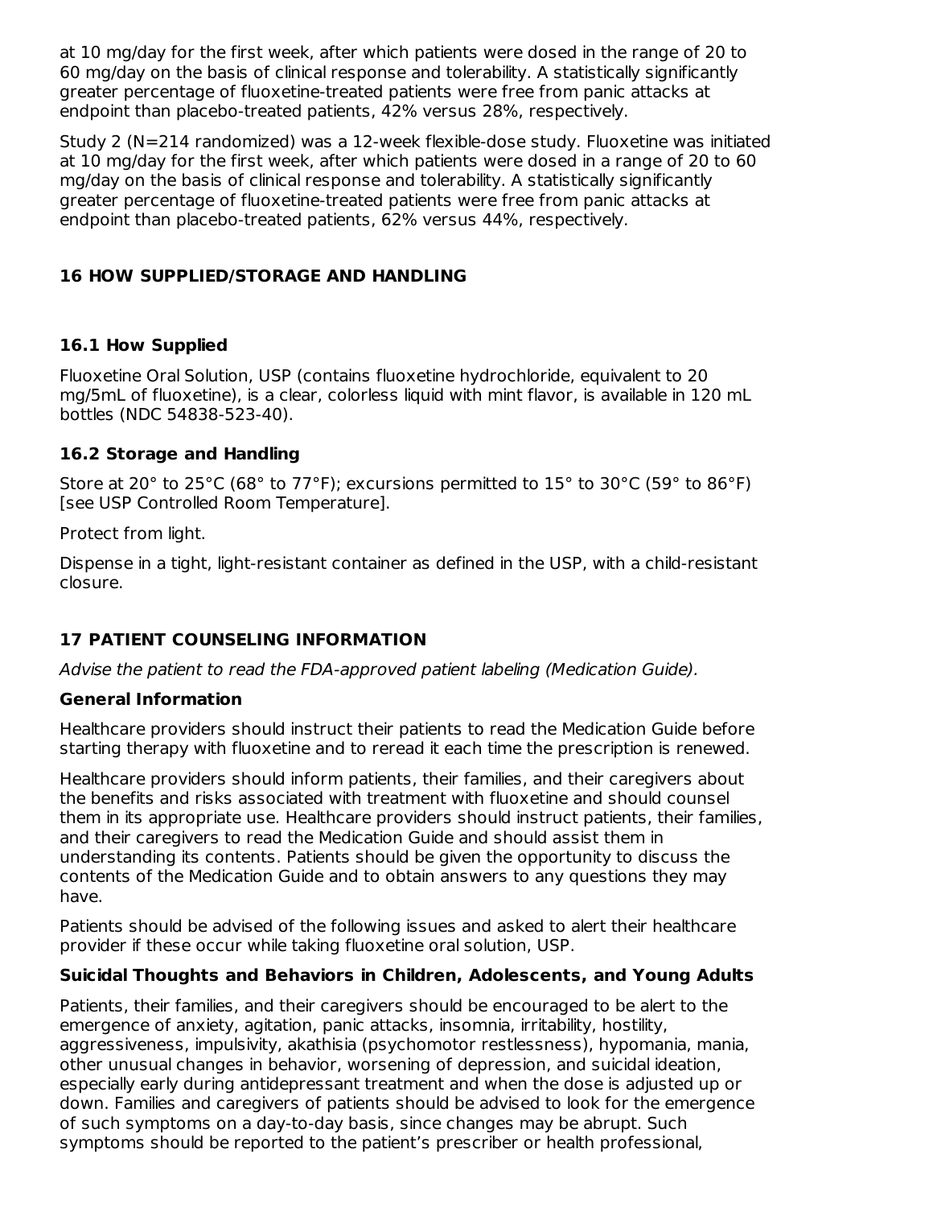at 10 mg/day for the first week, after which patients were dosed in the range of 20 to 60 mg/day on the basis of clinical response and tolerability. A statistically significantly greater percentage of fluoxetine-treated patients were free from panic attacks at endpoint than placebo-treated patients, 42% versus 28%, respectively.

Study 2 (N=214 randomized) was a 12-week flexible-dose study. Fluoxetine was initiated at 10 mg/day for the first week, after which patients were dosed in a range of 20 to 60 mg/day on the basis of clinical response and tolerability. A statistically significantly greater percentage of fluoxetine-treated patients were free from panic attacks at endpoint than placebo-treated patients, 62% versus 44%, respectively.

## 16 HOW SUPPLIED/STORAGE AND HANDLING

### 16.1 How Supplied

Fluoxetine Oral Solution, USP (contains fluoxetine hydrochloride, equivalent to 20 mg/5mL of fluoxetine), is a clear, colorless liquid with mint flavor, is available in 120 mL bottles (NDC 54838-523-40).

### 16.2 Storage and Handling

Store at 20° to 25°C (68° to 77°F); excursions permitted to 15° to 30°C (59° to 86°F) [see USP Controlled Room Temperature].

Protect from light.

Dispense in a tight, light-resistant container as defined in the USP, with a child-resistant closure.

## 17 PATIENT COUNSELING INFORMATION

*Advise the patient to read the FDA-approved patient labeling (Medication Guide).*

**General Information**

Healthcare providers should instruct their patients to read the Medication Guide before starting therapy with fluoxetine and to reread it each time the prescription is renewed.

Healthcare providers should inform patients, their families, and their caregivers about the benefits and risks associated with treatment with fluoxetine and should counsel them in its appropriate use. Healthcare providers should instruct patients, their families, and their caregivers to read the Medication Guide and should assist them in understanding its contents. Patients should be given the opportunity to discuss the contents of the Medication Guide and to obtain answers to any questions they may have.

Patients should be advised of the following issues and asked to alert their healthcare provider if these occur while taking fluoxetine oral solution, USP.

**Suicidal Thoughts and Behaviors in Children, Adolescents, and Young Adults**

Patients, their families, and their caregivers should be encouraged to be alert to the emergence of anxiety, agitation, panic attacks, insomnia, irritability, hostility, aggressiveness, impulsivity, akathisia (psychomotor restlessness), hypomania, mania, other unusual changes in behavior, worsening of depression, and suicidal ideation, especially early during antidepressant treatment and when the dose is adjusted up or down. Families and caregivers of patients should be advised to look for the emergence of such symptoms on a day-to-day basis, since changes may be abrupt. Such symptoms should be reported to the patient's prescriber or health professional,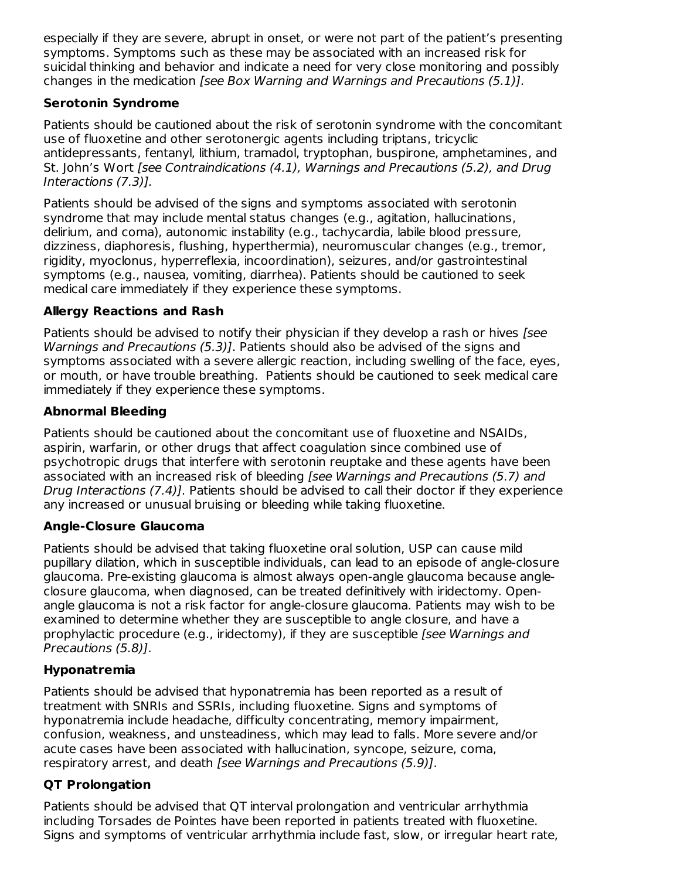especially if they are severe, abrupt in onset, or were not part of the patient's presenting symptoms. Symptoms such as these may be associated with an increased risk for suicidal thinking and behavior and indicate a need for very close monitoring and possibly changes in the medication *[see Box Warning and Warnings and Precautions (5.1)]*.

**Serotonin Syndrome**

Patients should be cautioned about the risk of serotonin syndrome with the concomitant use of fluoxetine and other serotonergic agents including triptans, tricyclic antidepressants, fentanyl, lithium, tramadol, tryptophan, buspirone, amphetamines, and St. John's Wort *[see Contraindications (4.1), Warnings and Precautions (5.2), and Drug Interactions (7.3)].*

Patients should be advised of the signs and symptoms associated with serotonin syndrome that may include mental status changes (e.g., agitation, hallucinations, delirium, and coma), autonomic instability (e.g., tachycardia, labile blood pressure, dizziness, diaphoresis, flushing, hyperthermia), neuromuscular changes (e.g., tremor, rigidity, myoclonus, hyperreflexia, incoordination), seizures, and/or gastrointestinal symptoms (e.g., nausea, vomiting, diarrhea). Patients should be cautioned to seek medical care immediately if they experience these symptoms.

**Allergy Reactions and Rash**

Patients should be advised to notify their physician if they develop a rash or hives *[see Warnings and Precautions (5.3)]*. Patients should also be advised of the signs and symptoms associated with a severe allergic reaction, including swelling of the face, eyes, or mouth, or have trouble breathing. Patients should be cautioned to seek medical care immediately if they experience these symptoms.

**Abnormal Bleeding**

Patients should be cautioned about the concomitant use of fluoxetine and NSAIDs, aspirin, warfarin, or other drugs that affect coagulation since combined use of psychotropic drugs that interfere with serotonin reuptake and these agents have been associated with an increased risk of bleeding *[see Warnings and Precautions (5.7) and Drug Interactions (7.4)]*. Patients should be advised to call their doctor if they experience any increased or unusual bruising or bleeding while taking fluoxetine.

**Angle-Closure Glaucoma**

Patients should be advised that taking fluoxetine oral solution, USP can cause mild pupillary dilation, which in susceptible individuals, can lead to an episode of angle-closure glaucoma. Pre-existing glaucoma is almost always open-angle glaucoma because angle-closure glaucoma, when diagnosed, can be treated definitively with iridectomy. Open-angle glaucoma is not a risk factor for angle-closure glaucoma. Patients may wish to be examined to determine whether they are susceptible to angle closure, and have a prophylactic procedure (e.g., iridectomy), if they are susceptible *[see Warnings and Precautions (5.8)]*.

**Hyponatremia**

Patients should be advised that hyponatremia has been reported as a result of treatment with SNRIs and SSRIs, including fluoxetine. Signs and symptoms of hyponatremia include headache, difficulty concentrating, memory impairment, confusion, weakness, and unsteadiness, which may lead to falls. More severe and/or acute cases have been associated with hallucination, syncope, seizure, coma, respiratory arrest, and death *[see Warnings and Precautions (5.9)]*.

**QT Prolongation**

Patients should be advised that QT interval prolongation and ventricular arrhythmia including Torsades de Pointes have been reported in patients treated with fluoxetine. Signs and symptoms of ventricular arrhythmia include fast, slow, or irregular heart rate,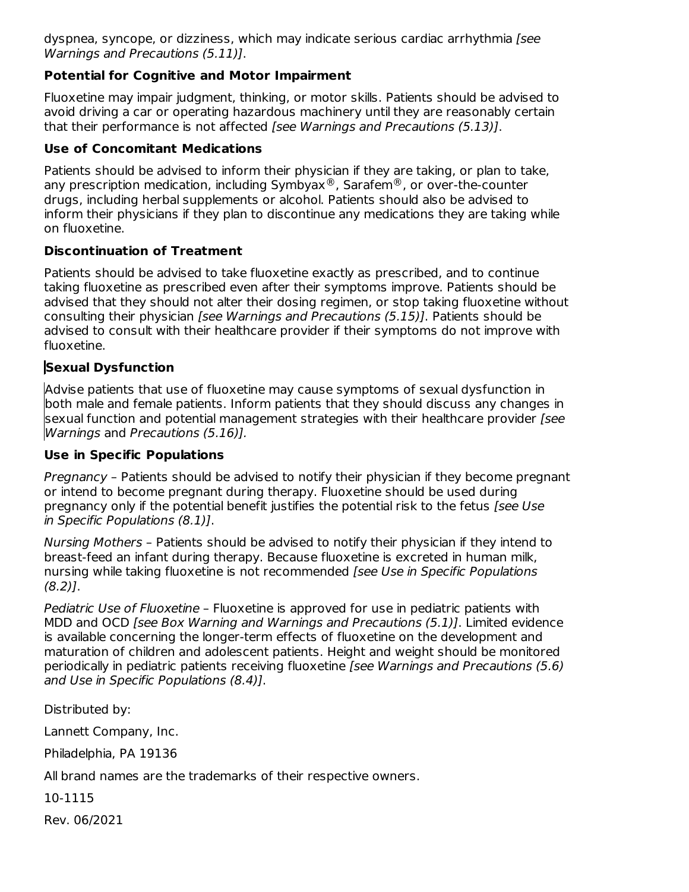dyspnea, syncope, or dizziness, which may indicate serious cardiac arrhythmia *[see Warnings and Precautions (5.11)]*.

**Potential for Cognitive and Motor Impairment**

Fluoxetine may impair judgment, thinking, or motor skills. Patients should be advised to avoid driving a car or operating hazardous machinery until they are reasonably certain that their performance is not affected *[see Warnings and Precautions (5.13)]*.

**Use of Concomitant Medications**

Patients should be advised to inform their physician if they are taking, or plan to take, any prescription medication, including Symbyax®, Sarafem®, or over-the-counter drugs, including herbal supplements or alcohol. Patients should also be advised to inform their physicians if they plan to discontinue any medications they are taking while on fluoxetine.

**Discontinuation of Treatment**

Patients should be advised to take fluoxetine exactly as prescribed, and to continue taking fluoxetine as prescribed even after their symptoms improve. Patients should be advised that they should not alter their dosing regimen, or stop taking fluoxetine without consulting their physician *[see Warnings and Precautions (5.15)]*. Patients should be advised to consult with their healthcare provider if their symptoms do not improve with fluoxetine.

**Sexual Dysfunction**

Advise patients that use of fluoxetine may cause symptoms of sexual dysfunction in both male and female patients. Inform patients that they should discuss any changes in sexual function and potential management strategies with their healthcare provider *[see Warnings* and *Precautions (5.16)].*

**Use in Specific Populations**

*Pregnancy* – Patients should be advised to notify their physician if they become pregnant or intend to become pregnant during therapy. Fluoxetine should be used during pregnancy only if the potential benefit justifies the potential risk to the fetus *[see Use in Specific Populations (8.1)]*.

*Nursing Mothers* – Patients should be advised to notify their physician if they intend to breast-feed an infant during therapy. Because fluoxetine is excreted in human milk, nursing while taking fluoxetine is not recommended *[see Use in Specific Populations (8.2)]*.

*Pediatric Use of Fluoxetine* – Fluoxetine is approved for use in pediatric patients with MDD and OCD *[see Box Warning and Warnings and Precautions (5.1)]*. Limited evidence is available concerning the longer-term effects of fluoxetine on the development and maturation of children and adolescent patients. Height and weight should be monitored periodically in pediatric patients receiving fluoxetine *[see Warnings and Precautions (5.6) and Use in Specific Populations (8.4)]*.

Distributed by:

Lannett Company, Inc.

Philadelphia, PA 19136

All brand names are the trademarks of their respective owners.

10-1115

Rev. 06/2021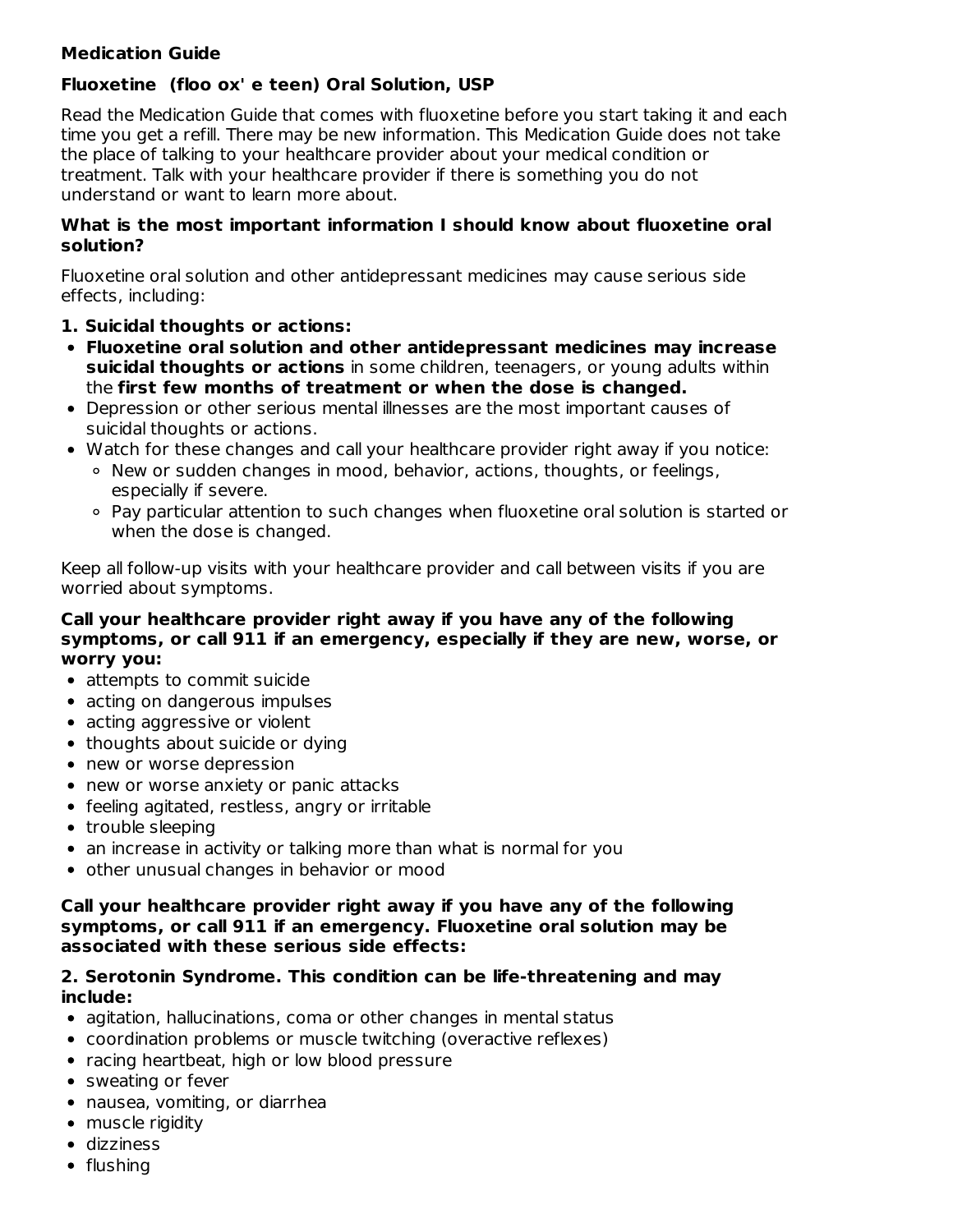**Medication Guide**

**Fluoxetine (floo ox' e teen) Oral Solution, USP**

Read the Medication Guide that comes with fluoxetine before you start taking it and each time you get a refill. There may be new information. This Medication Guide does not take the place of talking to your healthcare provider about your medical condition or treatment. Talk with your healthcare provider if there is something you do not understand or want to learn more about.

**What is the most important information I should know about fluoxetine oral solution?**

Fluoxetine oral solution and other antidepressant medicines may cause serious side effects, including:

**1. Suicidal thoughts or actions:**

- **Fluoxetine oral solution and other antidepressant medicines may increase suicidal thoughts or actions** in some children, teenagers, or young adults within the **first few months of treatment or when the dose is changed.**
- Depression or other serious mental illnesses are the most important causes of suicidal thoughts or actions.
- Watch for these changes and call your healthcare provider right away if you notice:
  - New or sudden changes in mood, behavior, actions, thoughts, or feelings, especially if severe.
  - Pay particular attention to such changes when fluoxetine oral solution is started or when the dose is changed.

Keep all follow-up visits with your healthcare provider and call between visits if you are worried about symptoms.

**Call your healthcare provider right away if you have any of the following symptoms, or call 911 if an emergency, especially if they are new, worse, or worry you:**

- attempts to commit suicide
- acting on dangerous impulses
- acting aggressive or violent
- thoughts about suicide or dying
- new or worse depression
- new or worse anxiety or panic attacks
- feeling agitated, restless, angry or irritable
- trouble sleeping
- an increase in activity or talking more than what is normal for you
- other unusual changes in behavior or mood

**Call your healthcare provider right away if you have any of the following symptoms, or call 911 if an emergency. Fluoxetine oral solution may be associated with these serious side effects:**

**2. Serotonin Syndrome. This condition can be life-threatening and may include:**

- agitation, hallucinations, coma or other changes in mental status
- coordination problems or muscle twitching (overactive reflexes)
- racing heartbeat, high or low blood pressure
- sweating or fever
- nausea, vomiting, or diarrhea
- muscle rigidity
- dizziness
- flushing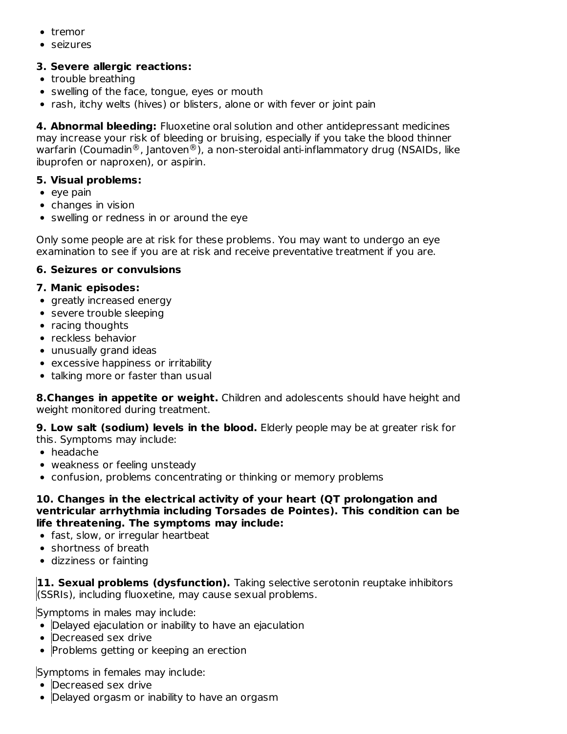- tremor
- seizures

**3. Severe allergic reactions:**

- trouble breathing
- swelling of the face, tongue, eyes or mouth
- rash, itchy welts (hives) or blisters, alone or with fever or joint pain

**4. Abnormal bleeding:** Fluoxetine oral solution and other antidepressant medicines may increase your risk of bleeding or bruising, especially if you take the blood thinner warfarin (Coumadin®, Jantoven®), a non-steroidal anti-inflammatory drug (NSAIDs, like ibuprofen or naproxen), or aspirin.

**5. Visual problems:**

- eye pain
- changes in vision
- swelling or redness in or around the eye

Only some people are at risk for these problems. You may want to undergo an eye examination to see if you are at risk and receive preventative treatment if you are.

**6. Seizures or convulsions**

**7. Manic episodes:**

- greatly increased energy
- severe trouble sleeping
- racing thoughts
- reckless behavior
- unusually grand ideas
- excessive happiness or irritability
- talking more or faster than usual

**8.Changes in appetite or weight.** Children and adolescents should have height and weight monitored during treatment.

**9. Low salt (sodium) levels in the blood.** Elderly people may be at greater risk for this. Symptoms may include:

- headache
- weakness or feeling unsteady
- confusion, problems concentrating or thinking or memory problems

**10. Changes in the electrical activity of your heart (QT prolongation and ventricular arrhythmia including Torsades de Pointes). This condition can be life threatening. The symptoms may include:**

- fast, slow, or irregular heartbeat
- shortness of breath
- dizziness or fainting

**11. Sexual problems (dysfunction).** Taking selective serotonin reuptake inhibitors (SSRIs), including fluoxetine, may cause sexual problems.

Symptoms in males may include:

- Delayed ejaculation or inability to have an ejaculation
- Decreased sex drive
- Problems getting or keeping an erection

Symptoms in females may include:

- Decreased sex drive
- Delayed orgasm or inability to have an orgasm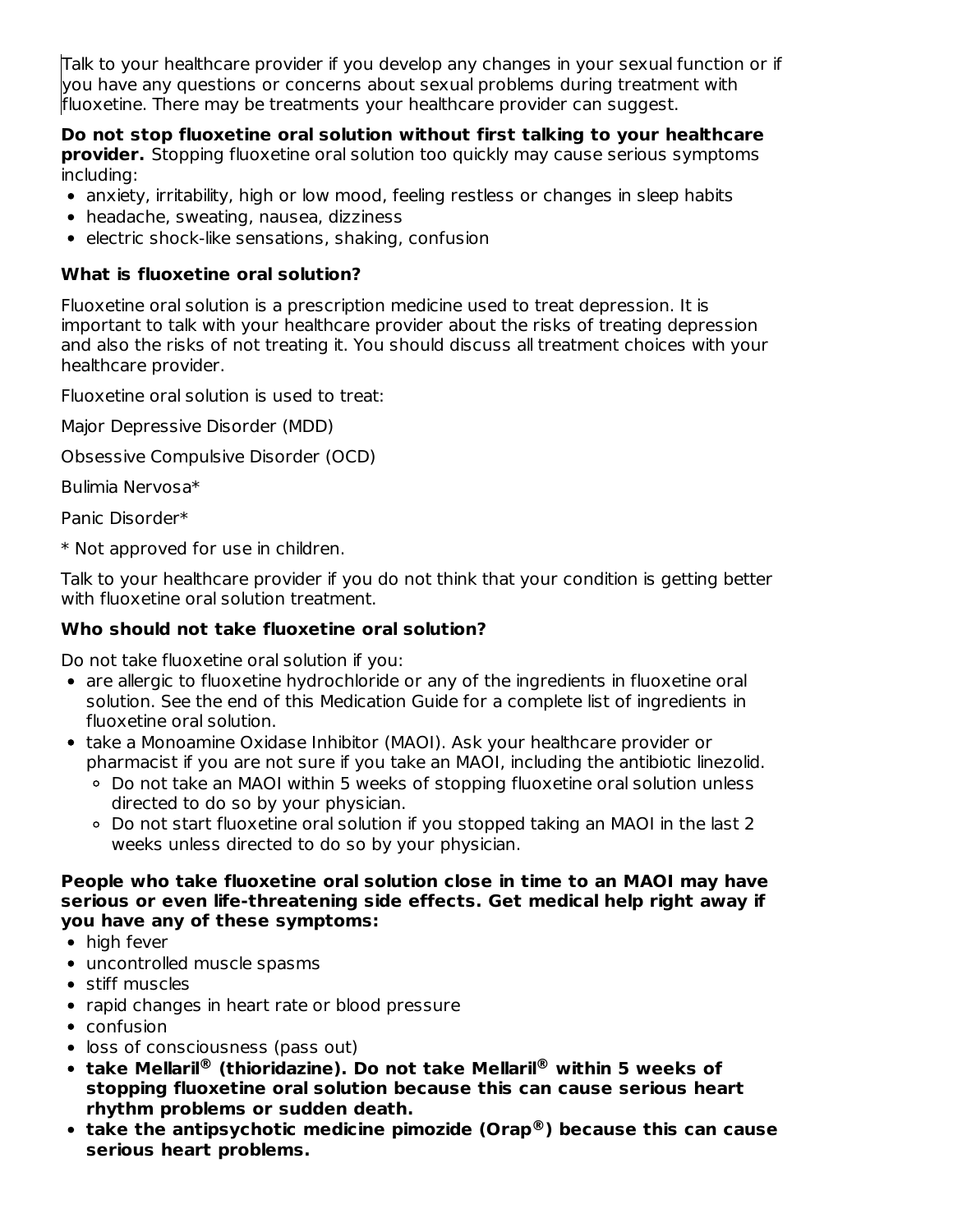Talk to your healthcare provider if you develop any changes in your sexual function or if you have any questions or concerns about sexual problems during treatment with fluoxetine. There may be treatments your healthcare provider can suggest.

**Do not stop fluoxetine oral solution without first talking to your healthcare provider.** Stopping fluoxetine oral solution too quickly may cause serious symptoms including:

- anxiety, irritability, high or low mood, feeling restless or changes in sleep habits
- headache, sweating, nausea, dizziness
- electric shock-like sensations, shaking, confusion

### What is fluoxetine oral solution?

Fluoxetine oral solution is a prescription medicine used to treat depression. It is important to talk with your healthcare provider about the risks of treating depression and also the risks of not treating it. You should discuss all treatment choices with your healthcare provider.

Fluoxetine oral solution is used to treat:

Major Depressive Disorder (MDD)

Obsessive Compulsive Disorder (OCD)

Bulimia Nervosa*

Panic Disorder*

* Not approved for use in children.

Talk to your healthcare provider if you do not think that your condition is getting better with fluoxetine oral solution treatment.

### Who should not take fluoxetine oral solution?

Do not take fluoxetine oral solution if you:

- are allergic to fluoxetine hydrochloride or any of the ingredients in fluoxetine oral solution. See the end of this Medication Guide for a complete list of ingredients in fluoxetine oral solution.
- take a Monoamine Oxidase Inhibitor (MAOI). Ask your healthcare provider or pharmacist if you are not sure if you take an MAOI, including the antibiotic linezolid.
  - Do not take an MAOI within 5 weeks of stopping fluoxetine oral solution unless directed to do so by your physician.
  - Do not start fluoxetine oral solution if you stopped taking an MAOI in the last 2 weeks unless directed to do so by your physician.

**People who take fluoxetine oral solution close in time to an MAOI may have serious or even life-threatening side effects. Get medical help right away if you have any of these symptoms:**

- high fever
- uncontrolled muscle spasms
- stiff muscles
- rapid changes in heart rate or blood pressure
- confusion
- loss of consciousness (pass out)
- **take Mellaril® (thioridazine). Do not take Mellaril® within 5 weeks of stopping fluoxetine oral solution because this can cause serious heart rhythm problems or sudden death.**
- **take the antipsychotic medicine pimozide (Orap®) because this can cause serious heart problems.**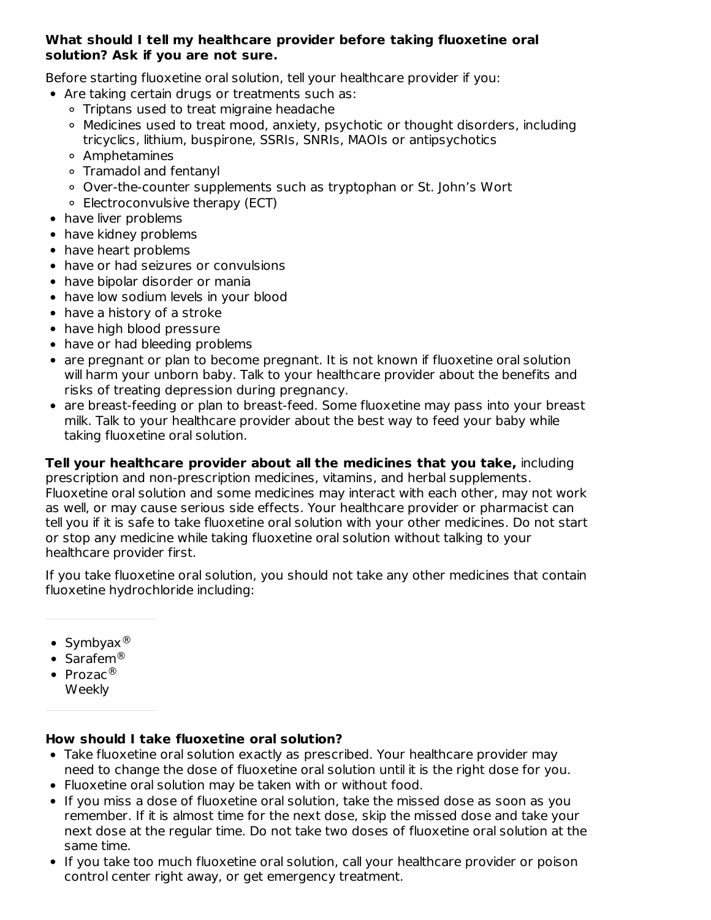**What should I tell my healthcare provider before taking fluoxetine oral solution? Ask if you are not sure.**

Before starting fluoxetine oral solution, tell your healthcare provider if you:

- Are taking certain drugs or treatments such as:
  - Triptans used to treat migraine headache
  - Medicines used to treat mood, anxiety, psychotic or thought disorders, including tricyclics, lithium, buspirone, SSRIs, SNRIs, MAOIs or antipsychotics
  - Amphetamines
  - Tramadol and fentanyl
  - Over-the-counter supplements such as tryptophan or St. John's Wort
  - Electroconvulsive therapy (ECT)
- have liver problems
- have kidney problems
- have heart problems
- have or had seizures or convulsions
- have bipolar disorder or mania
- have low sodium levels in your blood
- have a history of a stroke
- have high blood pressure
- have or had bleeding problems
- are pregnant or plan to become pregnant. It is not known if fluoxetine oral solution will harm your unborn baby. Talk to your healthcare provider about the benefits and risks of treating depression during pregnancy.
- are breast-feeding or plan to breast-feed. Some fluoxetine may pass into your breast milk. Talk to your healthcare provider about the best way to feed your baby while taking fluoxetine oral solution.

**Tell your healthcare provider about all the medicines that you take,** including prescription and non-prescription medicines, vitamins, and herbal supplements. Fluoxetine oral solution and some medicines may interact with each other, may not work as well, or may cause serious side effects. Your healthcare provider or pharmacist can tell you if it is safe to take fluoxetine oral solution with your other medicines. Do not start or stop any medicine while taking fluoxetine oral solution without talking to your healthcare provider first.

If you take fluoxetine oral solution, you should not take any other medicines that contain fluoxetine hydrochloride including:

- Symbyax®
- Sarafem®
- Prozac® Weekly

**How should I take fluoxetine oral solution?**

- Take fluoxetine oral solution exactly as prescribed. Your healthcare provider may need to change the dose of fluoxetine oral solution until it is the right dose for you.
- Fluoxetine oral solution may be taken with or without food.
- If you miss a dose of fluoxetine oral solution, take the missed dose as soon as you remember. If it is almost time for the next dose, skip the missed dose and take your next dose at the regular time. Do not take two doses of fluoxetine oral solution at the same time.
- If you take too much fluoxetine oral solution, call your healthcare provider or poison control center right away, or get emergency treatment.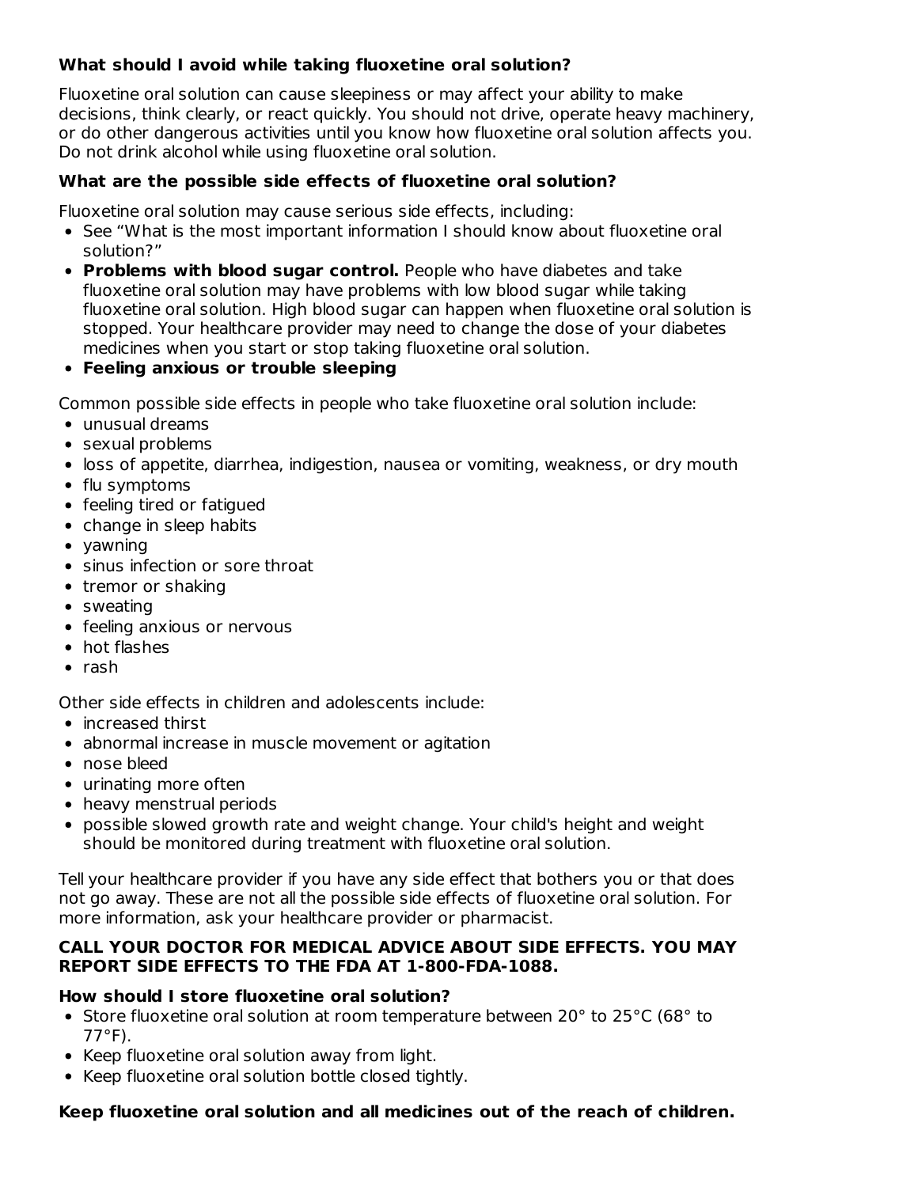### What should I avoid while taking fluoxetine oral solution?

Fluoxetine oral solution can cause sleepiness or may affect your ability to make decisions, think clearly, or react quickly. You should not drive, operate heavy machinery, or do other dangerous activities until you know how fluoxetine oral solution affects you. Do not drink alcohol while using fluoxetine oral solution.

### What are the possible side effects of fluoxetine oral solution?

Fluoxetine oral solution may cause serious side effects, including:

- See "What is the most important information I should know about fluoxetine oral solution?"
- **Problems with blood sugar control.** People who have diabetes and take fluoxetine oral solution may have problems with low blood sugar while taking fluoxetine oral solution. High blood sugar can happen when fluoxetine oral solution is stopped. Your healthcare provider may need to change the dose of your diabetes medicines when you start or stop taking fluoxetine oral solution.
- **Feeling anxious or trouble sleeping**

Common possible side effects in people who take fluoxetine oral solution include:

- unusual dreams
- sexual problems
- loss of appetite, diarrhea, indigestion, nausea or vomiting, weakness, or dry mouth
- flu symptoms
- feeling tired or fatigued
- change in sleep habits
- yawning
- sinus infection or sore throat
- tremor or shaking
- sweating
- feeling anxious or nervous
- hot flashes
- rash

Other side effects in children and adolescents include:

- increased thirst
- abnormal increase in muscle movement or agitation
- nose bleed
- urinating more often
- heavy menstrual periods
- possible slowed growth rate and weight change. Your child's height and weight should be monitored during treatment with fluoxetine oral solution.

Tell your healthcare provider if you have any side effect that bothers you or that does not go away. These are not all the possible side effects of fluoxetine oral solution. For more information, ask your healthcare provider or pharmacist.

**CALL YOUR DOCTOR FOR MEDICAL ADVICE ABOUT SIDE EFFECTS. YOU MAY REPORT SIDE EFFECTS TO THE FDA AT 1-800-FDA-1088.**

### How should I store fluoxetine oral solution?

- Store fluoxetine oral solution at room temperature between 20° to 25°C (68° to 77°F).
- Keep fluoxetine oral solution away from light.
- Keep fluoxetine oral solution bottle closed tightly.

**Keep fluoxetine oral solution and all medicines out of the reach of children.**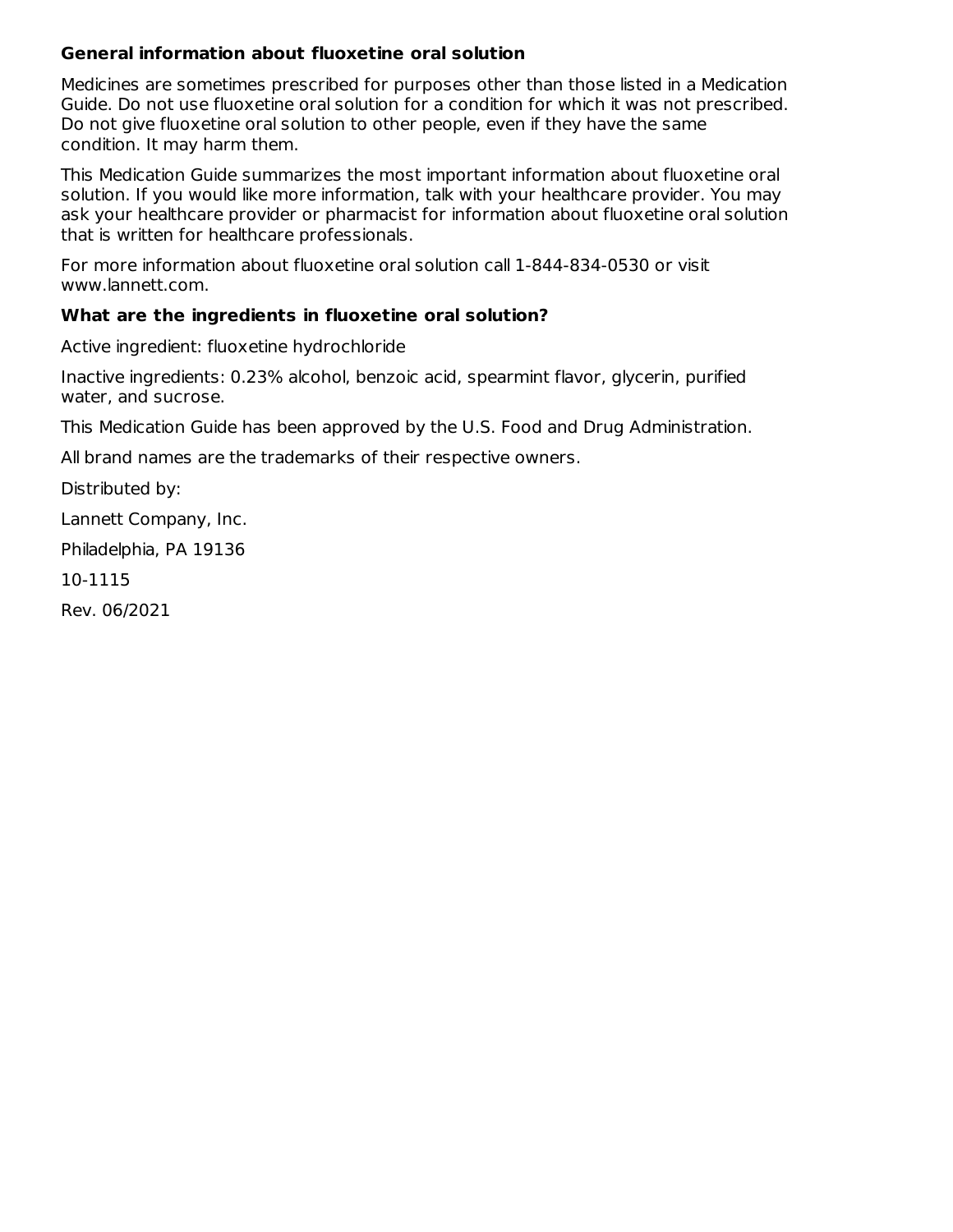### General information about fluoxetine oral solution

Medicines are sometimes prescribed for purposes other than those listed in a Medication Guide. Do not use fluoxetine oral solution for a condition for which it was not prescribed. Do not give fluoxetine oral solution to other people, even if they have the same condition. It may harm them.

This Medication Guide summarizes the most important information about fluoxetine oral solution. If you would like more information, talk with your healthcare provider. You may ask your healthcare provider or pharmacist for information about fluoxetine oral solution that is written for healthcare professionals.

For more information about fluoxetine oral solution call 1-844-834-0530 or visit www.lannett.com.

### What are the ingredients in fluoxetine oral solution?

Active ingredient: fluoxetine hydrochloride

Inactive ingredients: 0.23% alcohol, benzoic acid, spearmint flavor, glycerin, purified water, and sucrose.

This Medication Guide has been approved by the U.S. Food and Drug Administration.

All brand names are the trademarks of their respective owners.

Distributed by:

Lannett Company, Inc.

Philadelphia, PA 19136

10-1115

Rev. 06/2021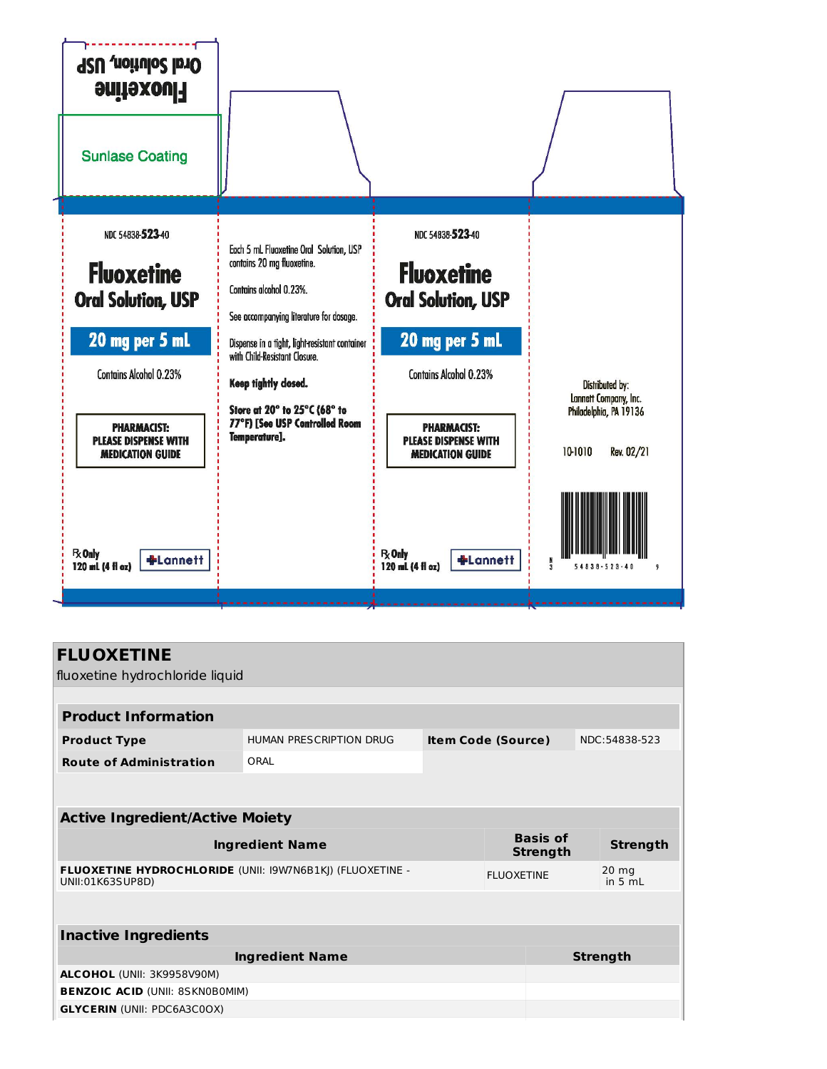Oral Solution, USP

Fluoxetine

Sunlase Coating

NDC 54838-523-40

**Fluoxetine**

**Oral Solution, USP**

**20 mg per 5 mL**

Contains Alcohol 0.23%

**PHARMACIST: PLEASE DISPENSE WITH MEDICATION GUIDE**

℞ Only

120 mL (4 fl oz)

Lannett

Each 5 mL Fluoxetine Oral Solution, USP contains 20 mg fluoxetine.

Contains alcohol 0.23%.

See accompanying literature for dosage.

Dispense in a tight, light-resistant container with Child-Resistant Closure.

**Keep tightly closed.**

**Store at 20° to 25°C (68° to 77°F) [See USP Controlled Room Temperature].**

NDC 54838-523-40

**Fluoxetine**

**Oral Solution, USP**

**20 mg per 5 mL**

Contains Alcohol 0.23%

**PHARMACIST: PLEASE DISPENSE WITH MEDICATION GUIDE**

℞ Only

120 mL (4 fl oz)

Lannett

Distributed by:
Lannett Company, Inc.
Philadelphia, PA 19136

10-1010 Rev. 02/21

N 3 54838-523-40 9

# FLUOXETINE

fluoxetine hydrochloride liquid

| Product Information | | | |
|---|---|---|---|
| **Product Type** | HUMAN PRESCRIPTION DRUG | **Item Code (Source)** | NDC:54838-523 |
| **Route of Administration** | ORAL | | |

| Active Ingredient/Active Moiety | | |
|---|---|---|
| **Ingredient Name** | **Basis of Strength** | **Strength** |
| **FLUOXETINE HYDROCHLORIDE** (UNII: I9W7N6B1KJ) (FLUOXETINE - UNII:01K63SUP8D) | FLUOXETINE | 20 mg in 5 mL |

| Inactive Ingredients | |
|---|---|
| **Ingredient Name** | **Strength** |
| **ALCOHOL** (UNII: 3K9958V90M) | |
| **BENZOIC ACID** (UNII: 8SKN0B0MIM) | |
| **GLYCERIN** (UNII: PDC6A3C0OX) | |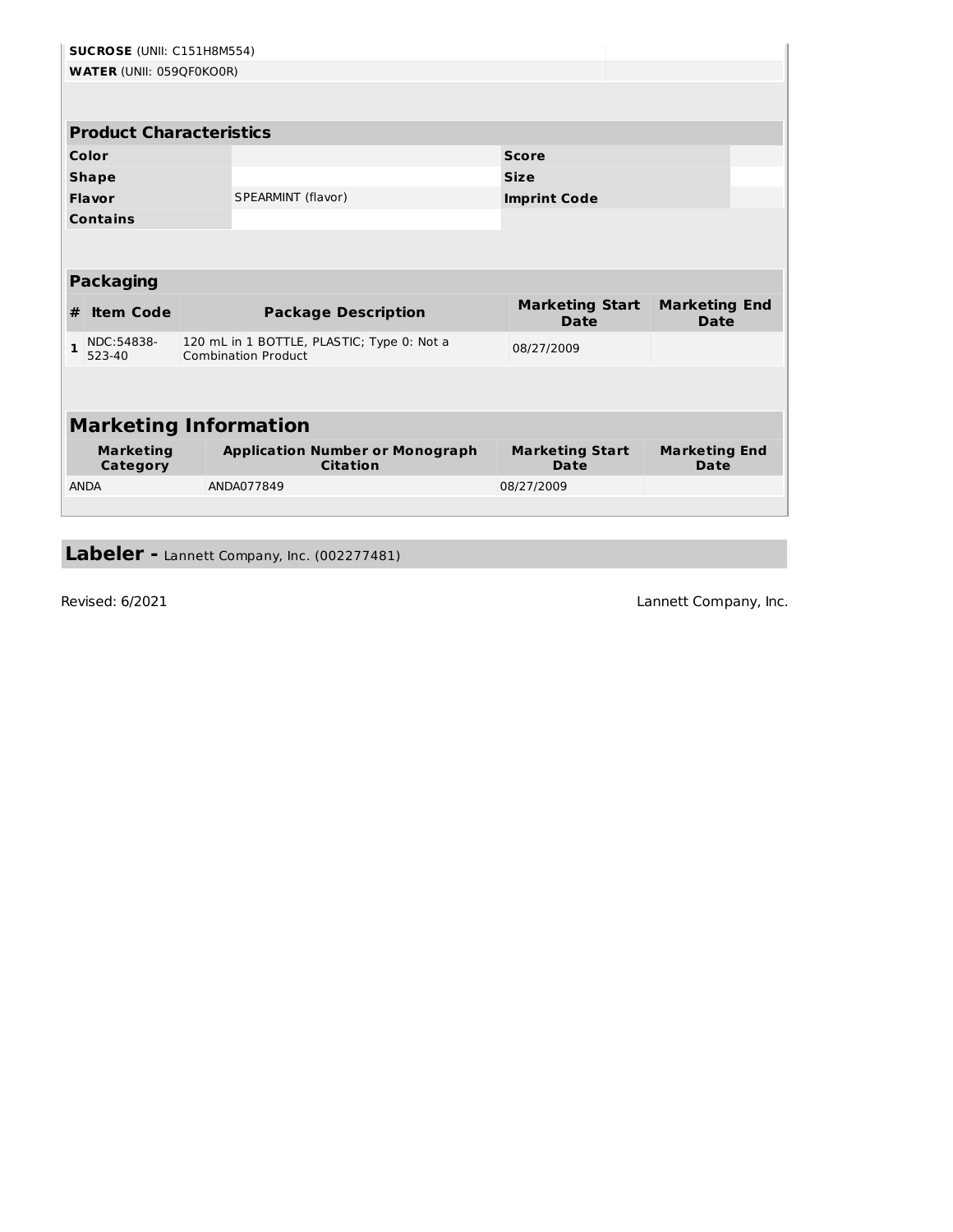| | |
|---|---|
| **SUCROSE** (UNII: C151H8M554) | |
| **WATER** (UNII: 059QF0KO0R) | |

| **Product Characteristics** | | | |
|---|---|---|---|
| **Color** | | **Score** | |
| **Shape** | | **Size** | |
| **Flavor** | SPEARMINT (flavor) | **Imprint Code** | |
| **Contains** | | | |

**Packaging**

| # | Item Code | Package Description | Marketing Start Date | Marketing End Date |
|---|---|---|---|---|
| 1 | NDC:54838-523-40 | 120 mL in 1 BOTTLE, PLASTIC; Type 0: Not a Combination Product | 08/27/2009 | |

## Marketing Information

| Marketing Category | Application Number or Monograph Citation | Marketing Start Date | Marketing End Date |
|---|---|---|---|
| ANDA | ANDA077849 | 08/27/2009 | |

**Labeler -** Lannett Company, Inc. (002277481)

Revised: 6/2021

Lannett Company, Inc.